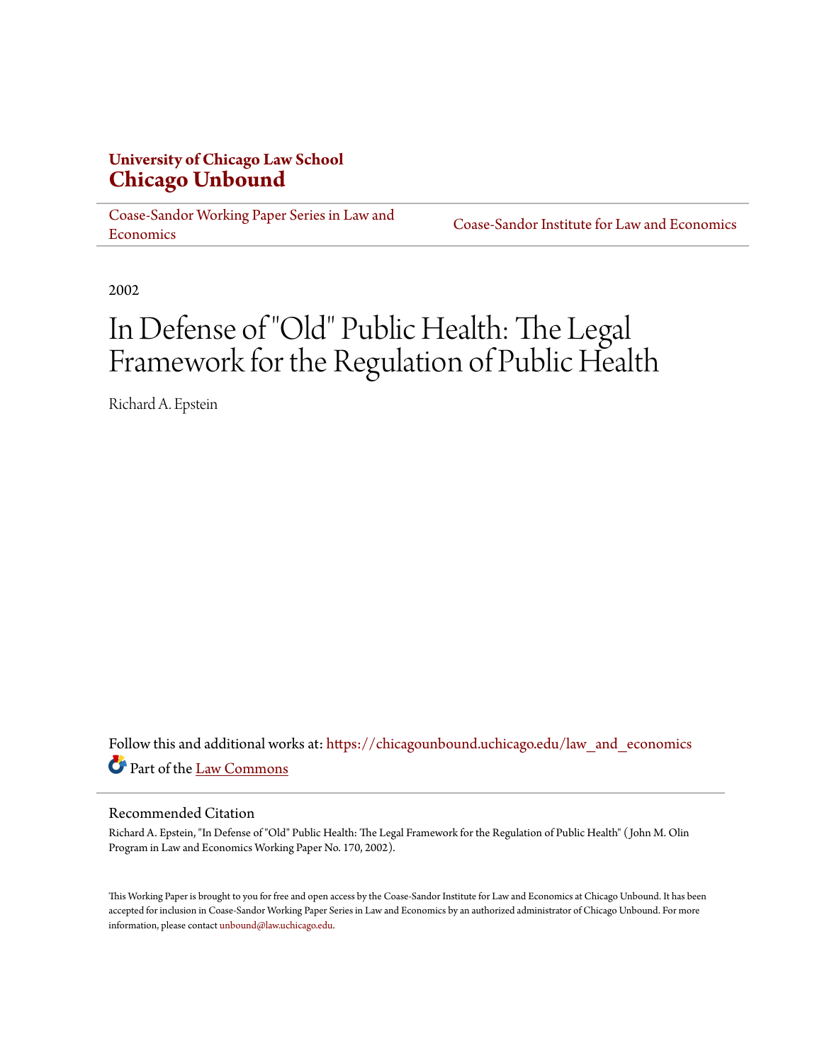**University of Chicago Law School**
**Chicago Unbound**

Coase-Sandor Working Paper Series in Law and Economics | Coase-Sandor Institute for Law and Economics

2002

# In Defense of "Old" Public Health: The Legal Framework for the Regulation of Public Health

Richard A. Epstein

Follow this and additional works at: https://chicagounbound.uchicago.edu/law_and_economics

Part of the Law Commons

## Recommended Citation

Richard A. Epstein, "In Defense of "Old" Public Health: The Legal Framework for the Regulation of Public Health" ( John M. Olin Program in Law and Economics Working Paper No. 170, 2002).

This Working Paper is brought to you for free and open access by the Coase-Sandor Institute for Law and Economics at Chicago Unbound. It has been accepted for inclusion in Coase-Sandor Working Paper Series in Law and Economics by an authorized administrator of Chicago Unbound. For more information, please contact unbound@law.uchicago.edu.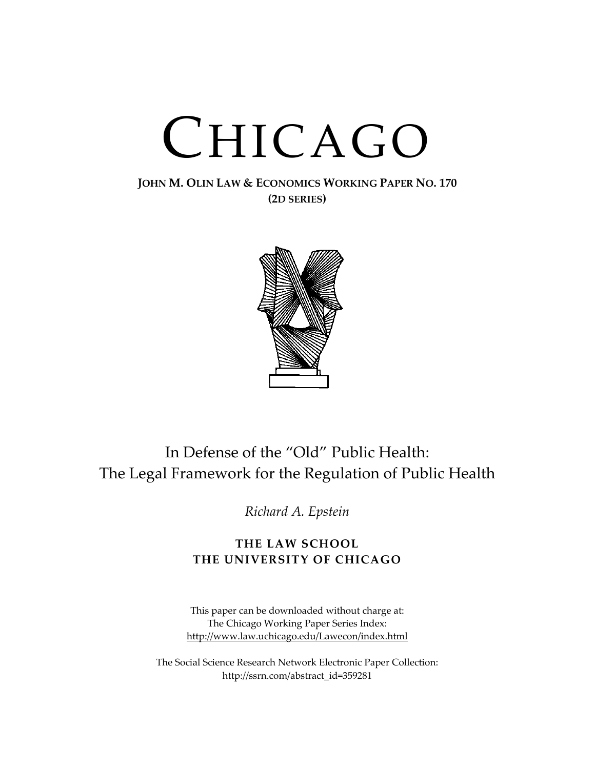# CHICAGO

**JOHN M. OLIN LAW & ECONOMICS WORKING PAPER NO. 170**
**(2D SERIES)**

In Defense of the "Old" Public Health:
The Legal Framework for the Regulation of Public Health

*Richard A. Epstein*

**THE LAW SCHOOL**
**THE UNIVERSITY OF CHICAGO**

This paper can be downloaded without charge at:
The Chicago Working Paper Series Index:
http://www.law.uchicago.edu/Lawecon/index.html

The Social Science Research Network Electronic Paper Collection:
http://ssrn.com/abstract_id=359281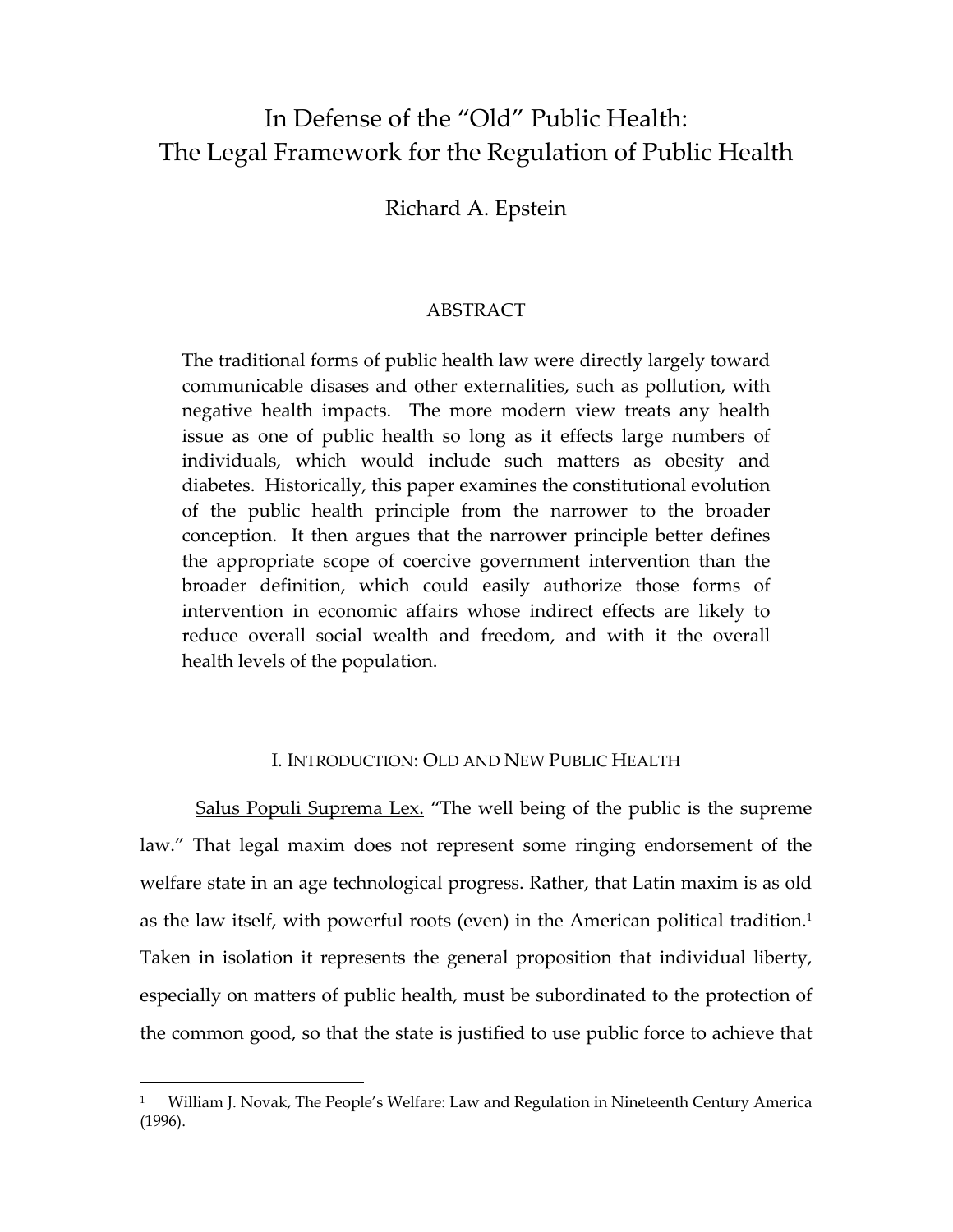# In Defense of the "Old" Public Health: The Legal Framework for the Regulation of Public Health

Richard A. Epstein

## ABSTRACT

The traditional forms of public health law were directly largely toward communicable disases and other externalities, such as pollution, with negative health impacts. The more modern view treats any health issue as one of public health so long as it effects large numbers of individuals, which would include such matters as obesity and diabetes. Historically, this paper examines the constitutional evolution of the public health principle from the narrower to the broader conception. It then argues that the narrower principle better defines the appropriate scope of coercive government intervention than the broader definition, which could easily authorize those forms of intervention in economic affairs whose indirect effects are likely to reduce overall social wealth and freedom, and with it the overall health levels of the population.

## I. INTRODUCTION: OLD AND NEW PUBLIC HEALTH

Salus Populi Suprema Lex. "The well being of the public is the supreme law." That legal maxim does not represent some ringing endorsement of the welfare state in an age technological progress. Rather, that Latin maxim is as old as the law itself, with powerful roots (even) in the American political tradition.[1] Taken in isolation it represents the general proposition that individual liberty, especially on matters of public health, must be subordinated to the protection of the common good, so that the state is justified to use public force to achieve that

---

[1] William J. Novak, The People's Welfare: Law and Regulation in Nineteenth Century America (1996).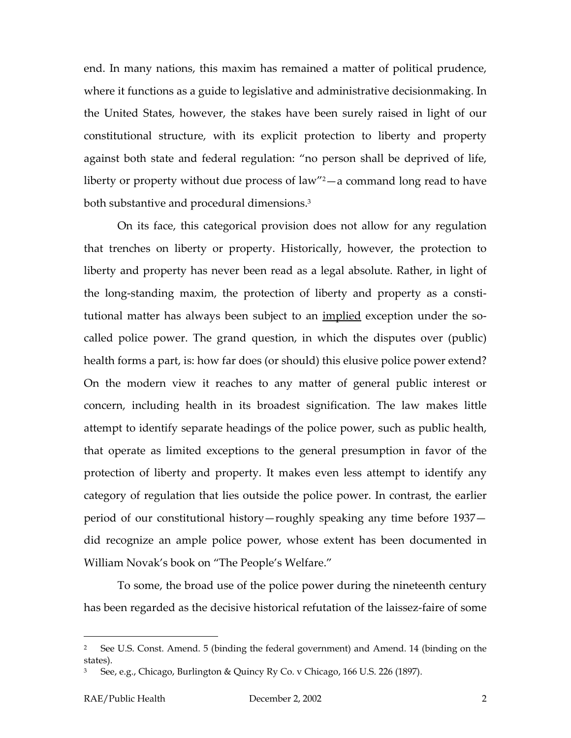end. In many nations, this maxim has remained a matter of political prudence, where it functions as a guide to legislative and administrative decisionmaking. In the United States, however, the stakes have been surely raised in light of our constitutional structure, with its explicit protection to liberty and property against both state and federal regulation: "no person shall be deprived of life, liberty or property without due process of law"[2]—a command long read to have both substantive and procedural dimensions.[3]

On its face, this categorical provision does not allow for any regulation that trenches on liberty or property. Historically, however, the protection to liberty and property has never been read as a legal absolute. Rather, in light of the long-standing maxim, the protection of liberty and property as a constitutional matter has always been subject to an <u>implied</u> exception under the so-called police power. The grand question, in which the disputes over (public) health forms a part, is: how far does (or should) this elusive police power extend? On the modern view it reaches to any matter of general public interest or concern, including health in its broadest signification. The law makes little attempt to identify separate headings of the police power, such as public health, that operate as limited exceptions to the general presumption in favor of the protection of liberty and property. It makes even less attempt to identify any category of regulation that lies outside the police power. In contrast, the earlier period of our constitutional history—roughly speaking any time before 1937—did recognize an ample police power, whose extent has been documented in William Novak's book on "The People's Welfare."

To some, the broad use of the police power during the nineteenth century has been regarded as the decisive historical refutation of the laissez-faire of some

---

[2] See U.S. Const. Amend. 5 (binding the federal government) and Amend. 14 (binding on the states).

[3] See, e.g., Chicago, Burlington & Quincy Ry Co. v Chicago, 166 U.S. 226 (1897).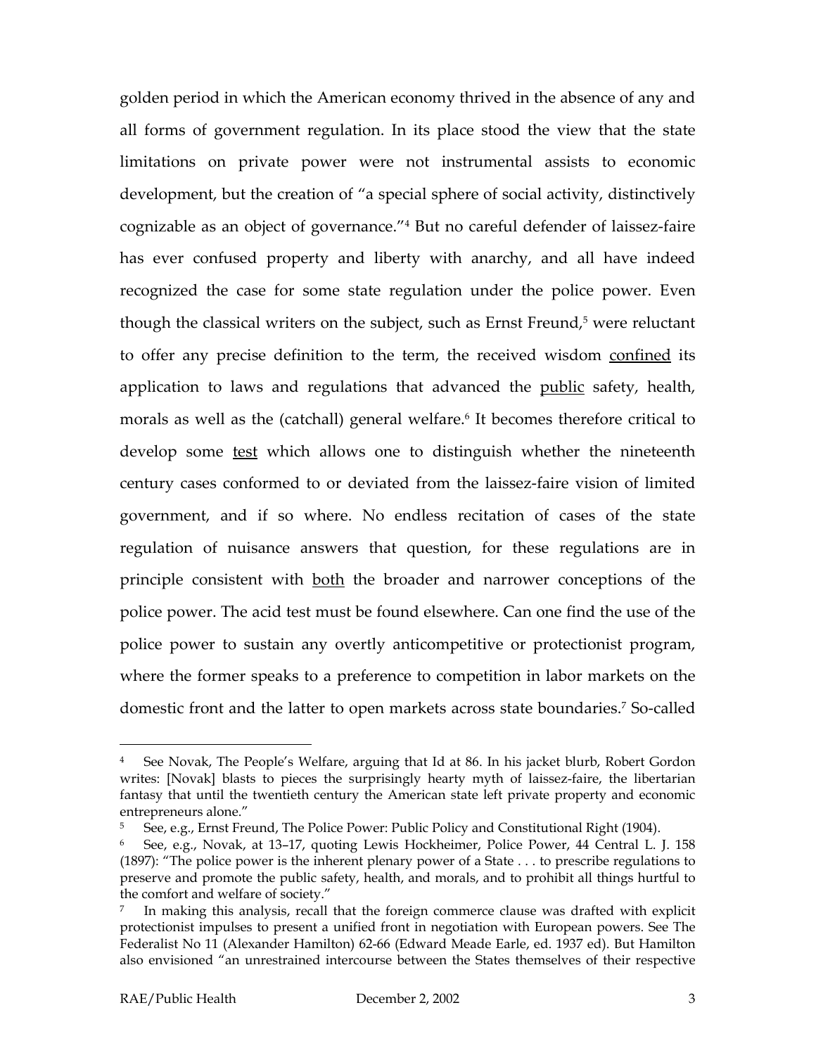golden period in which the American economy thrived in the absence of any and all forms of government regulation. In its place stood the view that the state limitations on private power were not instrumental assists to economic development, but the creation of "a special sphere of social activity, distinctively cognizable as an object of governance."[4] But no careful defender of laissez-faire has ever confused property and liberty with anarchy, and all have indeed recognized the case for some state regulation under the police power. Even though the classical writers on the subject, such as Ernst Freund,[5] were reluctant to offer any precise definition to the term, the received wisdom <u>confined</u> its application to laws and regulations that advanced the <u>public</u> safety, health, morals as well as the (catchall) general welfare.[6] It becomes therefore critical to develop some <u>test</u> which allows one to distinguish whether the nineteenth century cases conformed to or deviated from the laissez-faire vision of limited government, and if so where. No endless recitation of cases of the state regulation of nuisance answers that question, for these regulations are in principle consistent with <u>both</u> the broader and narrower conceptions of the police power. The acid test must be found elsewhere. Can one find the use of the police power to sustain any overtly anticompetitive or protectionist program, where the former speaks to a preference to competition in labor markets on the domestic front and the latter to open markets across state boundaries.[7] So-called

---

[4] See Novak, The People's Welfare, arguing that Id at 86. In his jacket blurb, Robert Gordon writes: [Novak] blasts to pieces the surprisingly hearty myth of laissez-faire, the libertarian fantasy that until the twentieth century the American state left private property and economic entrepreneurs alone."

[5] See, e.g., Ernst Freund, The Police Power: Public Policy and Constitutional Right (1904).

[6] See, e.g., Novak, at 13–17, quoting Lewis Hockheimer, Police Power, 44 Central L. J. 158 (1897): "The police power is the inherent plenary power of a State . . . to prescribe regulations to preserve and promote the public safety, health, and morals, and to prohibit all things hurtful to the comfort and welfare of society."

[7] In making this analysis, recall that the foreign commerce clause was drafted with explicit protectionist impulses to present a unified front in negotiation with European powers. See The Federalist No 11 (Alexander Hamilton) 62-66 (Edward Meade Earle, ed. 1937 ed). But Hamilton also envisioned "an unrestrained intercourse between the States themselves of their respective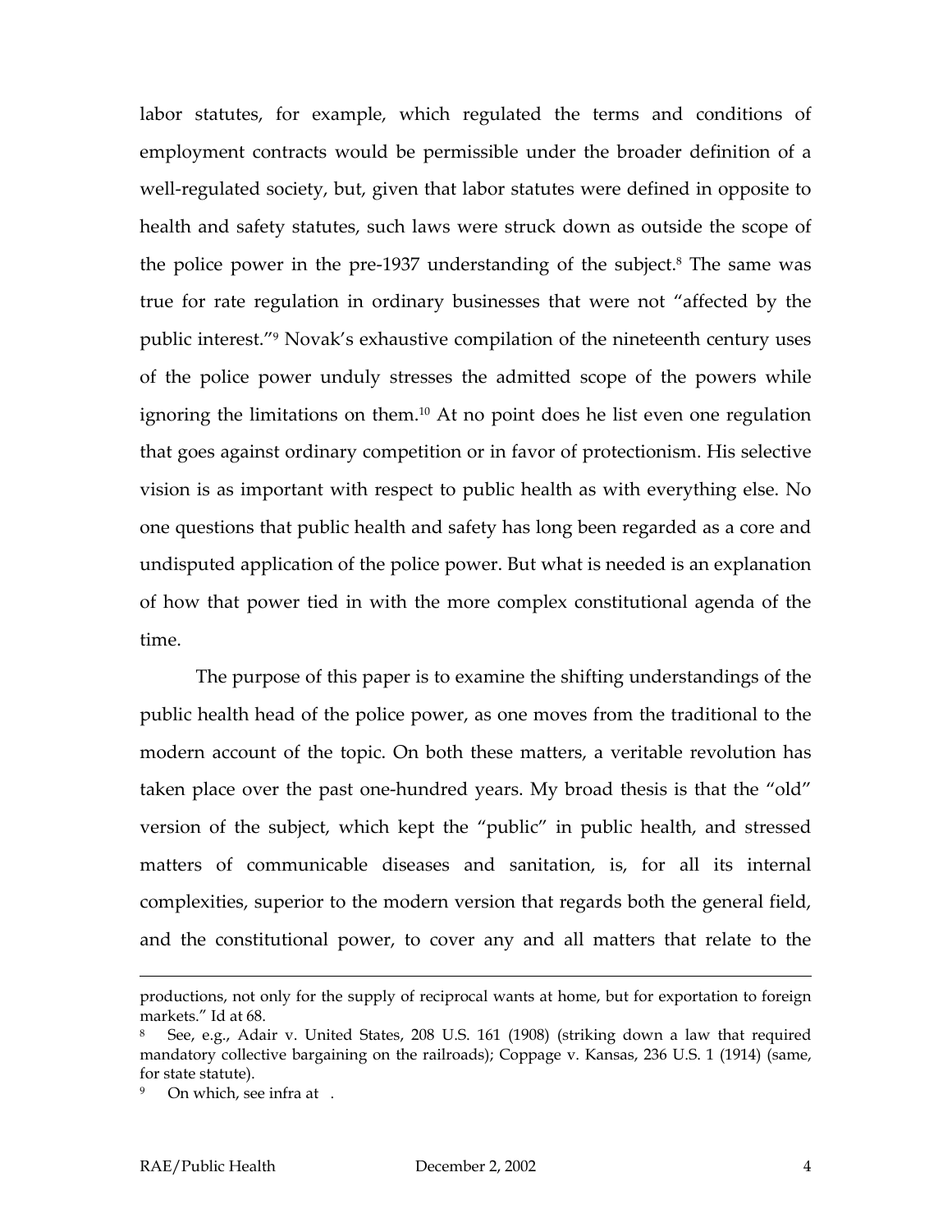labor statutes, for example, which regulated the terms and conditions of employment contracts would be permissible under the broader definition of a well-regulated society, but, given that labor statutes were defined in opposite to health and safety statutes, such laws were struck down as outside the scope of the police power in the pre-1937 understanding of the subject.[8] The same was true for rate regulation in ordinary businesses that were not "affected by the public interest."[9] Novak's exhaustive compilation of the nineteenth century uses of the police power unduly stresses the admitted scope of the powers while ignoring the limitations on them.[10] At no point does he list even one regulation that goes against ordinary competition or in favor of protectionism. His selective vision is as important with respect to public health as with everything else. No one questions that public health and safety has long been regarded as a core and undisputed application of the police power. But what is needed is an explanation of how that power tied in with the more complex constitutional agenda of the time.

The purpose of this paper is to examine the shifting understandings of the public health head of the police power, as one moves from the traditional to the modern account of the topic. On both these matters, a veritable revolution has taken place over the past one-hundred years. My broad thesis is that the "old" version of the subject, which kept the "public" in public health, and stressed matters of communicable diseases and sanitation, is, for all its internal complexities, superior to the modern version that regards both the general field, and the constitutional power, to cover any and all matters that relate to the

---

productions, not only for the supply of reciprocal wants at home, but for exportation to foreign markets." Id at 68.

[8] See, e.g., Adair v. United States, 208 U.S. 161 (1908) (striking down a law that required mandatory collective bargaining on the railroads); Coppage v. Kansas, 236 U.S. 1 (1914) (same, for state statute).

[9] On which, see infra at .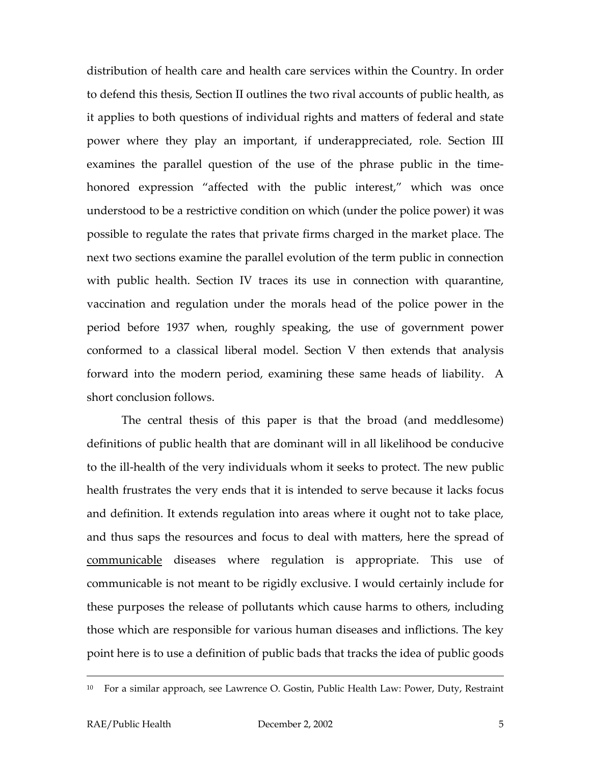distribution of health care and health care services within the Country. In order to defend this thesis, Section II outlines the two rival accounts of public health, as it applies to both questions of individual rights and matters of federal and state power where they play an important, if underappreciated, role. Section III examines the parallel question of the use of the phrase public in the time-honored expression "affected with the public interest," which was once understood to be a restrictive condition on which (under the police power) it was possible to regulate the rates that private firms charged in the market place. The next two sections examine the parallel evolution of the term public in connection with public health. Section IV traces its use in connection with quarantine, vaccination and regulation under the morals head of the police power in the period before 1937 when, roughly speaking, the use of government power conformed to a classical liberal model. Section V then extends that analysis forward into the modern period, examining these same heads of liability. A short conclusion follows.

The central thesis of this paper is that the broad (and meddlesome) definitions of public health that are dominant will in all likelihood be conducive to the ill-health of the very individuals whom it seeks to protect. The new public health frustrates the very ends that it is intended to serve because it lacks focus and definition. It extends regulation into areas where it ought not to take place, and thus saps the resources and focus to deal with matters, here the spread of <u>communicable</u> diseases where regulation is appropriate. This use of communicable is not meant to be rigidly exclusive. I would certainly include for these purposes the release of pollutants which cause harms to others, including those which are responsible for various human diseases and inflictions. The key point here is to use a definition of public bads that tracks the idea of public goods

---

[10] For a similar approach, see Lawrence O. Gostin, Public Health Law: Power, Duty, Restraint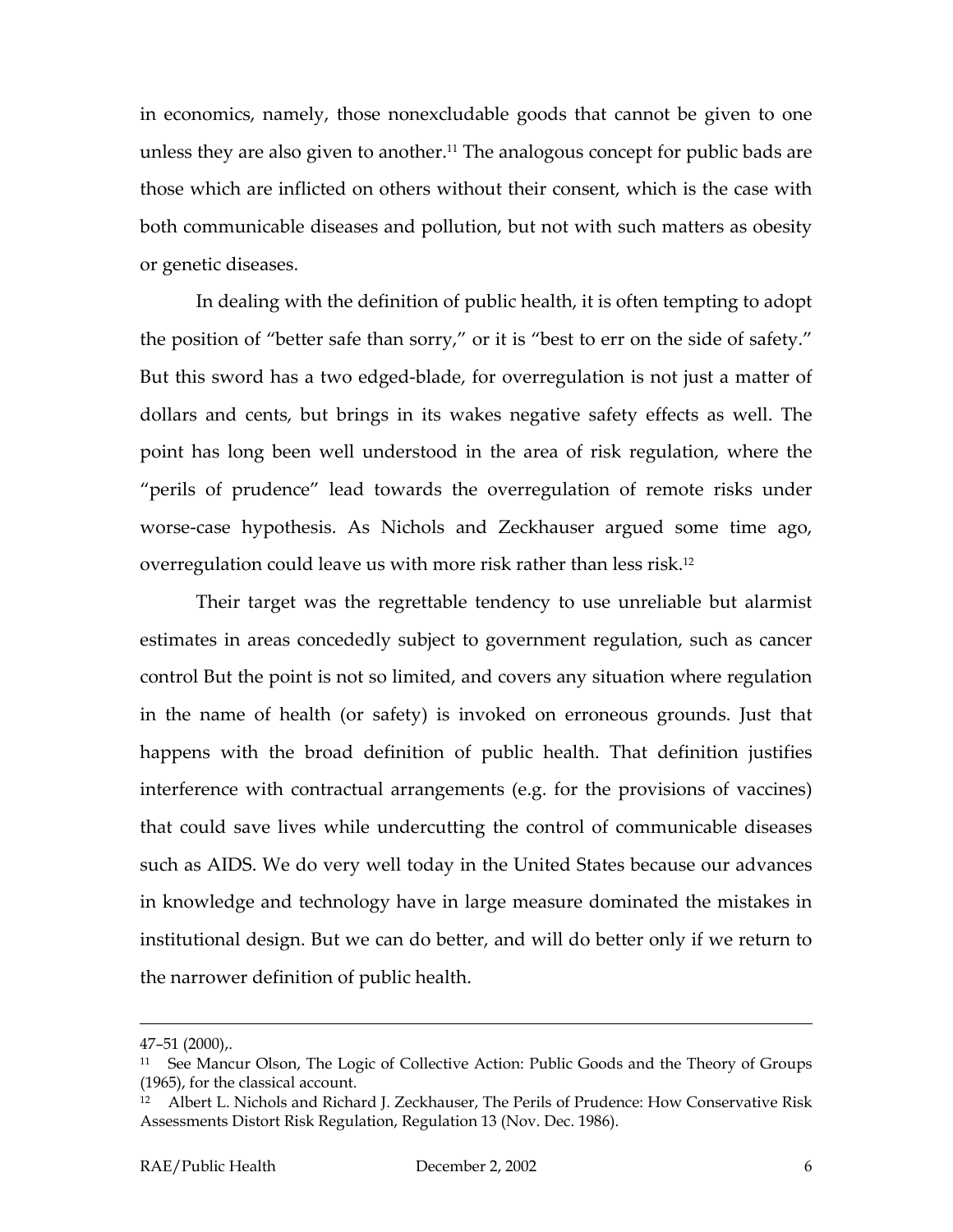in economics, namely, those nonexcludable goods that cannot be given to one unless they are also given to another.[11] The analogous concept for public bads are those which are inflicted on others without their consent, which is the case with both communicable diseases and pollution, but not with such matters as obesity or genetic diseases.

In dealing with the definition of public health, it is often tempting to adopt the position of "better safe than sorry," or it is "best to err on the side of safety." But this sword has a two edged-blade, for overregulation is not just a matter of dollars and cents, but brings in its wakes negative safety effects as well. The point has long been well understood in the area of risk regulation, where the "perils of prudence" lead towards the overregulation of remote risks under worse-case hypothesis. As Nichols and Zeckhauser argued some time ago, overregulation could leave us with more risk rather than less risk.[12]

Their target was the regrettable tendency to use unreliable but alarmist estimates in areas concededly subject to government regulation, such as cancer control But the point is not so limited, and covers any situation where regulation in the name of health (or safety) is invoked on erroneous grounds. Just that happens with the broad definition of public health. That definition justifies interference with contractual arrangements (e.g. for the provisions of vaccines) that could save lives while undercutting the control of communicable diseases such as AIDS. We do very well today in the United States because our advances in knowledge and technology have in large measure dominated the mistakes in institutional design. But we can do better, and will do better only if we return to the narrower definition of public health.

---

47–51 (2000),.

[11] See Mancur Olson, The Logic of Collective Action: Public Goods and the Theory of Groups (1965), for the classical account.

[12] Albert L. Nichols and Richard J. Zeckhauser, The Perils of Prudence: How Conservative Risk Assessments Distort Risk Regulation, Regulation 13 (Nov. Dec. 1986).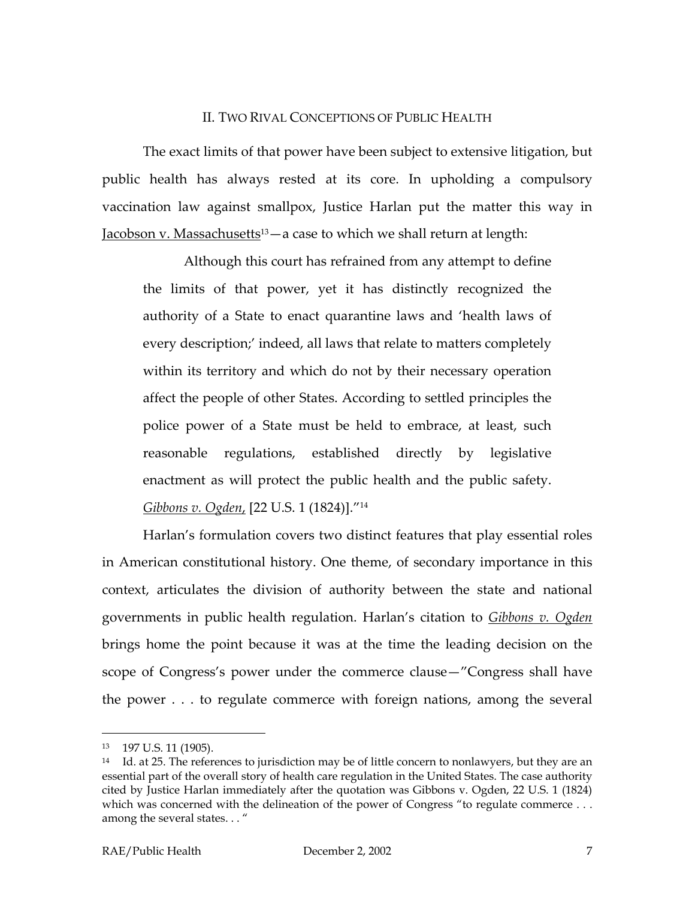## II. Two Rival Conceptions of Public Health

The exact limits of that power have been subject to extensive litigation, but public health has always rested at its core. In upholding a compulsory vaccination law against smallpox, Justice Harlan put the matter this way in Jacobson v. Massachusetts[13]—a case to which we shall return at length:

> Although this court has refrained from any attempt to define the limits of that power, yet it has distinctly recognized the authority of a State to enact quarantine laws and 'health laws of every description;' indeed, all laws that relate to matters completely within its territory and which do not by their necessary operation affect the people of other States. According to settled principles the police power of a State must be held to embrace, at least, such reasonable regulations, established directly by legislative enactment as will protect the public health and the public safety. *Gibbons v. Ogden*, [22 U.S. 1 (1824)]."[14]

Harlan's formulation covers two distinct features that play essential roles in American constitutional history. One theme, of secondary importance in this context, articulates the division of authority between the state and national governments in public health regulation. Harlan's citation to *Gibbons v. Ogden* brings home the point because it was at the time the leading decision on the scope of Congress's power under the commerce clause—"Congress shall have the power . . . to regulate commerce with foreign nations, among the several

---

[13] 197 U.S. 11 (1905).

[14] Id. at 25. The references to jurisdiction may be of little concern to nonlawyers, but they are an essential part of the overall story of health care regulation in the United States. The case authority cited by Justice Harlan immediately after the quotation was Gibbons v. Ogden, 22 U.S. 1 (1824) which was concerned with the delineation of the power of Congress "to regulate commerce . . . among the several states. . . "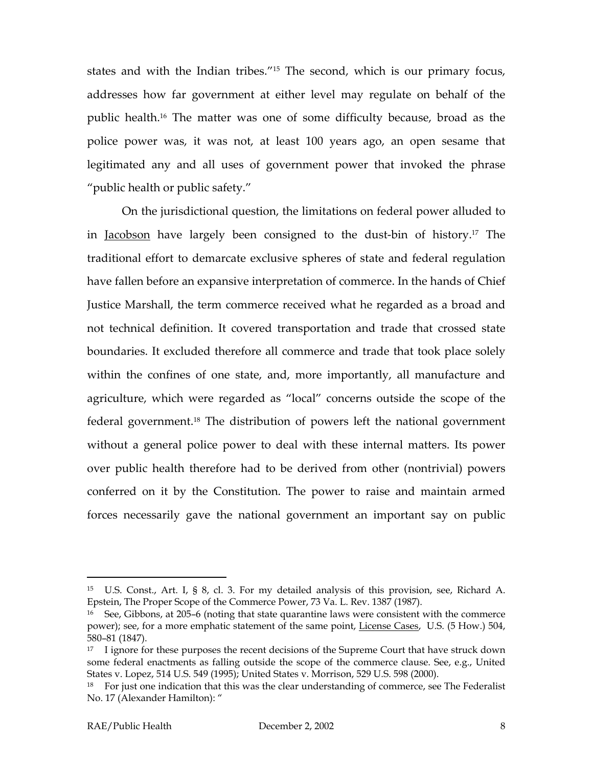states and with the Indian tribes."[15] The second, which is our primary focus, addresses how far government at either level may regulate on behalf of the public health.[16] The matter was one of some difficulty because, broad as the police power was, it was not, at least 100 years ago, an open sesame that legitimated any and all uses of government power that invoked the phrase "public health or public safety."

On the jurisdictional question, the limitations on federal power alluded to in Jacobson have largely been consigned to the dust-bin of history.[17] The traditional effort to demarcate exclusive spheres of state and federal regulation have fallen before an expansive interpretation of commerce. In the hands of Chief Justice Marshall, the term commerce received what he regarded as a broad and not technical definition. It covered transportation and trade that crossed state boundaries. It excluded therefore all commerce and trade that took place solely within the confines of one state, and, more importantly, all manufacture and agriculture, which were regarded as "local" concerns outside the scope of the federal government.[18] The distribution of powers left the national government without a general police power to deal with these internal matters. Its power over public health therefore had to be derived from other (nontrivial) powers conferred on it by the Constitution. The power to raise and maintain armed forces necessarily gave the national government an important say on public

---

[15] U.S. Const., Art. I, § 8, cl. 3. For my detailed analysis of this provision, see, Richard A. Epstein, The Proper Scope of the Commerce Power, 73 Va. L. Rev. 1387 (1987).

[16] See, Gibbons, at 205–6 (noting that state quarantine laws were consistent with the commerce power); see, for a more emphatic statement of the same point, License Cases, U.S. (5 How.) 504, 580–81 (1847).

[17] I ignore for these purposes the recent decisions of the Supreme Court that have struck down some federal enactments as falling outside the scope of the commerce clause. See, e.g., United States v. Lopez, 514 U.S. 549 (1995); United States v. Morrison, 529 U.S. 598 (2000).

[18] For just one indication that this was the clear understanding of commerce, see The Federalist No. 17 (Alexander Hamilton): "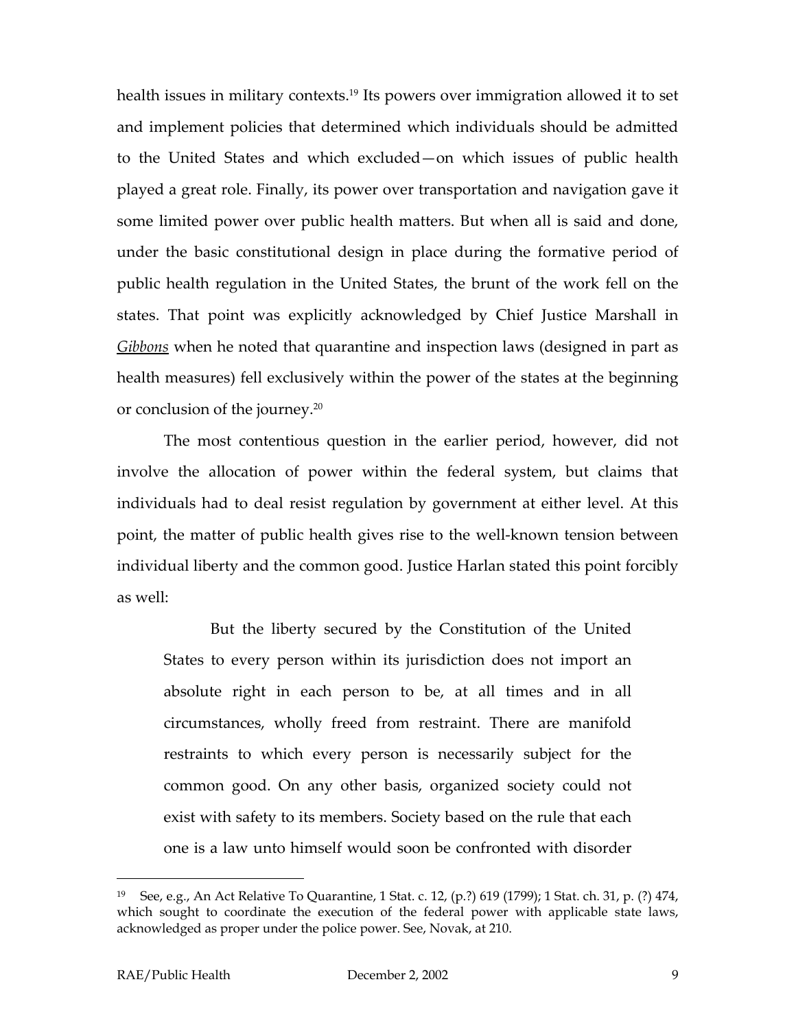health issues in military contexts.[19] Its powers over immigration allowed it to set and implement policies that determined which individuals should be admitted to the United States and which excluded—on which issues of public health played a great role. Finally, its power over transportation and navigation gave it some limited power over public health matters. But when all is said and done, under the basic constitutional design in place during the formative period of public health regulation in the United States, the brunt of the work fell on the states. That point was explicitly acknowledged by Chief Justice Marshall in *Gibbons* when he noted that quarantine and inspection laws (designed in part as health measures) fell exclusively within the power of the states at the beginning or conclusion of the journey.[20]

The most contentious question in the earlier period, however, did not involve the allocation of power within the federal system, but claims that individuals had to deal resist regulation by government at either level. At this point, the matter of public health gives rise to the well-known tension between individual liberty and the common good. Justice Harlan stated this point forcibly as well:

> But the liberty secured by the Constitution of the United States to every person within its jurisdiction does not import an absolute right in each person to be, at all times and in all circumstances, wholly freed from restraint. There are manifold restraints to which every person is necessarily subject for the common good. On any other basis, organized society could not exist with safety to its members. Society based on the rule that each one is a law unto himself would soon be confronted with disorder

---

[19] See, e.g., An Act Relative To Quarantine, 1 Stat. c. 12, (p.?) 619 (1799); 1 Stat. ch. 31, p. (?) 474, which sought to coordinate the execution of the federal power with applicable state laws, acknowledged as proper under the police power. See, Novak, at 210.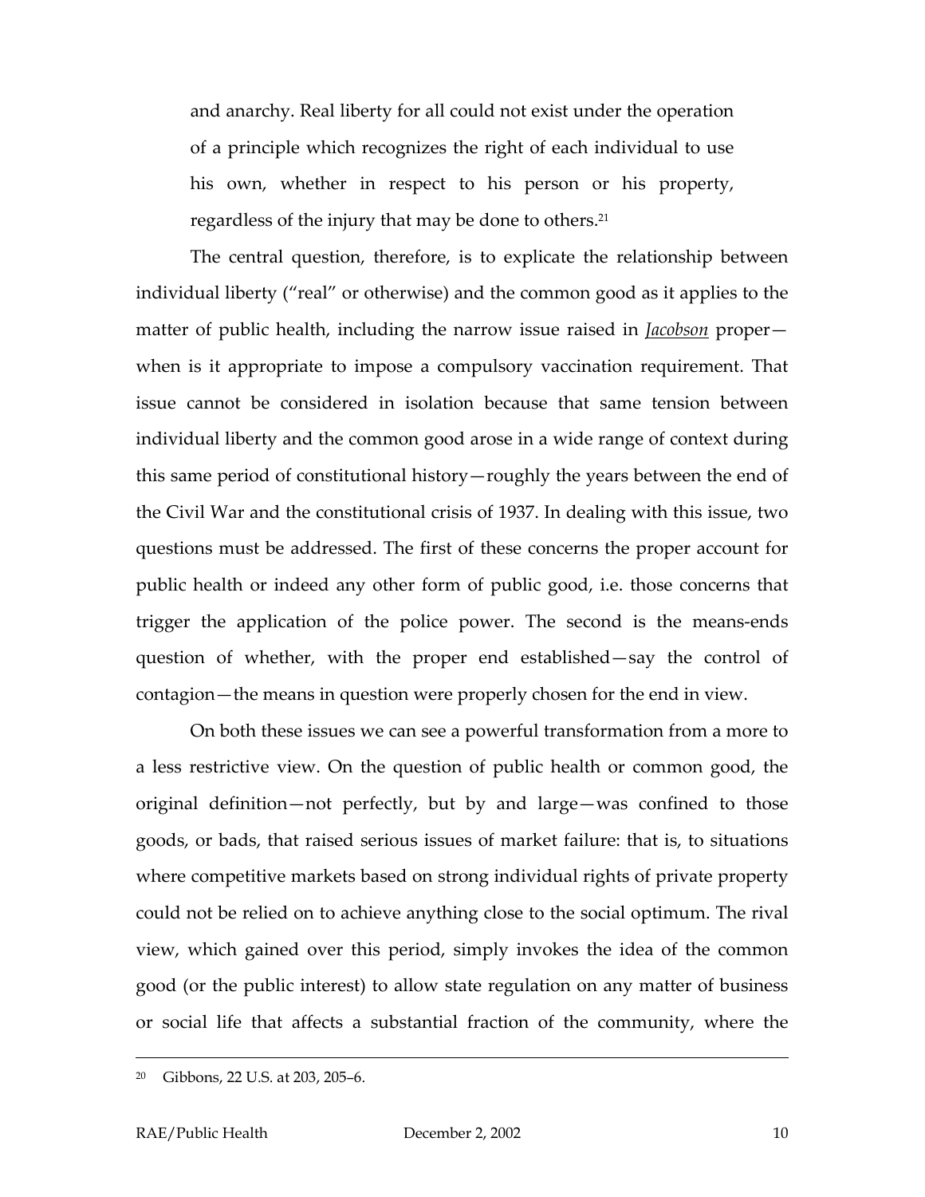and anarchy. Real liberty for all could not exist under the operation of a principle which recognizes the right of each individual to use his own, whether in respect to his person or his property, regardless of the injury that may be done to others.[21]

The central question, therefore, is to explicate the relationship between individual liberty ("real" or otherwise) and the common good as it applies to the matter of public health, including the narrow issue raised in *Jacobson* proper—when is it appropriate to impose a compulsory vaccination requirement. That issue cannot be considered in isolation because that same tension between individual liberty and the common good arose in a wide range of context during this same period of constitutional history—roughly the years between the end of the Civil War and the constitutional crisis of 1937. In dealing with this issue, two questions must be addressed. The first of these concerns the proper account for public health or indeed any other form of public good, i.e. those concerns that trigger the application of the police power. The second is the means-ends question of whether, with the proper end established—say the control of contagion—the means in question were properly chosen for the end in view.

On both these issues we can see a powerful transformation from a more to a less restrictive view. On the question of public health or common good, the original definition—not perfectly, but by and large—was confined to those goods, or bads, that raised serious issues of market failure: that is, to situations where competitive markets based on strong individual rights of private property could not be relied on to achieve anything close to the social optimum. The rival view, which gained over this period, simply invokes the idea of the common good (or the public interest) to allow state regulation on any matter of business or social life that affects a substantial fraction of the community, where the

---

[20] Gibbons, 22 U.S. at 203, 205–6.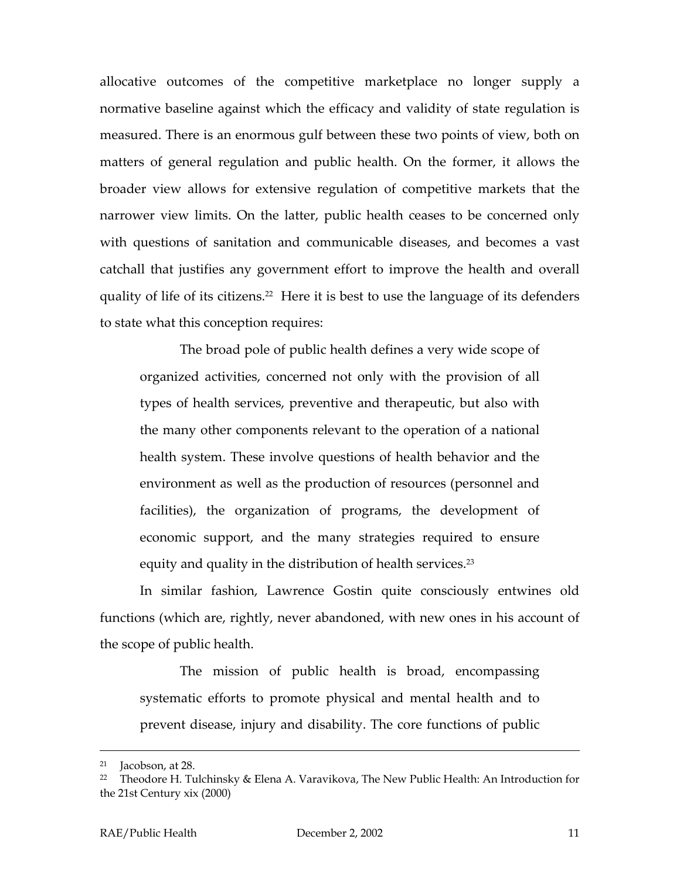allocative outcomes of the competitive marketplace no longer supply a normative baseline against which the efficacy and validity of state regulation is measured. There is an enormous gulf between these two points of view, both on matters of general regulation and public health. On the former, it allows the broader view allows for extensive regulation of competitive markets that the narrower view limits. On the latter, public health ceases to be concerned only with questions of sanitation and communicable diseases, and becomes a vast catchall that justifies any government effort to improve the health and overall quality of life of its citizens.[22] Here it is best to use the language of its defenders to state what this conception requires:

> The broad pole of public health defines a very wide scope of organized activities, concerned not only with the provision of all types of health services, preventive and therapeutic, but also with the many other components relevant to the operation of a national health system. These involve questions of health behavior and the environment as well as the production of resources (personnel and facilities), the organization of programs, the development of economic support, and the many strategies required to ensure equity and quality in the distribution of health services.[23]

In similar fashion, Lawrence Gostin quite consciously entwines old functions (which are, rightly, never abandoned, with new ones in his account of the scope of public health.

> The mission of public health is broad, encompassing systematic efforts to promote physical and mental health and to prevent disease, injury and disability. The core functions of public

---

[21] Jacobson, at 28.

[22] Theodore H. Tulchinsky & Elena A. Varavikova, The New Public Health: An Introduction for the 21st Century xix (2000)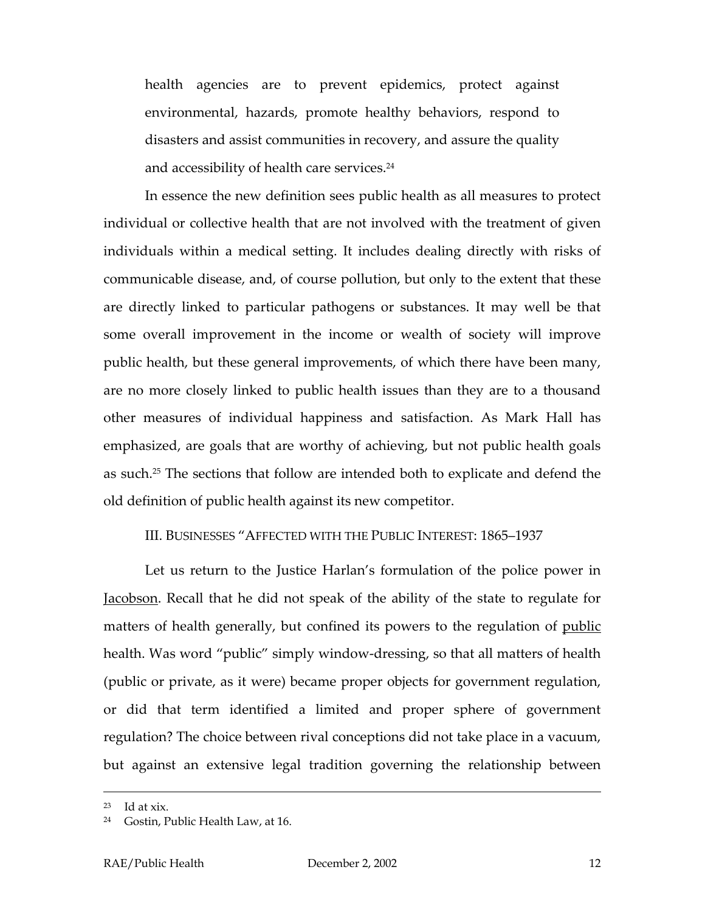health agencies are to prevent epidemics, protect against environmental, hazards, promote healthy behaviors, respond to disasters and assist communities in recovery, and assure the quality and accessibility of health care services.[24]

In essence the new definition sees public health as all measures to protect individual or collective health that are not involved with the treatment of given individuals within a medical setting. It includes dealing directly with risks of communicable disease, and, of course pollution, but only to the extent that these are directly linked to particular pathogens or substances. It may well be that some overall improvement in the income or wealth of society will improve public health, but these general improvements, of which there have been many, are no more closely linked to public health issues than they are to a thousand other measures of individual happiness and satisfaction. As Mark Hall has emphasized, are goals that are worthy of achieving, but not public health goals as such.[25] The sections that follow are intended both to explicate and defend the old definition of public health against its new competitor.

## III. BUSINESSES "AFFECTED WITH THE PUBLIC INTEREST: 1865–1937

Let us return to the Justice Harlan's formulation of the police power in Jacobson. Recall that he did not speak of the ability of the state to regulate for matters of health generally, but confined its powers to the regulation of public health. Was word "public" simply window-dressing, so that all matters of health (public or private, as it were) became proper objects for government regulation, or did that term identified a limited and proper sphere of government regulation? The choice between rival conceptions did not take place in a vacuum, but against an extensive legal tradition governing the relationship between

---

[23] Id at xix.

[24] Gostin, Public Health Law, at 16.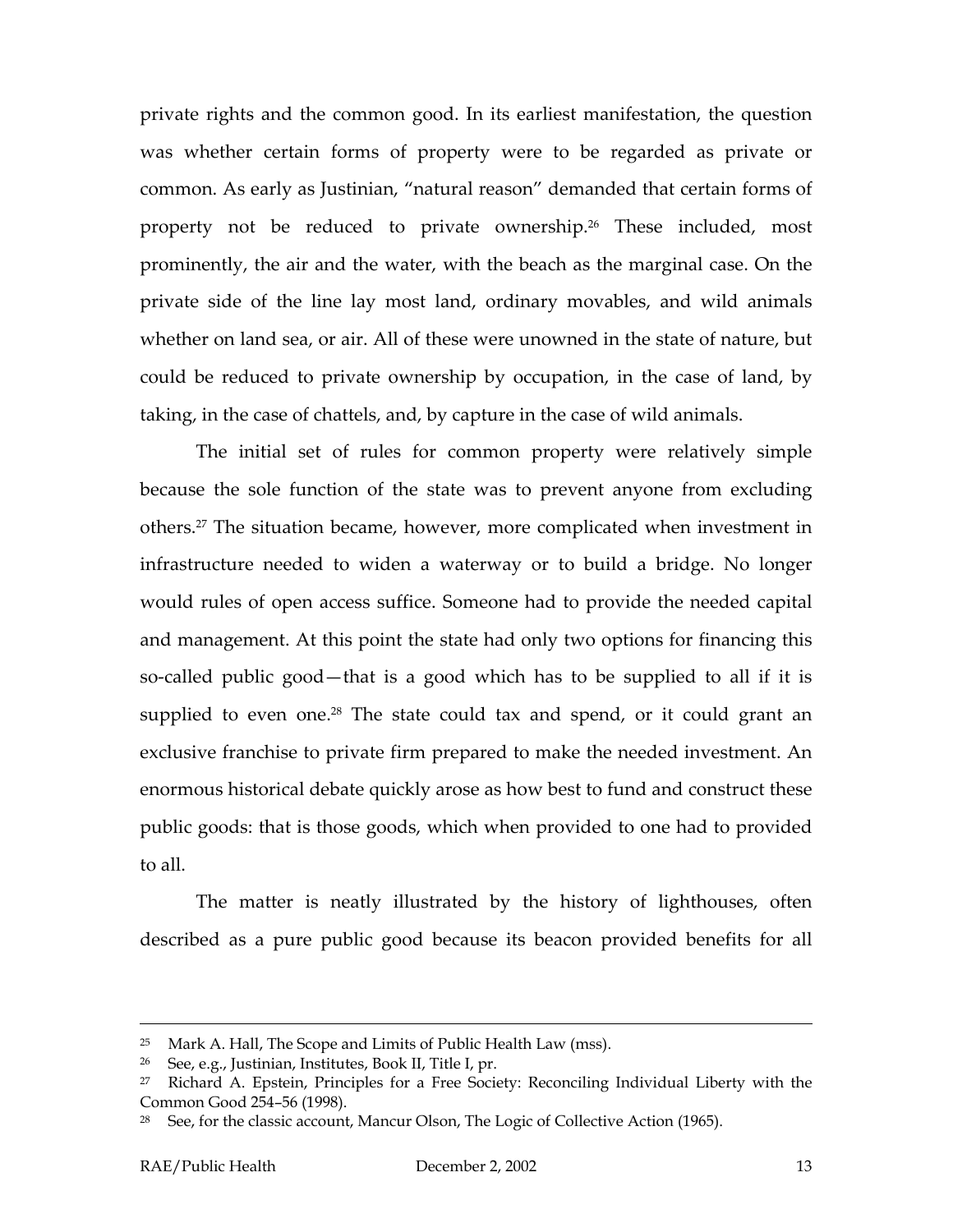private rights and the common good. In its earliest manifestation, the question was whether certain forms of property were to be regarded as private or common. As early as Justinian, "natural reason" demanded that certain forms of property not be reduced to private ownership.[26] These included, most prominently, the air and the water, with the beach as the marginal case. On the private side of the line lay most land, ordinary movables, and wild animals whether on land sea, or air. All of these were unowned in the state of nature, but could be reduced to private ownership by occupation, in the case of land, by taking, in the case of chattels, and, by capture in the case of wild animals.

The initial set of rules for common property were relatively simple because the sole function of the state was to prevent anyone from excluding others.[27] The situation became, however, more complicated when investment in infrastructure needed to widen a waterway or to build a bridge. No longer would rules of open access suffice. Someone had to provide the needed capital and management. At this point the state had only two options for financing this so-called public good—that is a good which has to be supplied to all if it is supplied to even one.[28] The state could tax and spend, or it could grant an exclusive franchise to private firm prepared to make the needed investment. An enormous historical debate quickly arose as how best to fund and construct these public goods: that is those goods, which when provided to one had to provided to all.

The matter is neatly illustrated by the history of lighthouses, often described as a pure public good because its beacon provided benefits for all

---

[25] Mark A. Hall, The Scope and Limits of Public Health Law (mss).

[26] See, e.g., Justinian, Institutes, Book II, Title I, pr.

[27] Richard A. Epstein, Principles for a Free Society: Reconciling Individual Liberty with the Common Good 254–56 (1998).

[28] See, for the classic account, Mancur Olson, The Logic of Collective Action (1965).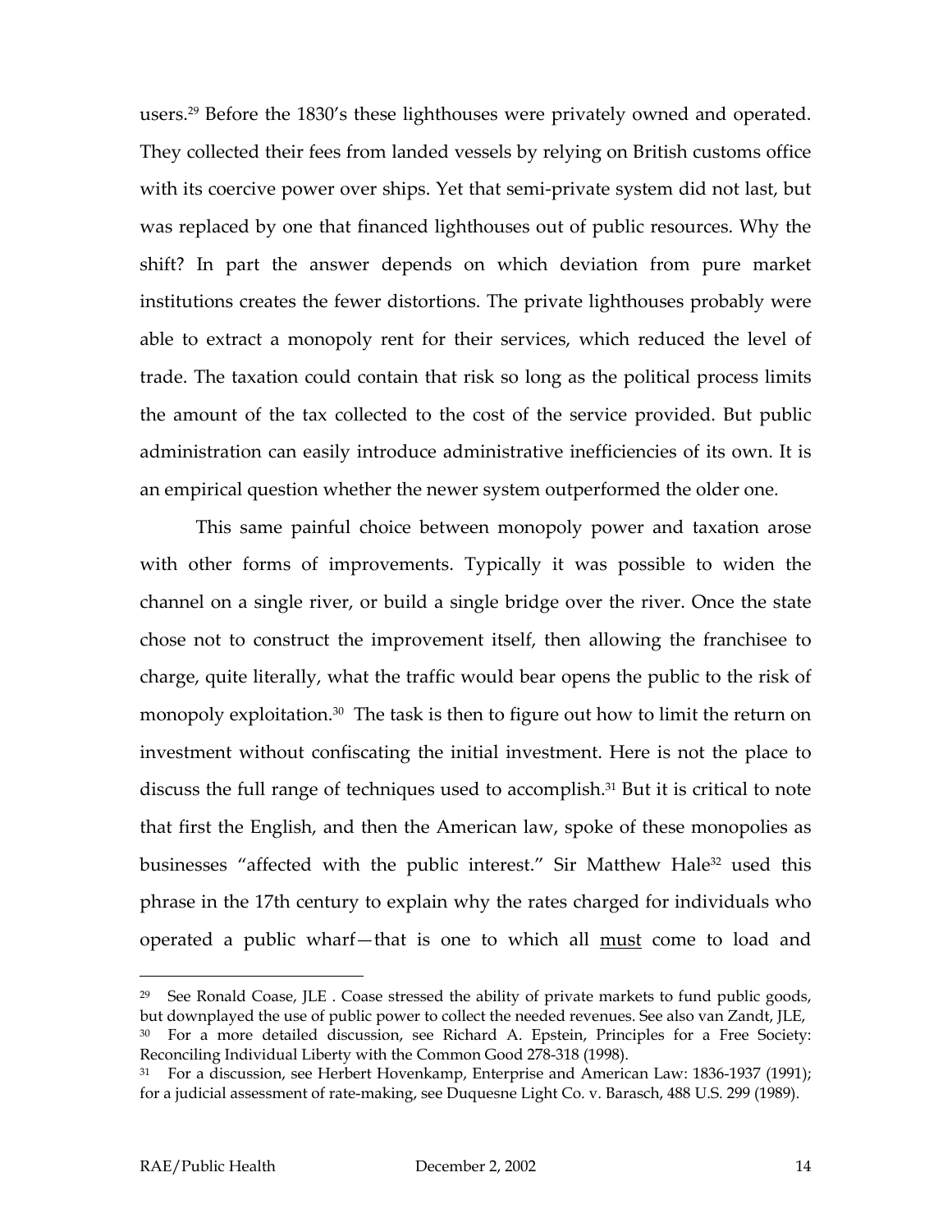users.[29] Before the 1830's these lighthouses were privately owned and operated. They collected their fees from landed vessels by relying on British customs office with its coercive power over ships. Yet that semi-private system did not last, but was replaced by one that financed lighthouses out of public resources. Why the shift? In part the answer depends on which deviation from pure market institutions creates the fewer distortions. The private lighthouses probably were able to extract a monopoly rent for their services, which reduced the level of trade. The taxation could contain that risk so long as the political process limits the amount of the tax collected to the cost of the service provided. But public administration can easily introduce administrative inefficiencies of its own. It is an empirical question whether the newer system outperformed the older one.

This same painful choice between monopoly power and taxation arose with other forms of improvements. Typically it was possible to widen the channel on a single river, or build a single bridge over the river. Once the state chose not to construct the improvement itself, then allowing the franchisee to charge, quite literally, what the traffic would bear opens the public to the risk of monopoly exploitation.[30] The task is then to figure out how to limit the return on investment without confiscating the initial investment. Here is not the place to discuss the full range of techniques used to accomplish.[31] But it is critical to note that first the English, and then the American law, spoke of these monopolies as businesses "affected with the public interest." Sir Matthew Hale[32] used this phrase in the 17th century to explain why the rates charged for individuals who operated a public wharf—that is one to which all <u>must</u> come to load and

---

[29] See Ronald Coase, JLE . Coase stressed the ability of private markets to fund public goods, but downplayed the use of public power to collect the needed revenues. See also van Zandt, JLE,

[30] For a more detailed discussion, see Richard A. Epstein, Principles for a Free Society: Reconciling Individual Liberty with the Common Good 278-318 (1998).

[31] For a discussion, see Herbert Hovenkamp, Enterprise and American Law: 1836-1937 (1991); for a judicial assessment of rate-making, see Duquesne Light Co. v. Barasch, 488 U.S. 299 (1989).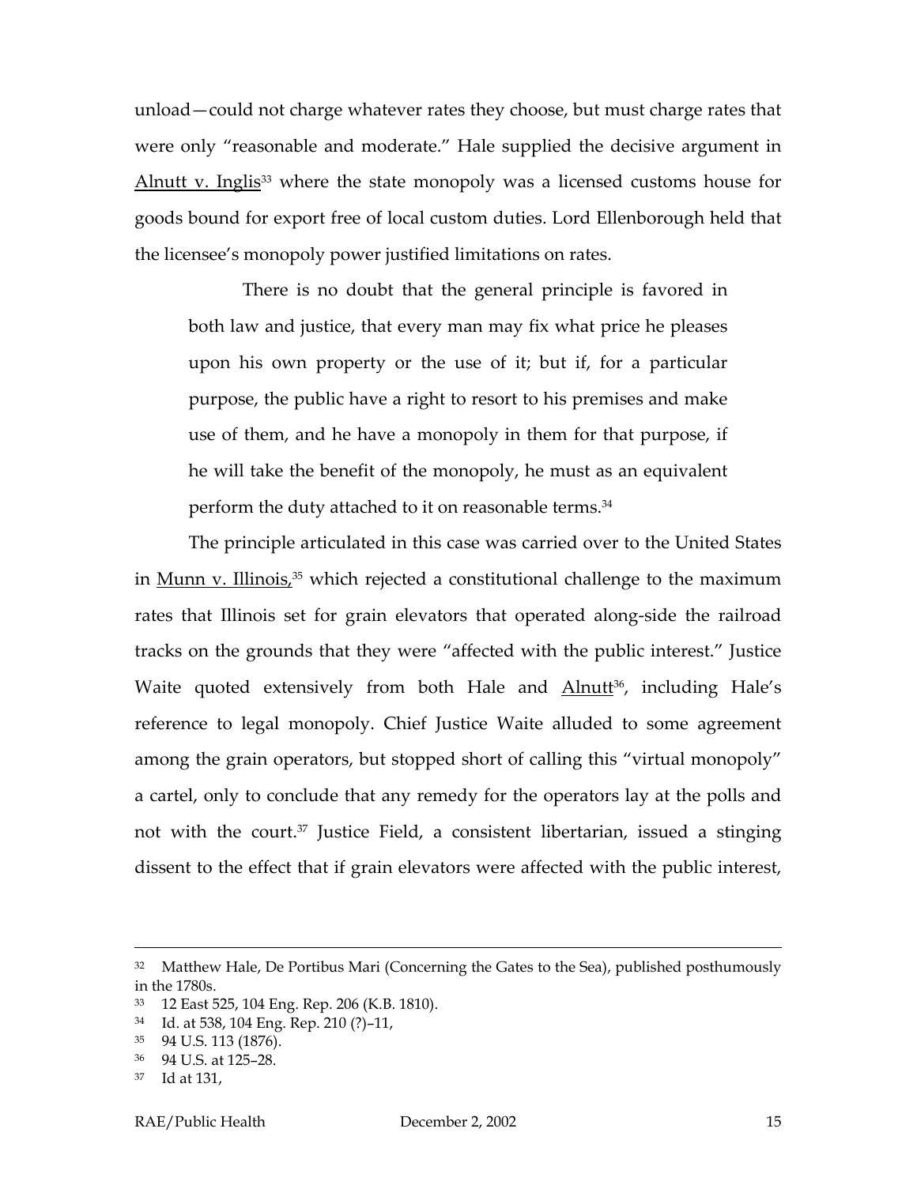unload—could not charge whatever rates they choose, but must charge rates that were only "reasonable and moderate." Hale supplied the decisive argument in Alnutt v. Inglis[33] where the state monopoly was a licensed customs house for goods bound for export free of local custom duties. Lord Ellenborough held that the licensee's monopoly power justified limitations on rates.

> There is no doubt that the general principle is favored in both law and justice, that every man may fix what price he pleases upon his own property or the use of it; but if, for a particular purpose, the public have a right to resort to his premises and make use of them, and he have a monopoly in them for that purpose, if he will take the benefit of the monopoly, he must as an equivalent perform the duty attached to it on reasonable terms.[34]

The principle articulated in this case was carried over to the United States in Munn v. Illinois,[35] which rejected a constitutional challenge to the maximum rates that Illinois set for grain elevators that operated along-side the railroad tracks on the grounds that they were "affected with the public interest." Justice Waite quoted extensively from both Hale and Alnutt[36], including Hale's reference to legal monopoly. Chief Justice Waite alluded to some agreement among the grain operators, but stopped short of calling this "virtual monopoly" a cartel, only to conclude that any remedy for the operators lay at the polls and not with the court.[37] Justice Field, a consistent libertarian, issued a stinging dissent to the effect that if grain elevators were affected with the public interest,

---

[32] Matthew Hale, De Portibus Mari (Concerning the Gates to the Sea), published posthumously in the 1780s.

[33] 12 East 525, 104 Eng. Rep. 206 (K.B. 1810).

[34] Id. at 538, 104 Eng. Rep. 210 (?)–11,

[35] 94 U.S. 113 (1876).

[36] 94 U.S. at 125–28.

[37] Id at 131,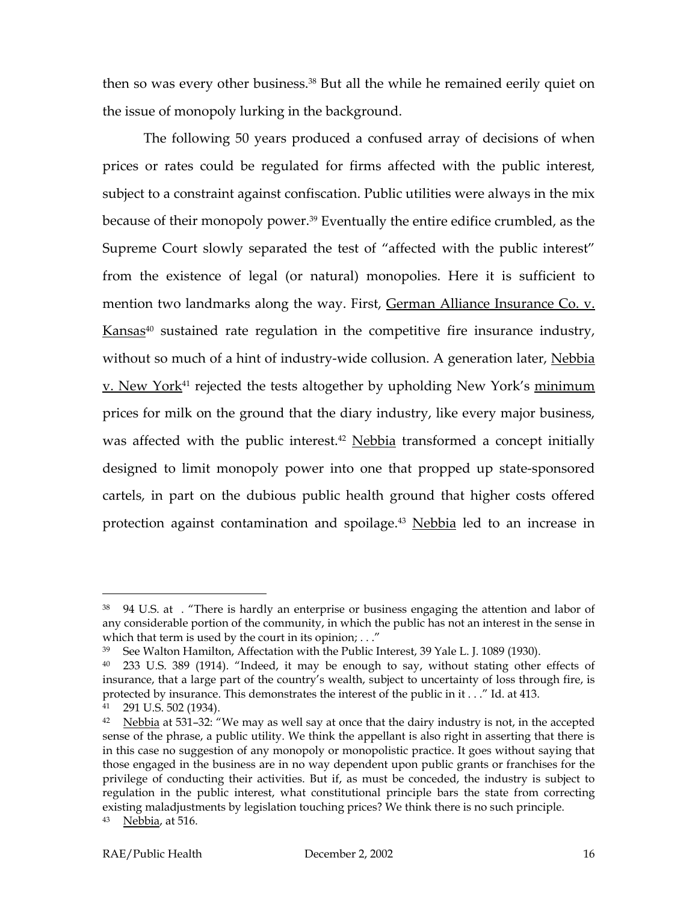then so was every other business.[38] But all the while he remained eerily quiet on the issue of monopoly lurking in the background.

The following 50 years produced a confused array of decisions of when prices or rates could be regulated for firms affected with the public interest, subject to a constraint against confiscation. Public utilities were always in the mix because of their monopoly power.[39] Eventually the entire edifice crumbled, as the Supreme Court slowly separated the test of "affected with the public interest" from the existence of legal (or natural) monopolies. Here it is sufficient to mention two landmarks along the way. First, German Alliance Insurance Co. v. Kansas[40] sustained rate regulation in the competitive fire insurance industry, without so much of a hint of industry-wide collusion. A generation later, Nebbia v. New York[41] rejected the tests altogether by upholding New York's minimum prices for milk on the ground that the diary industry, like every major business, was affected with the public interest.[42] Nebbia transformed a concept initially designed to limit monopoly power into one that propped up state-sponsored cartels, in part on the dubious public health ground that higher costs offered protection against contamination and spoilage.[43] Nebbia led to an increase in

---

[38] 94 U.S. at . "There is hardly an enterprise or business engaging the attention and labor of any considerable portion of the community, in which the public has not an interest in the sense in which that term is used by the court in its opinion; . . ."

[39] See Walton Hamilton, Affectation with the Public Interest, 39 Yale L. J. 1089 (1930).

[40] 233 U.S. 389 (1914). "Indeed, it may be enough to say, without stating other effects of insurance, that a large part of the country's wealth, subject to uncertainty of loss through fire, is protected by insurance. This demonstrates the interest of the public in it . . ." Id. at 413.

[41] 291 U.S. 502 (1934).

[42] Nebbia at 531–32: "We may as well say at once that the dairy industry is not, in the accepted sense of the phrase, a public utility. We think the appellant is also right in asserting that there is in this case no suggestion of any monopoly or monopolistic practice. It goes without saying that those engaged in the business are in no way dependent upon public grants or franchises for the privilege of conducting their activities. But if, as must be conceded, the industry is subject to regulation in the public interest, what constitutional principle bars the state from correcting existing maladjustments by legislation touching prices? We think there is no such principle.

[43] Nebbia, at 516.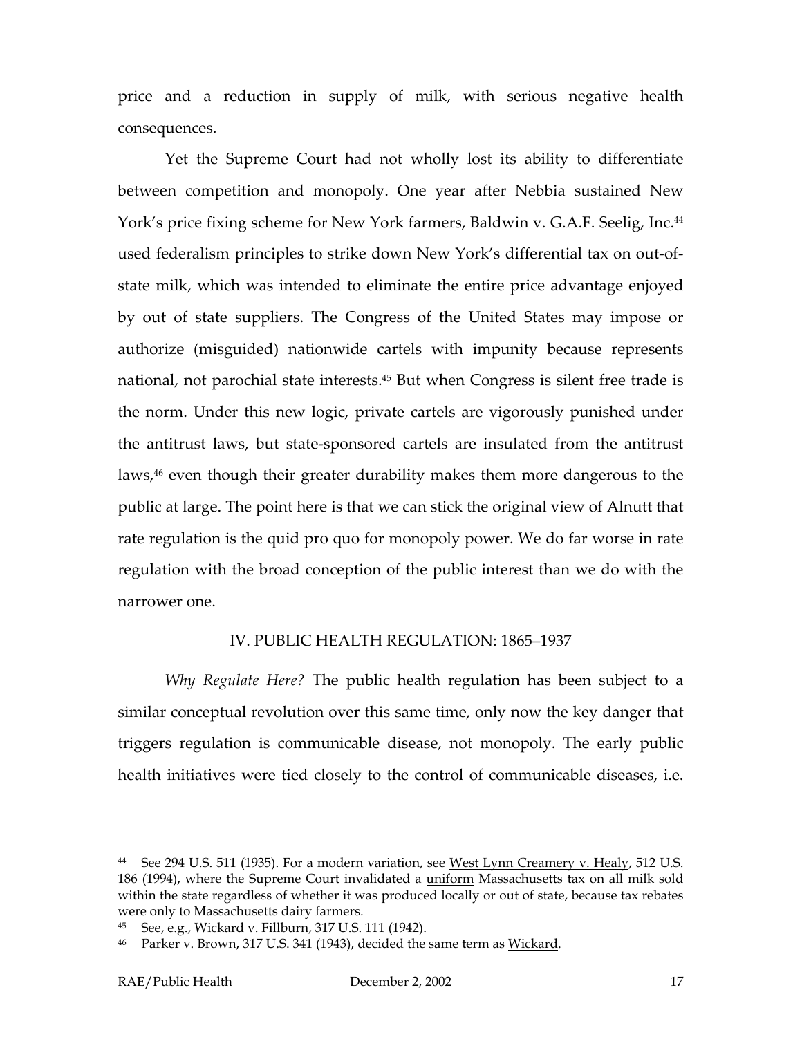price and a reduction in supply of milk, with serious negative health consequences.

Yet the Supreme Court had not wholly lost its ability to differentiate between competition and monopoly. One year after Nebbia sustained New York's price fixing scheme for New York farmers, Baldwin v. G.A.F. Seelig, Inc.[44] used federalism principles to strike down New York's differential tax on out-of-state milk, which was intended to eliminate the entire price advantage enjoyed by out of state suppliers. The Congress of the United States may impose or authorize (misguided) nationwide cartels with impunity because represents national, not parochial state interests.[45] But when Congress is silent free trade is the norm. Under this new logic, private cartels are vigorously punished under the antitrust laws, but state-sponsored cartels are insulated from the antitrust laws,[46] even though their greater durability makes them more dangerous to the public at large. The point here is that we can stick the original view of Alnutt that rate regulation is the quid pro quo for monopoly power. We do far worse in rate regulation with the broad conception of the public interest than we do with the narrower one.

## IV. PUBLIC HEALTH REGULATION: 1865–1937

*Why Regulate Here?* The public health regulation has been subject to a similar conceptual revolution over this same time, only now the key danger that triggers regulation is communicable disease, not monopoly. The early public health initiatives were tied closely to the control of communicable diseases, i.e.

---

[44] See 294 U.S. 511 (1935). For a modern variation, see West Lynn Creamery v. Healy, 512 U.S. 186 (1994), where the Supreme Court invalidated a uniform Massachusetts tax on all milk sold within the state regardless of whether it was produced locally or out of state, because tax rebates were only to Massachusetts dairy farmers.

[45] See, e.g., Wickard v. Fillburn, 317 U.S. 111 (1942).

[46] Parker v. Brown, 317 U.S. 341 (1943), decided the same term as Wickard.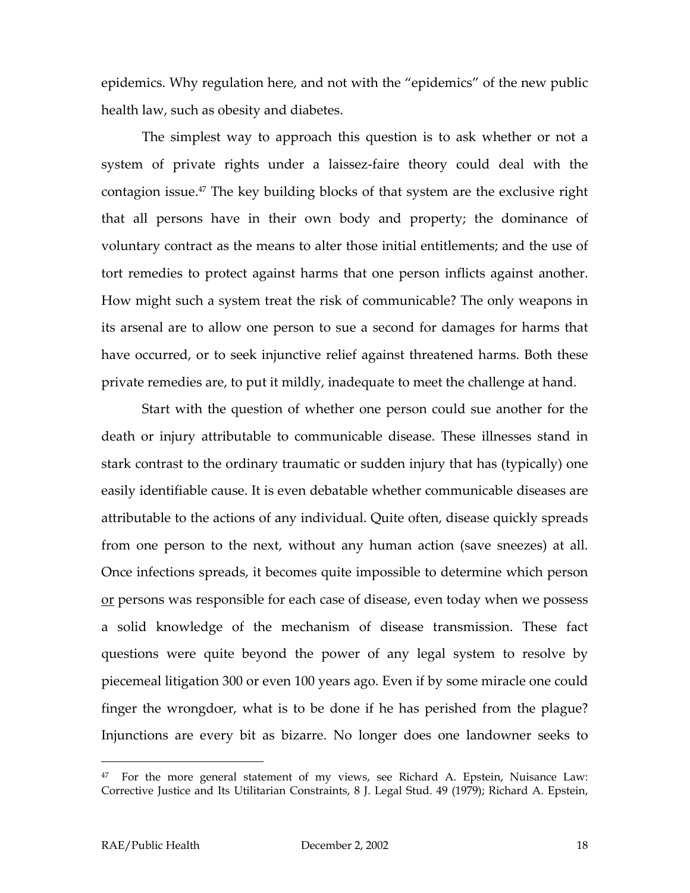epidemics. Why regulation here, and not with the "epidemics" of the new public health law, such as obesity and diabetes.

The simplest way to approach this question is to ask whether or not a system of private rights under a laissez-faire theory could deal with the contagion issue.[47] The key building blocks of that system are the exclusive right that all persons have in their own body and property; the dominance of voluntary contract as the means to alter those initial entitlements; and the use of tort remedies to protect against harms that one person inflicts against another. How might such a system treat the risk of communicable? The only weapons in its arsenal are to allow one person to sue a second for damages for harms that have occurred, or to seek injunctive relief against threatened harms. Both these private remedies are, to put it mildly, inadequate to meet the challenge at hand.

Start with the question of whether one person could sue another for the death or injury attributable to communicable disease. These illnesses stand in stark contrast to the ordinary traumatic or sudden injury that has (typically) one easily identifiable cause. It is even debatable whether communicable diseases are attributable to the actions of any individual. Quite often, disease quickly spreads from one person to the next, without any human action (save sneezes) at all. Once infections spreads, it becomes quite impossible to determine which person <u>or</u> persons was responsible for each case of disease, even today when we possess a solid knowledge of the mechanism of disease transmission. These fact questions were quite beyond the power of any legal system to resolve by piecemeal litigation 300 or even 100 years ago. Even if by some miracle one could finger the wrongdoer, what is to be done if he has perished from the plague? Injunctions are every bit as bizarre. No longer does one landowner seeks to

---

[47] For the more general statement of my views, see Richard A. Epstein, Nuisance Law: Corrective Justice and Its Utilitarian Constraints, 8 J. Legal Stud. 49 (1979); Richard A. Epstein,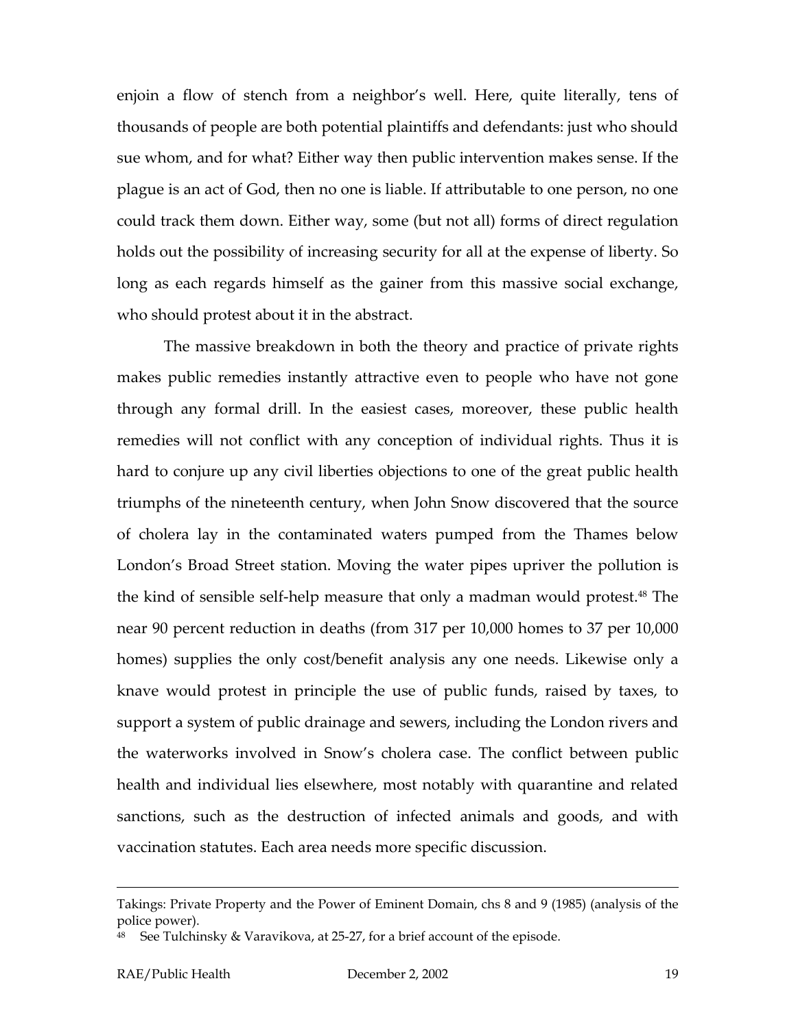enjoin a flow of stench from a neighbor's well. Here, quite literally, tens of thousands of people are both potential plaintiffs and defendants: just who should sue whom, and for what? Either way then public intervention makes sense. If the plague is an act of God, then no one is liable. If attributable to one person, no one could track them down. Either way, some (but not all) forms of direct regulation holds out the possibility of increasing security for all at the expense of liberty. So long as each regards himself as the gainer from this massive social exchange, who should protest about it in the abstract.

The massive breakdown in both the theory and practice of private rights makes public remedies instantly attractive even to people who have not gone through any formal drill. In the easiest cases, moreover, these public health remedies will not conflict with any conception of individual rights. Thus it is hard to conjure up any civil liberties objections to one of the great public health triumphs of the nineteenth century, when John Snow discovered that the source of cholera lay in the contaminated waters pumped from the Thames below London's Broad Street station. Moving the water pipes upriver the pollution is the kind of sensible self-help measure that only a madman would protest.[48] The near 90 percent reduction in deaths (from 317 per 10,000 homes to 37 per 10,000 homes) supplies the only cost/benefit analysis any one needs. Likewise only a knave would protest in principle the use of public funds, raised by taxes, to support a system of public drainage and sewers, including the London rivers and the waterworks involved in Snow's cholera case. The conflict between public health and individual lies elsewhere, most notably with quarantine and related sanctions, such as the destruction of infected animals and goods, and with vaccination statutes. Each area needs more specific discussion.

---

Takings: Private Property and the Power of Eminent Domain, chs 8 and 9 (1985) (analysis of the police power).

[48] See Tulchinsky & Varavikova, at 25-27, for a brief account of the episode.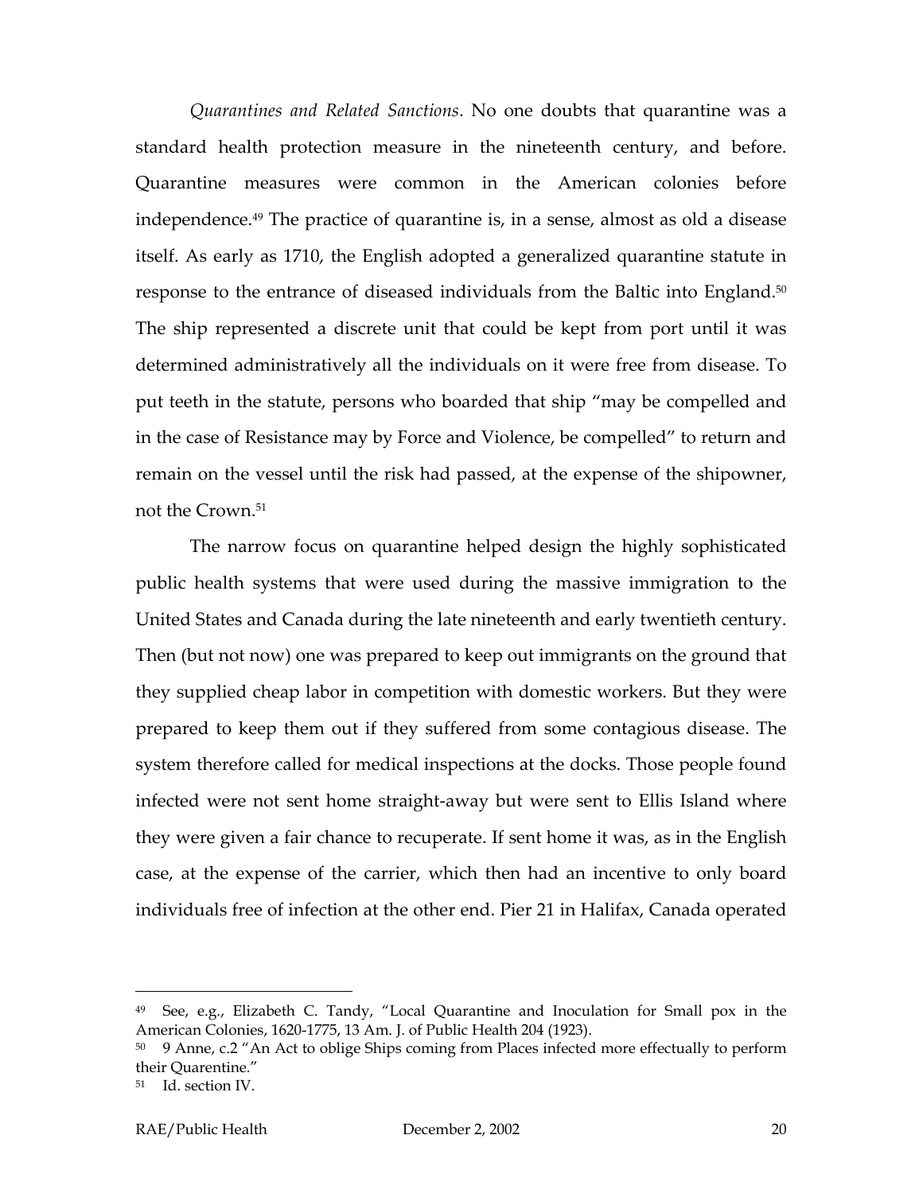*Quarantines and Related Sanctions*. No one doubts that quarantine was a standard health protection measure in the nineteenth century, and before. Quarantine measures were common in the American colonies before independence.[49] The practice of quarantine is, in a sense, almost as old a disease itself. As early as 1710, the English adopted a generalized quarantine statute in response to the entrance of diseased individuals from the Baltic into England.[50] The ship represented a discrete unit that could be kept from port until it was determined administratively all the individuals on it were free from disease. To put teeth in the statute, persons who boarded that ship "may be compelled and in the case of Resistance may by Force and Violence, be compelled" to return and remain on the vessel until the risk had passed, at the expense of the shipowner, not the Crown.[51]

The narrow focus on quarantine helped design the highly sophisticated public health systems that were used during the massive immigration to the United States and Canada during the late nineteenth and early twentieth century. Then (but not now) one was prepared to keep out immigrants on the ground that they supplied cheap labor in competition with domestic workers. But they were prepared to keep them out if they suffered from some contagious disease. The system therefore called for medical inspections at the docks. Those people found infected were not sent home straight-away but were sent to Ellis Island where they were given a fair chance to recuperate. If sent home it was, as in the English case, at the expense of the carrier, which then had an incentive to only board individuals free of infection at the other end. Pier 21 in Halifax, Canada operated

---

[49] See, e.g., Elizabeth C. Tandy, "Local Quarantine and Inoculation for Small pox in the American Colonies, 1620-1775, 13 Am. J. of Public Health 204 (1923).

[50] 9 Anne, c.2 "An Act to oblige Ships coming from Places infected more effectually to perform their Quarentine."

[51] Id. section IV.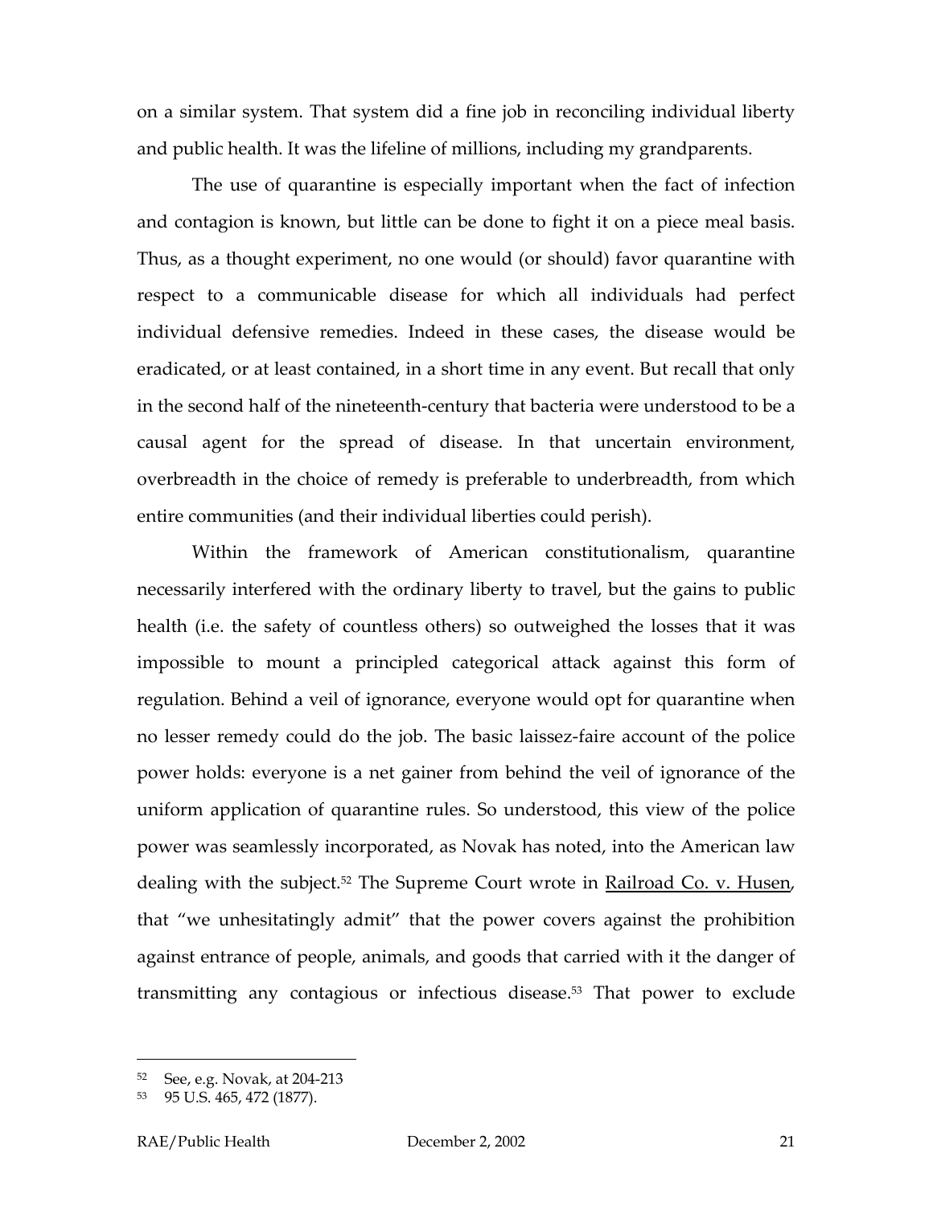on a similar system. That system did a fine job in reconciling individual liberty and public health. It was the lifeline of millions, including my grandparents.

The use of quarantine is especially important when the fact of infection and contagion is known, but little can be done to fight it on a piece meal basis. Thus, as a thought experiment, no one would (or should) favor quarantine with respect to a communicable disease for which all individuals had perfect individual defensive remedies. Indeed in these cases, the disease would be eradicated, or at least contained, in a short time in any event. But recall that only in the second half of the nineteenth-century that bacteria were understood to be a causal agent for the spread of disease. In that uncertain environment, overbreadth in the choice of remedy is preferable to underbreadth, from which entire communities (and their individual liberties could perish).

Within the framework of American constitutionalism, quarantine necessarily interfered with the ordinary liberty to travel, but the gains to public health (i.e. the safety of countless others) so outweighed the losses that it was impossible to mount a principled categorical attack against this form of regulation. Behind a veil of ignorance, everyone would opt for quarantine when no lesser remedy could do the job. The basic laissez-faire account of the police power holds: everyone is a net gainer from behind the veil of ignorance of the uniform application of quarantine rules. So understood, this view of the police power was seamlessly incorporated, as Novak has noted, into the American law dealing with the subject.[52] The Supreme Court wrote in Railroad Co. v. Husen, that "we unhesitatingly admit" that the power covers against the prohibition against entrance of people, animals, and goods that carried with it the danger of transmitting any contagious or infectious disease.[53] That power to exclude

---

[52] See, e.g. Novak, at 204-213

[53] 95 U.S. 465, 472 (1877).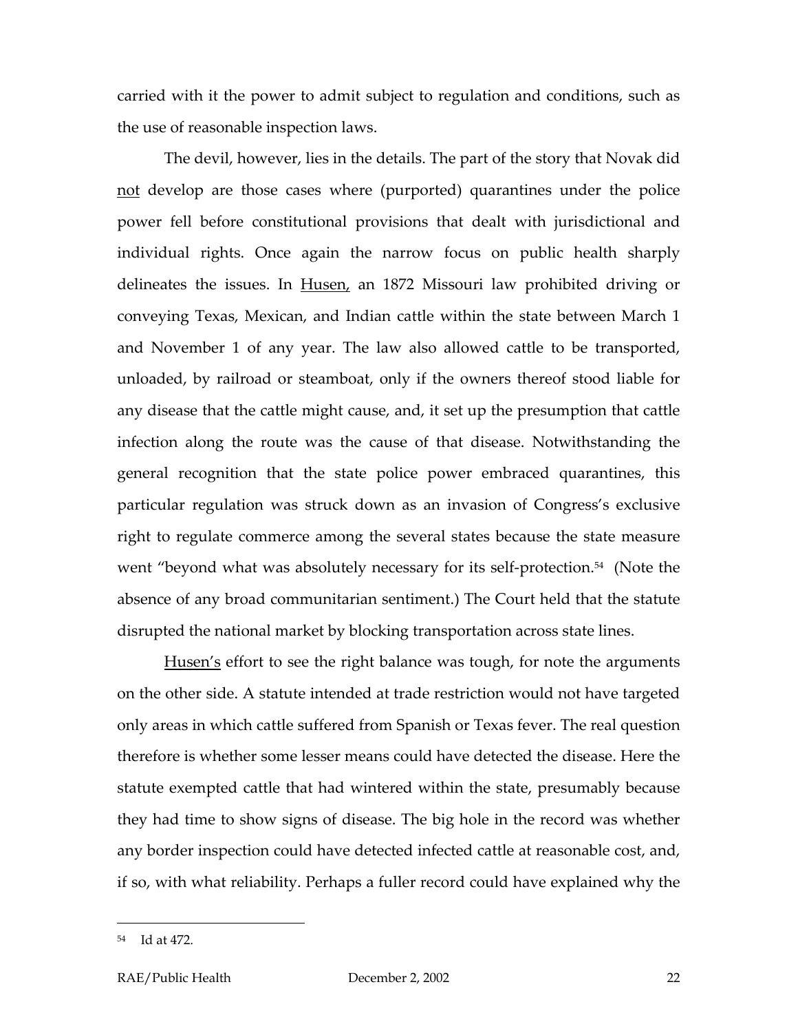carried with it the power to admit subject to regulation and conditions, such as the use of reasonable inspection laws.

The devil, however, lies in the details. The part of the story that Novak did not develop are those cases where (purported) quarantines under the police power fell before constitutional provisions that dealt with jurisdictional and individual rights. Once again the narrow focus on public health sharply delineates the issues. In Husen, an 1872 Missouri law prohibited driving or conveying Texas, Mexican, and Indian cattle within the state between March 1 and November 1 of any year. The law also allowed cattle to be transported, unloaded, by railroad or steamboat, only if the owners thereof stood liable for any disease that the cattle might cause, and, it set up the presumption that cattle infection along the route was the cause of that disease. Notwithstanding the general recognition that the state police power embraced quarantines, this particular regulation was struck down as an invasion of Congress's exclusive right to regulate commerce among the several states because the state measure went "beyond what was absolutely necessary for its self-protection.[54] (Note the absence of any broad communitarian sentiment.) The Court held that the statute disrupted the national market by blocking transportation across state lines.

Husen's effort to see the right balance was tough, for note the arguments on the other side. A statute intended at trade restriction would not have targeted only areas in which cattle suffered from Spanish or Texas fever. The real question therefore is whether some lesser means could have detected the disease. Here the statute exempted cattle that had wintered within the state, presumably because they had time to show signs of disease. The big hole in the record was whether any border inspection could have detected infected cattle at reasonable cost, and, if so, with what reliability. Perhaps a fuller record could have explained why the

---

[54] Id at 472.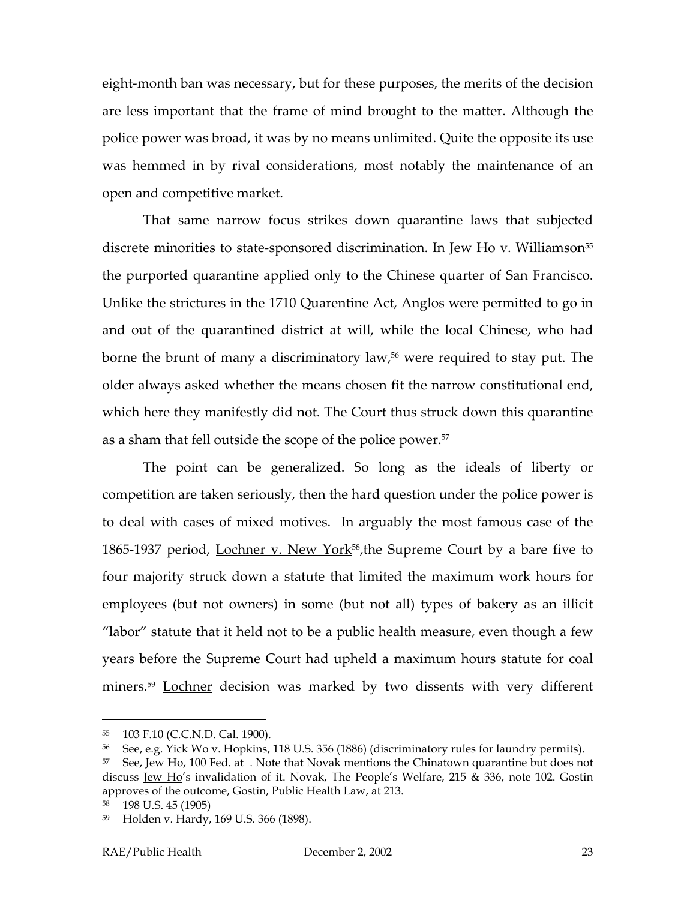eight-month ban was necessary, but for these purposes, the merits of the decision are less important that the frame of mind brought to the matter. Although the police power was broad, it was by no means unlimited. Quite the opposite its use was hemmed in by rival considerations, most notably the maintenance of an open and competitive market.

That same narrow focus strikes down quarantine laws that subjected discrete minorities to state-sponsored discrimination. In Jew Ho v. Williamson[55] the purported quarantine applied only to the Chinese quarter of San Francisco. Unlike the strictures in the 1710 Quarentine Act, Anglos were permitted to go in and out of the quarantined district at will, while the local Chinese, who had borne the brunt of many a discriminatory law,[56] were required to stay put. The older always asked whether the means chosen fit the narrow constitutional end, which here they manifestly did not. The Court thus struck down this quarantine as a sham that fell outside the scope of the police power.[57]

The point can be generalized. So long as the ideals of liberty or competition are taken seriously, then the hard question under the police power is to deal with cases of mixed motives. In arguably the most famous case of the 1865-1937 period, Lochner v. New York[58],the Supreme Court by a bare five to four majority struck down a statute that limited the maximum work hours for employees (but not owners) in some (but not all) types of bakery as an illicit "labor" statute that it held not to be a public health measure, even though a few years before the Supreme Court had upheld a maximum hours statute for coal miners.[59] Lochner decision was marked by two dissents with very different

---

[55] 103 F.10 (C.C.N.D. Cal. 1900).

[56] See, e.g. Yick Wo v. Hopkins, 118 U.S. 356 (1886) (discriminatory rules for laundry permits).

[57] See, Jew Ho, 100 Fed. at . Note that Novak mentions the Chinatown quarantine but does not discuss Jew Ho's invalidation of it. Novak, The People's Welfare, 215 & 336, note 102. Gostin approves of the outcome, Gostin, Public Health Law, at 213.

[58] 198 U.S. 45 (1905)

[59] Holden v. Hardy, 169 U.S. 366 (1898).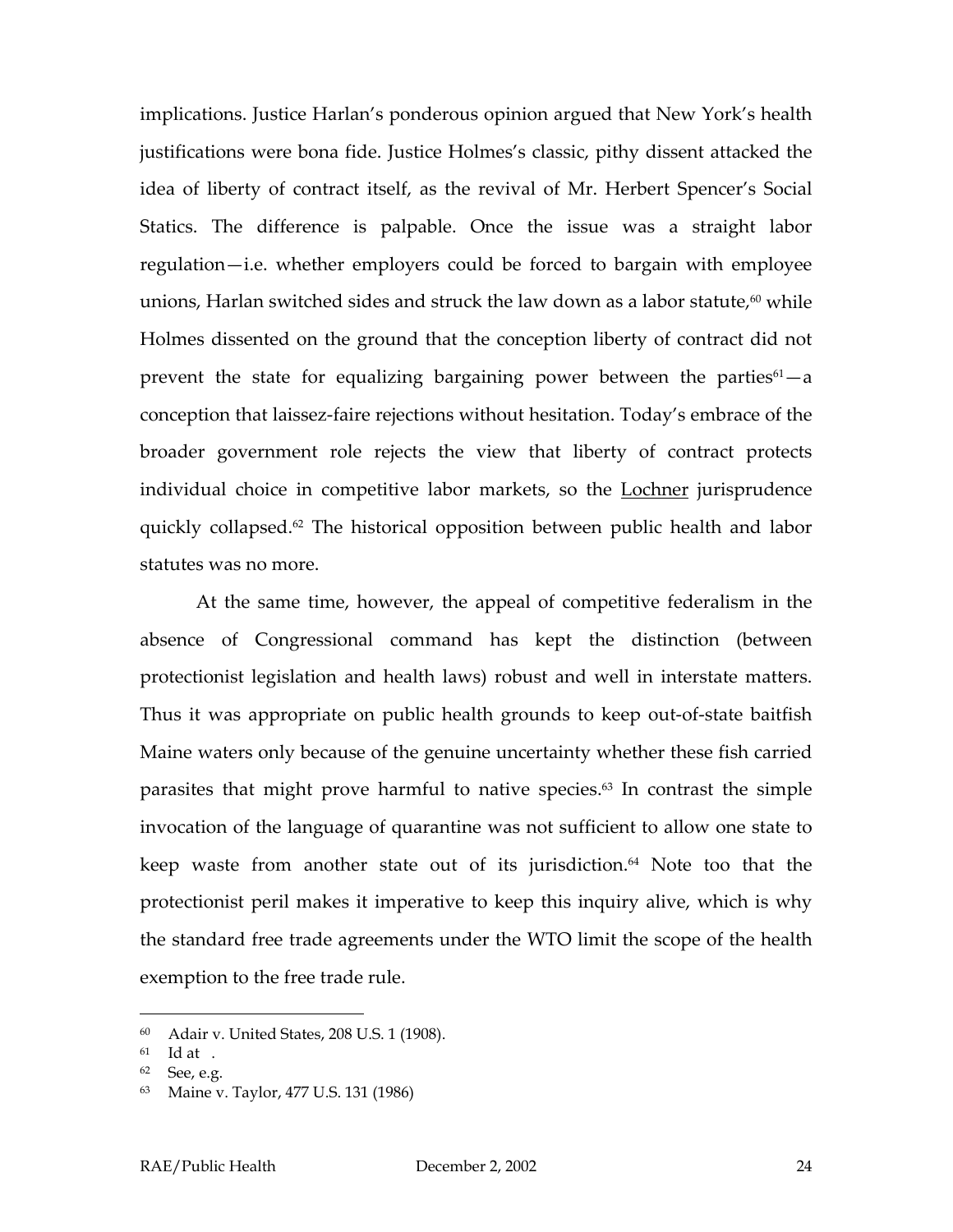implications. Justice Harlan's ponderous opinion argued that New York's health justifications were bona fide. Justice Holmes's classic, pithy dissent attacked the idea of liberty of contract itself, as the revival of Mr. Herbert Spencer's Social Statics. The difference is palpable. Once the issue was a straight labor regulation—i.e. whether employers could be forced to bargain with employee unions, Harlan switched sides and struck the law down as a labor statute,[60] while Holmes dissented on the ground that the conception liberty of contract did not prevent the state for equalizing bargaining power between the parties[61]—a conception that laissez-faire rejections without hesitation. Today's embrace of the broader government role rejects the view that liberty of contract protects individual choice in competitive labor markets, so the Lochner jurisprudence quickly collapsed.[62] The historical opposition between public health and labor statutes was no more.

At the same time, however, the appeal of competitive federalism in the absence of Congressional command has kept the distinction (between protectionist legislation and health laws) robust and well in interstate matters. Thus it was appropriate on public health grounds to keep out-of-state baitfish Maine waters only because of the genuine uncertainty whether these fish carried parasites that might prove harmful to native species.[63] In contrast the simple invocation of the language of quarantine was not sufficient to allow one state to keep waste from another state out of its jurisdiction.[64] Note too that the protectionist peril makes it imperative to keep this inquiry alive, which is why the standard free trade agreements under the WTO limit the scope of the health exemption to the free trade rule.

---

[60] Adair v. United States, 208 U.S. 1 (1908).

[61] Id at .

[62] See, e.g.

[63] Maine v. Taylor, 477 U.S. 131 (1986)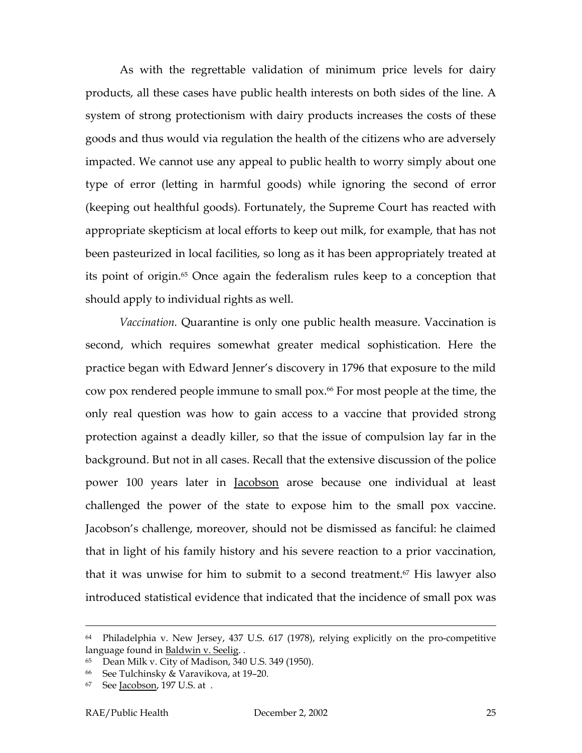As with the regrettable validation of minimum price levels for dairy products, all these cases have public health interests on both sides of the line. A system of strong protectionism with dairy products increases the costs of these goods and thus would via regulation the health of the citizens who are adversely impacted. We cannot use any appeal to public health to worry simply about one type of error (letting in harmful goods) while ignoring the second of error (keeping out healthful goods). Fortunately, the Supreme Court has reacted with appropriate skepticism at local efforts to keep out milk, for example, that has not been pasteurized in local facilities, so long as it has been appropriately treated at its point of origin.[65] Once again the federalism rules keep to a conception that should apply to individual rights as well.

*Vaccination.* Quarantine is only one public health measure. Vaccination is second, which requires somewhat greater medical sophistication. Here the practice began with Edward Jenner's discovery in 1796 that exposure to the mild cow pox rendered people immune to small pox.[66] For most people at the time, the only real question was how to gain access to a vaccine that provided strong protection against a deadly killer, so that the issue of compulsion lay far in the background. But not in all cases. Recall that the extensive discussion of the police power 100 years later in Jacobson arose because one individual at least challenged the power of the state to expose him to the small pox vaccine. Jacobson's challenge, moreover, should not be dismissed as fanciful: he claimed that in light of his family history and his severe reaction to a prior vaccination, that it was unwise for him to submit to a second treatment.[67] His lawyer also introduced statistical evidence that indicated that the incidence of small pox was

---

[64] Philadelphia v. New Jersey, 437 U.S. 617 (1978), relying explicitly on the pro-competitive language found in Baldwin v. Seelig. .

[65] Dean Milk v. City of Madison, 340 U.S. 349 (1950).

[66] See Tulchinsky & Varavikova, at 19–20.

[67] See Jacobson, 197 U.S. at .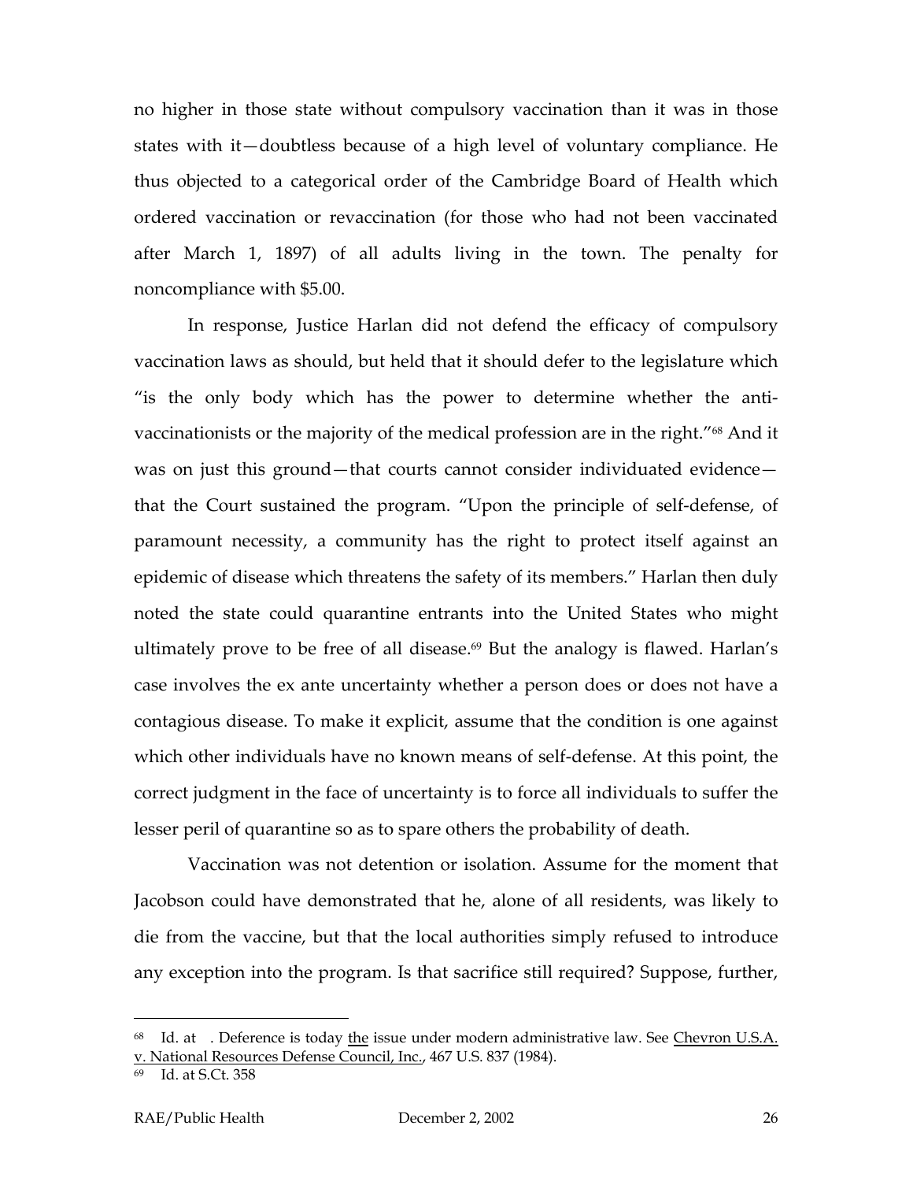no higher in those state without compulsory vaccination than it was in those states with it—doubtless because of a high level of voluntary compliance. He thus objected to a categorical order of the Cambridge Board of Health which ordered vaccination or revaccination (for those who had not been vaccinated after March 1, 1897) of all adults living in the town. The penalty for noncompliance with $5.00.

In response, Justice Harlan did not defend the efficacy of compulsory vaccination laws as should, but held that it should defer to the legislature which "is the only body which has the power to determine whether the anti-vaccinationists or the majority of the medical profession are in the right."[68] And it was on just this ground—that courts cannot consider individuated evidence—that the Court sustained the program. "Upon the principle of self-defense, of paramount necessity, a community has the right to protect itself against an epidemic of disease which threatens the safety of its members." Harlan then duly noted the state could quarantine entrants into the United States who might ultimately prove to be free of all disease.[69] But the analogy is flawed. Harlan's case involves the ex ante uncertainty whether a person does or does not have a contagious disease. To make it explicit, assume that the condition is one against which other individuals have no known means of self-defense. At this point, the correct judgment in the face of uncertainty is to force all individuals to suffer the lesser peril of quarantine so as to spare others the probability of death.

Vaccination was not detention or isolation. Assume for the moment that Jacobson could have demonstrated that he, alone of all residents, was likely to die from the vaccine, but that the local authorities simply refused to introduce any exception into the program. Is that sacrifice still required? Suppose, further,

---

[68] Id. at . Deference is today the issue under modern administrative law. See Chevron U.S.A. v. National Resources Defense Council, Inc., 467 U.S. 837 (1984).

[69] Id. at S.Ct. 358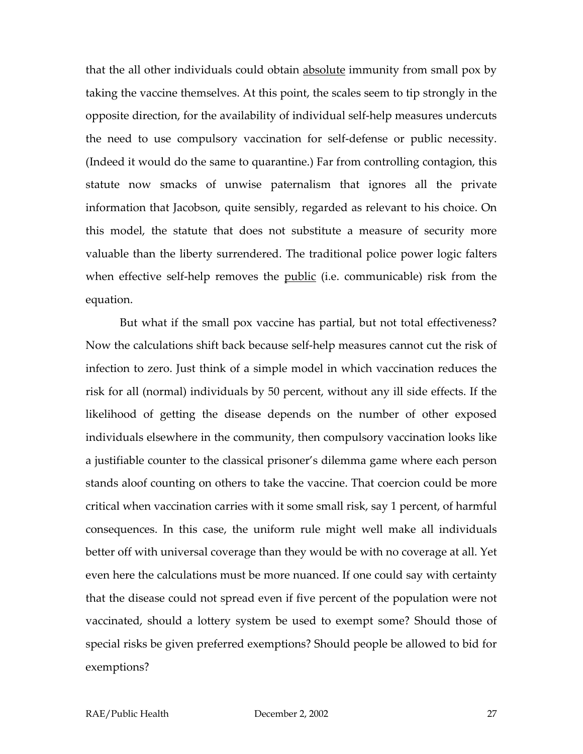that the all other individuals could obtain <u>absolute</u> immunity from small pox by taking the vaccine themselves. At this point, the scales seem to tip strongly in the opposite direction, for the availability of individual self-help measures undercuts the need to use compulsory vaccination for self-defense or public necessity. (Indeed it would do the same to quarantine.) Far from controlling contagion, this statute now smacks of unwise paternalism that ignores all the private information that Jacobson, quite sensibly, regarded as relevant to his choice. On this model, the statute that does not substitute a measure of security more valuable than the liberty surrendered. The traditional police power logic falters when effective self-help removes the <u>public</u> (i.e. communicable) risk from the equation.

But what if the small pox vaccine has partial, but not total effectiveness? Now the calculations shift back because self-help measures cannot cut the risk of infection to zero. Just think of a simple model in which vaccination reduces the risk for all (normal) individuals by 50 percent, without any ill side effects. If the likelihood of getting the disease depends on the number of other exposed individuals elsewhere in the community, then compulsory vaccination looks like a justifiable counter to the classical prisoner's dilemma game where each person stands aloof counting on others to take the vaccine. That coercion could be more critical when vaccination carries with it some small risk, say 1 percent, of harmful consequences. In this case, the uniform rule might well make all individuals better off with universal coverage than they would be with no coverage at all. Yet even here the calculations must be more nuanced. If one could say with certainty that the disease could not spread even if five percent of the population were not vaccinated, should a lottery system be used to exempt some? Should those of special risks be given preferred exemptions? Should people be allowed to bid for exemptions?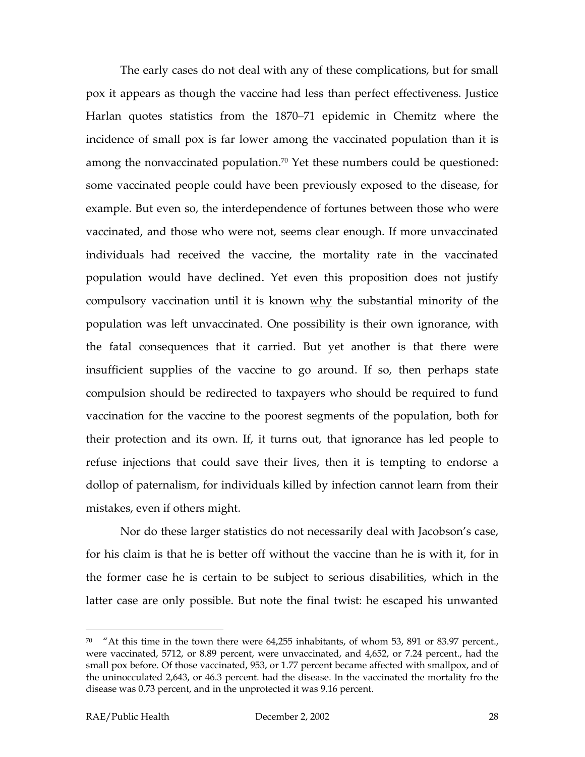The early cases do not deal with any of these complications, but for small pox it appears as though the vaccine had less than perfect effectiveness. Justice Harlan quotes statistics from the 1870–71 epidemic in Chemitz where the incidence of small pox is far lower among the vaccinated population than it is among the nonvaccinated population.[70] Yet these numbers could be questioned: some vaccinated people could have been previously exposed to the disease, for example. But even so, the interdependence of fortunes between those who were vaccinated, and those who were not, seems clear enough. If more unvaccinated individuals had received the vaccine, the mortality rate in the vaccinated population would have declined. Yet even this proposition does not justify compulsory vaccination until it is known <u>why</u> the substantial minority of the population was left unvaccinated. One possibility is their own ignorance, with the fatal consequences that it carried. But yet another is that there were insufficient supplies of the vaccine to go around. If so, then perhaps state compulsion should be redirected to taxpayers who should be required to fund vaccination for the vaccine to the poorest segments of the population, both for their protection and its own. If, it turns out, that ignorance has led people to refuse injections that could save their lives, then it is tempting to endorse a dollop of paternalism, for individuals killed by infection cannot learn from their mistakes, even if others might.

Nor do these larger statistics do not necessarily deal with Jacobson's case, for his claim is that he is better off without the vaccine than he is with it, for in the former case he is certain to be subject to serious disabilities, which in the latter case are only possible. But note the final twist: he escaped his unwanted

---

[70] "At this time in the town there were 64,255 inhabitants, of whom 53, 891 or 83.97 percent., were vaccinated, 5712, or 8.89 percent, were unvaccinated, and 4,652, or 7.24 percent., had the small pox before. Of those vaccinated, 953, or 1.77 percent became affected with smallpox, and of the uninocculated 2,643, or 46.3 percent. had the disease. In the vaccinated the mortality fro the disease was 0.73 percent, and in the unprotected it was 9.16 percent.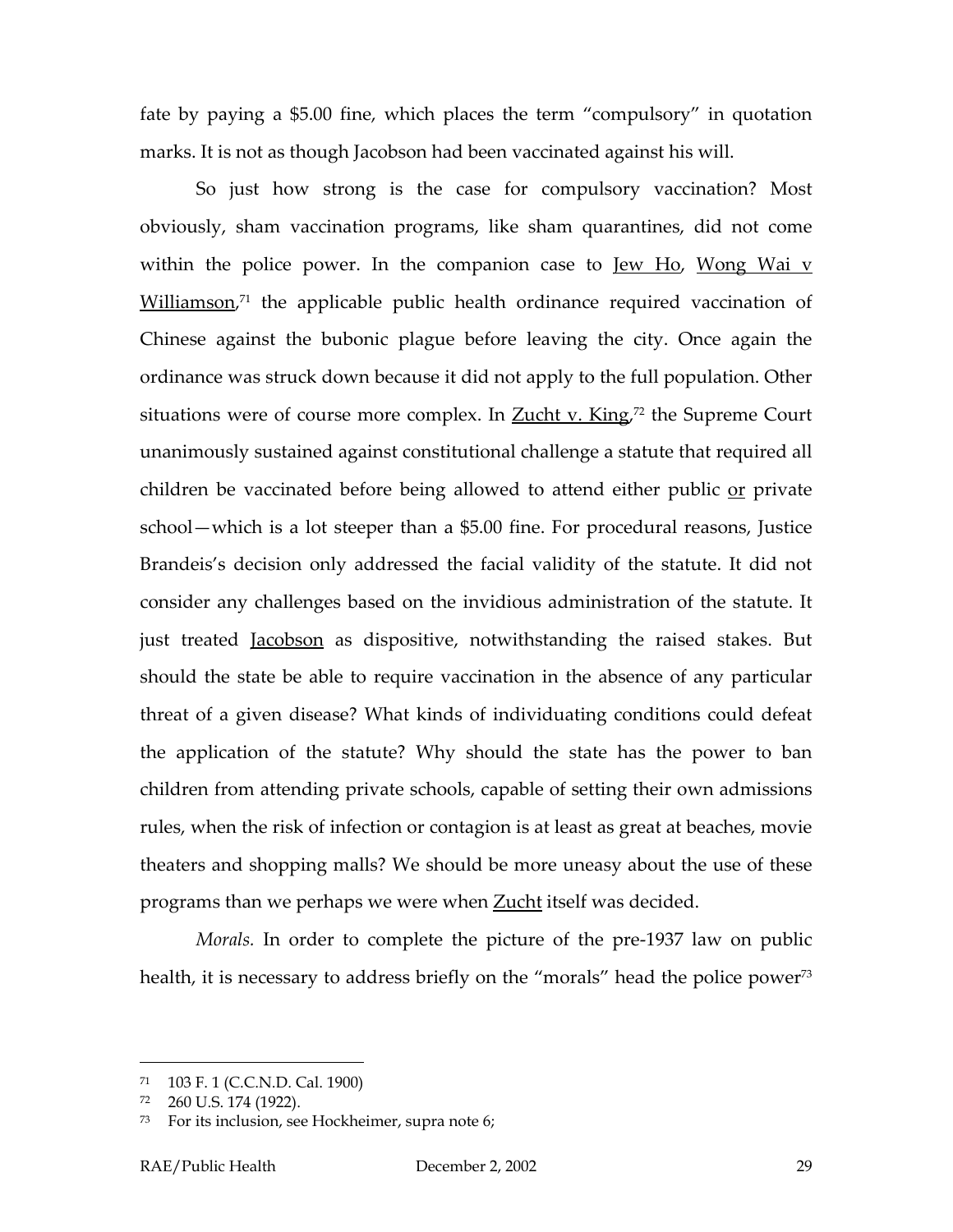fate by paying a $5.00 fine, which places the term "compulsory" in quotation marks. It is not as though Jacobson had been vaccinated against his will.

So just how strong is the case for compulsory vaccination? Most obviously, sham vaccination programs, like sham quarantines, did not come within the police power. In the companion case to Jew Ho, Wong Wai v Williamson,[71] the applicable public health ordinance required vaccination of Chinese against the bubonic plague before leaving the city. Once again the ordinance was struck down because it did not apply to the full population. Other situations were of course more complex. In Zucht v. King,[72] the Supreme Court unanimously sustained against constitutional challenge a statute that required all children be vaccinated before being allowed to attend either public or private school—which is a lot steeper than a $5.00 fine. For procedural reasons, Justice Brandeis's decision only addressed the facial validity of the statute. It did not consider any challenges based on the invidious administration of the statute. It just treated Jacobson as dispositive, notwithstanding the raised stakes. But should the state be able to require vaccination in the absence of any particular threat of a given disease? What kinds of individuating conditions could defeat the application of the statute? Why should the state has the power to ban children from attending private schools, capable of setting their own admissions rules, when the risk of infection or contagion is at least as great at beaches, movie theaters and shopping malls? We should be more uneasy about the use of these programs than we perhaps we were when Zucht itself was decided.

*Morals.* In order to complete the picture of the pre-1937 law on public health, it is necessary to address briefly on the "morals" head the police power[73]

---

[71] 103 F. 1 (C.C.N.D. Cal. 1900)

[72] 260 U.S. 174 (1922).

[73] For its inclusion, see Hockheimer, supra note 6;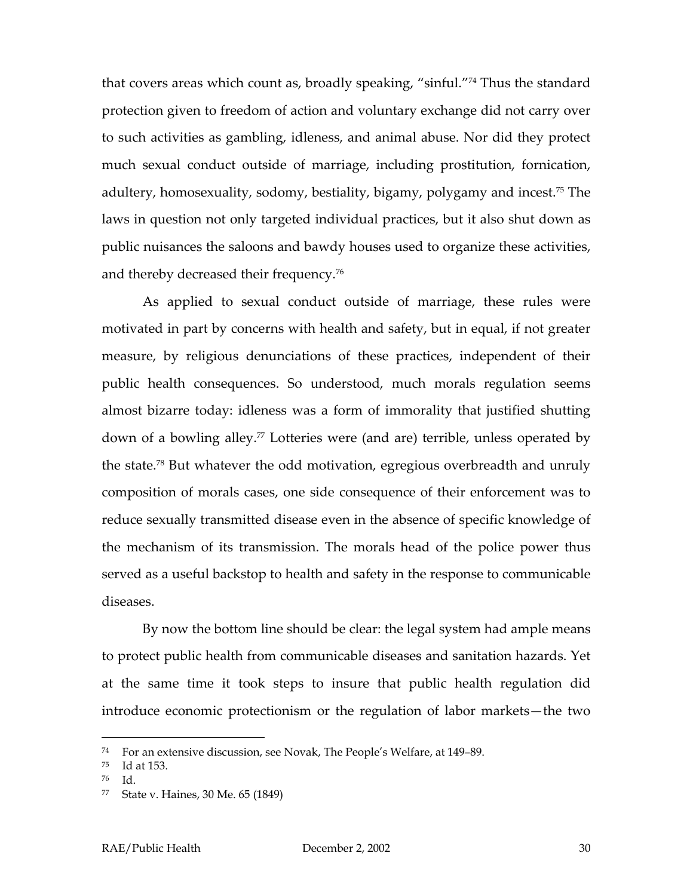that covers areas which count as, broadly speaking, "sinful."[74] Thus the standard protection given to freedom of action and voluntary exchange did not carry over to such activities as gambling, idleness, and animal abuse. Nor did they protect much sexual conduct outside of marriage, including prostitution, fornication, adultery, homosexuality, sodomy, bestiality, bigamy, polygamy and incest.[75] The laws in question not only targeted individual practices, but it also shut down as public nuisances the saloons and bawdy houses used to organize these activities, and thereby decreased their frequency.[76]

As applied to sexual conduct outside of marriage, these rules were motivated in part by concerns with health and safety, but in equal, if not greater measure, by religious denunciations of these practices, independent of their public health consequences. So understood, much morals regulation seems almost bizarre today: idleness was a form of immorality that justified shutting down of a bowling alley.[77] Lotteries were (and are) terrible, unless operated by the state.[78] But whatever the odd motivation, egregious overbreadth and unruly composition of morals cases, one side consequence of their enforcement was to reduce sexually transmitted disease even in the absence of specific knowledge of the mechanism of its transmission. The morals head of the police power thus served as a useful backstop to health and safety in the response to communicable diseases.

By now the bottom line should be clear: the legal system had ample means to protect public health from communicable diseases and sanitation hazards. Yet at the same time it took steps to insure that public health regulation did introduce economic protectionism or the regulation of labor markets—the two

---

[74] For an extensive discussion, see Novak, The People's Welfare, at 149–89.

[75] Id at 153.

[76] Id.

[77] State v. Haines, 30 Me. 65 (1849)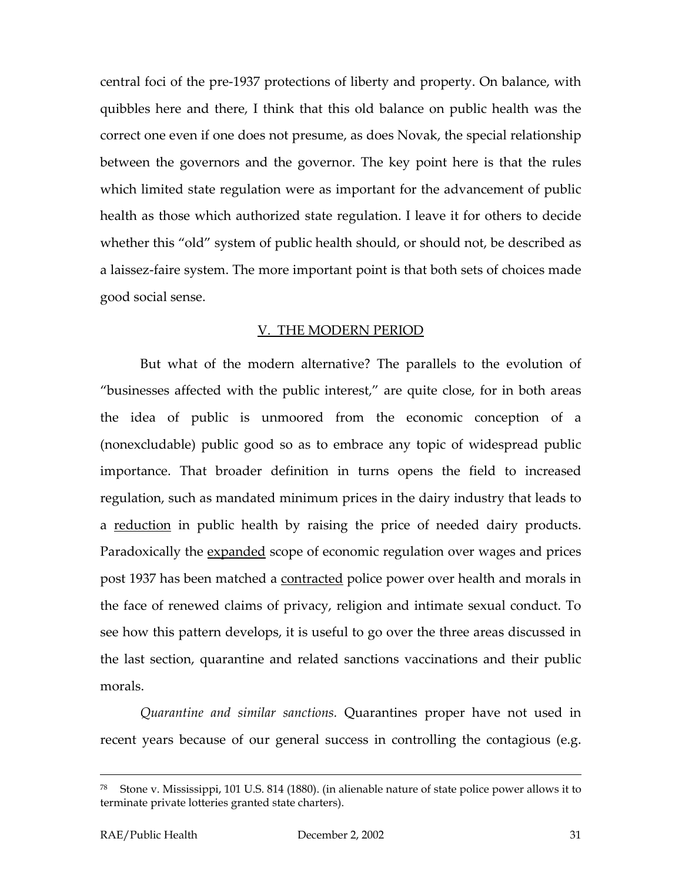central foci of the pre-1937 protections of liberty and property. On balance, with quibbles here and there, I think that this old balance on public health was the correct one even if one does not presume, as does Novak, the special relationship between the governors and the governor. The key point here is that the rules which limited state regulation were as important for the advancement of public health as those which authorized state regulation. I leave it for others to decide whether this "old" system of public health should, or should not, be described as a laissez-faire system. The more important point is that both sets of choices made good social sense.

## V. THE MODERN PERIOD

But what of the modern alternative? The parallels to the evolution of "businesses affected with the public interest," are quite close, for in both areas the idea of public is unmoored from the economic conception of a (nonexcludable) public good so as to embrace any topic of widespread public importance. That broader definition in turns opens the field to increased regulation, such as mandated minimum prices in the dairy industry that leads to a <u>reduction</u> in public health by raising the price of needed dairy products. Paradoxically the <u>expanded</u> scope of economic regulation over wages and prices post 1937 has been matched a <u>contracted</u> police power over health and morals in the face of renewed claims of privacy, religion and intimate sexual conduct. To see how this pattern develops, it is useful to go over the three areas discussed in the last section, quarantine and related sanctions vaccinations and their public morals.

*Quarantine and similar sanctions.* Quarantines proper have not used in recent years because of our general success in controlling the contagious (e.g.

---

[78] Stone v. Mississippi, 101 U.S. 814 (1880). (in alienable nature of state police power allows it to terminate private lotteries granted state charters).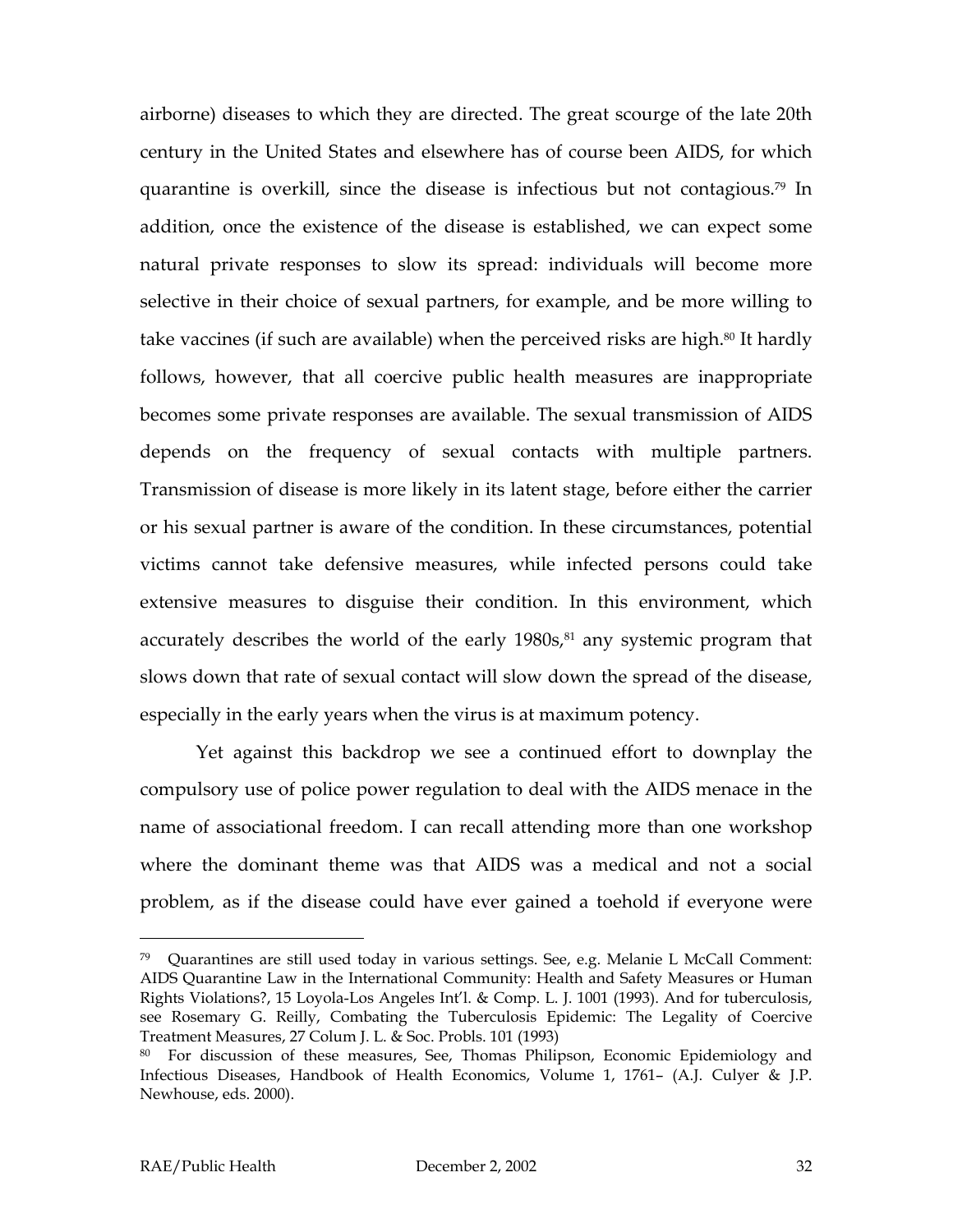airborne) diseases to which they are directed. The great scourge of the late 20th century in the United States and elsewhere has of course been AIDS, for which quarantine is overkill, since the disease is infectious but not contagious.[79] In addition, once the existence of the disease is established, we can expect some natural private responses to slow its spread: individuals will become more selective in their choice of sexual partners, for example, and be more willing to take vaccines (if such are available) when the perceived risks are high.[80] It hardly follows, however, that all coercive public health measures are inappropriate becomes some private responses are available. The sexual transmission of AIDS depends on the frequency of sexual contacts with multiple partners. Transmission of disease is more likely in its latent stage, before either the carrier or his sexual partner is aware of the condition. In these circumstances, potential victims cannot take defensive measures, while infected persons could take extensive measures to disguise their condition. In this environment, which accurately describes the world of the early 1980s,[81] any systemic program that slows down that rate of sexual contact will slow down the spread of the disease, especially in the early years when the virus is at maximum potency.

Yet against this backdrop we see a continued effort to downplay the compulsory use of police power regulation to deal with the AIDS menace in the name of associational freedom. I can recall attending more than one workshop where the dominant theme was that AIDS was a medical and not a social problem, as if the disease could have ever gained a toehold if everyone were

---

[79] Quarantines are still used today in various settings. See, e.g. Melanie L McCall Comment: AIDS Quarantine Law in the International Community: Health and Safety Measures or Human Rights Violations?, 15 Loyola-Los Angeles Int'l. & Comp. L. J. 1001 (1993). And for tuberculosis, see Rosemary G. Reilly, Combating the Tuberculosis Epidemic: The Legality of Coercive Treatment Measures, 27 Colum J. L. & Soc. Probls. 101 (1993)

[80] For discussion of these measures, See, Thomas Philipson, Economic Epidemiology and Infectious Diseases, Handbook of Health Economics, Volume 1, 1761– (A.J. Culyer & J.P. Newhouse, eds. 2000).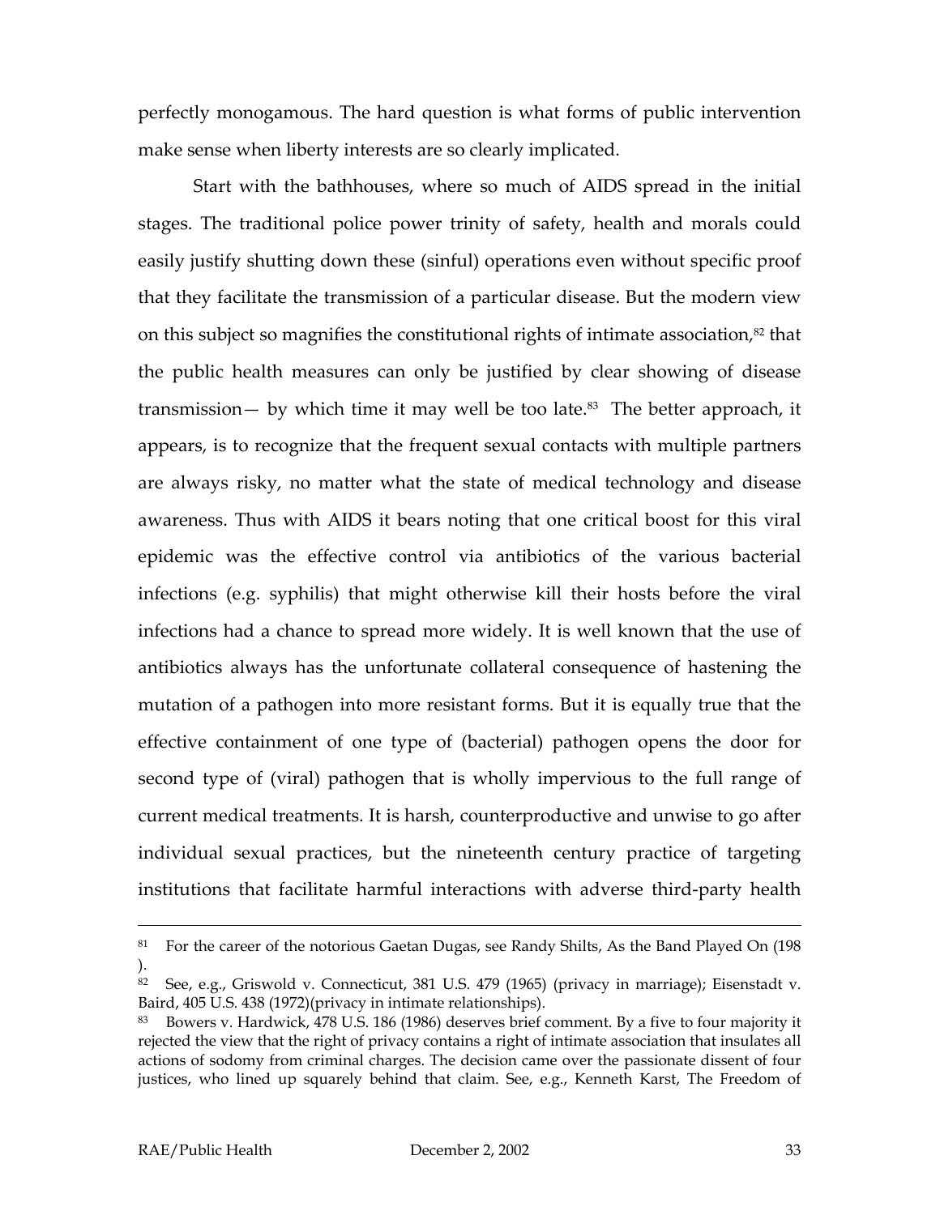perfectly monogamous. The hard question is what forms of public intervention make sense when liberty interests are so clearly implicated.

Start with the bathhouses, where so much of AIDS spread in the initial stages. The traditional police power trinity of safety, health and morals could easily justify shutting down these (sinful) operations even without specific proof that they facilitate the transmission of a particular disease. But the modern view on this subject so magnifies the constitutional rights of intimate association,[82] that the public health measures can only be justified by clear showing of disease transmission— by which time it may well be too late.[83] The better approach, it appears, is to recognize that the frequent sexual contacts with multiple partners are always risky, no matter what the state of medical technology and disease awareness. Thus with AIDS it bears noting that one critical boost for this viral epidemic was the effective control via antibiotics of the various bacterial infections (e.g. syphilis) that might otherwise kill their hosts before the viral infections had a chance to spread more widely. It is well known that the use of antibiotics always has the unfortunate collateral consequence of hastening the mutation of a pathogen into more resistant forms. But it is equally true that the effective containment of one type of (bacterial) pathogen opens the door for second type of (viral) pathogen that is wholly impervious to the full range of current medical treatments. It is harsh, counterproductive and unwise to go after individual sexual practices, but the nineteenth century practice of targeting institutions that facilitate harmful interactions with adverse third-party health

---

[81] For the career of the notorious Gaetan Dugas, see Randy Shilts, As the Band Played On (198 ).

[82] See, e.g., Griswold v. Connecticut, 381 U.S. 479 (1965) (privacy in marriage); Eisenstadt v. Baird, 405 U.S. 438 (1972)(privacy in intimate relationships).

[83] Bowers v. Hardwick, 478 U.S. 186 (1986) deserves brief comment. By a five to four majority it rejected the view that the right of privacy contains a right of intimate association that insulates all actions of sodomy from criminal charges. The decision came over the passionate dissent of four justices, who lined up squarely behind that claim. See, e.g., Kenneth Karst, The Freedom of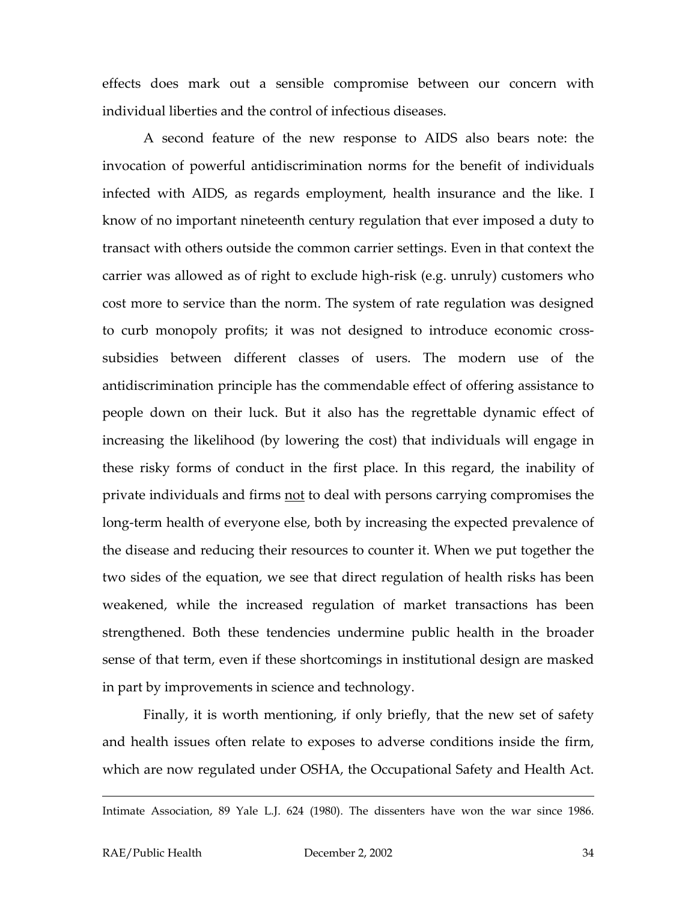effects does mark out a sensible compromise between our concern with individual liberties and the control of infectious diseases.

A second feature of the new response to AIDS also bears note: the invocation of powerful antidiscrimination norms for the benefit of individuals infected with AIDS, as regards employment, health insurance and the like. I know of no important nineteenth century regulation that ever imposed a duty to transact with others outside the common carrier settings. Even in that context the carrier was allowed as of right to exclude high-risk (e.g. unruly) customers who cost more to service than the norm. The system of rate regulation was designed to curb monopoly profits; it was not designed to introduce economic cross-subsidies between different classes of users. The modern use of the antidiscrimination principle has the commendable effect of offering assistance to people down on their luck. But it also has the regrettable dynamic effect of increasing the likelihood (by lowering the cost) that individuals will engage in these risky forms of conduct in the first place. In this regard, the inability of private individuals and firms <u>not</u> to deal with persons carrying compromises the long-term health of everyone else, both by increasing the expected prevalence of the disease and reducing their resources to counter it. When we put together the two sides of the equation, we see that direct regulation of health risks has been weakened, while the increased regulation of market transactions has been strengthened. Both these tendencies undermine public health in the broader sense of that term, even if these shortcomings in institutional design are masked in part by improvements in science and technology.

Finally, it is worth mentioning, if only briefly, that the new set of safety and health issues often relate to exposes to adverse conditions inside the firm, which are now regulated under OSHA, the Occupational Safety and Health Act.

---

Intimate Association, 89 Yale L.J. 624 (1980). The dissenters have won the war since 1986.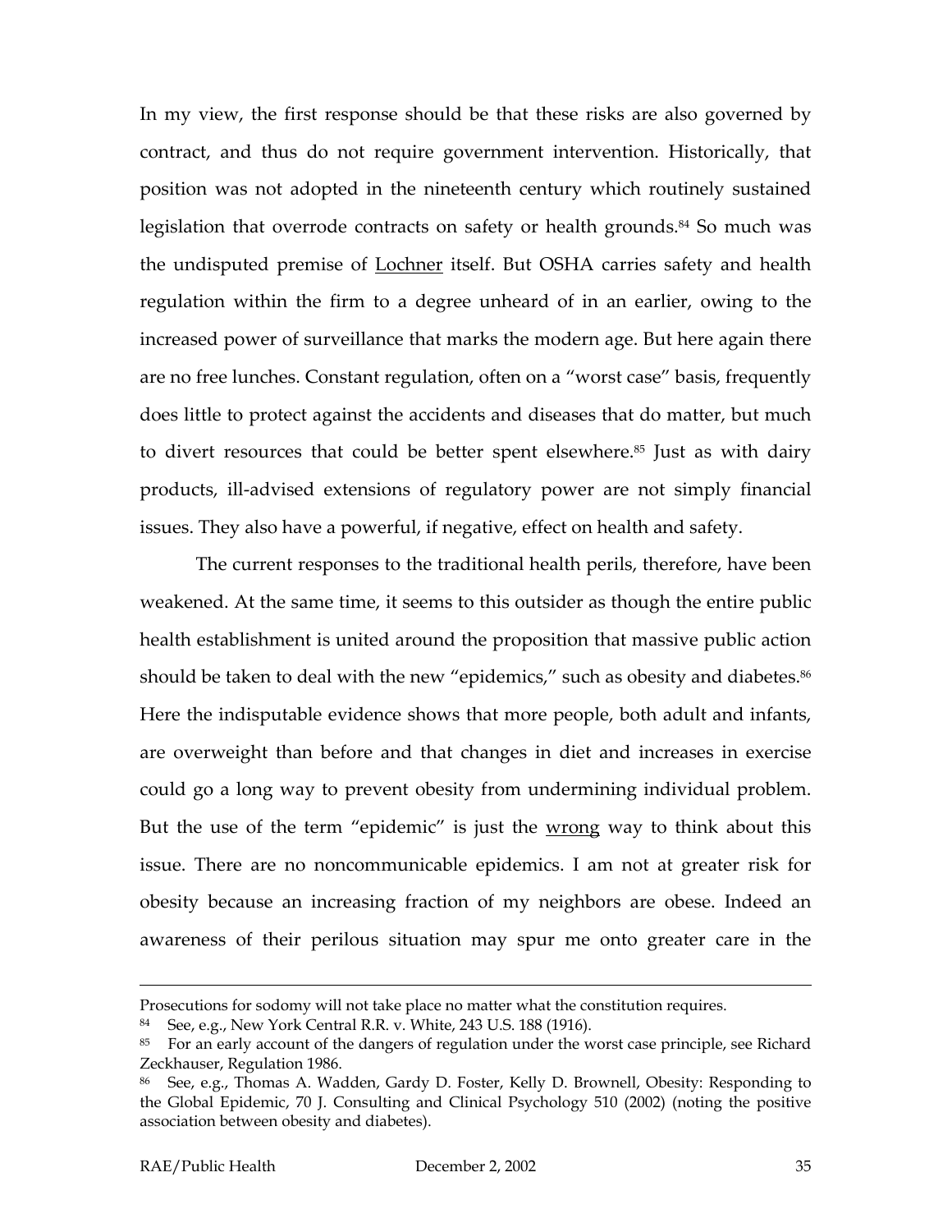In my view, the first response should be that these risks are also governed by contract, and thus do not require government intervention. Historically, that position was not adopted in the nineteenth century which routinely sustained legislation that overrode contracts on safety or health grounds.[84] So much was the undisputed premise of Lochner itself. But OSHA carries safety and health regulation within the firm to a degree unheard of in an earlier, owing to the increased power of surveillance that marks the modern age. But here again there are no free lunches. Constant regulation, often on a "worst case" basis, frequently does little to protect against the accidents and diseases that do matter, but much to divert resources that could be better spent elsewhere.[85] Just as with dairy products, ill-advised extensions of regulatory power are not simply financial issues. They also have a powerful, if negative, effect on health and safety.

The current responses to the traditional health perils, therefore, have been weakened. At the same time, it seems to this outsider as though the entire public health establishment is united around the proposition that massive public action should be taken to deal with the new "epidemics," such as obesity and diabetes.[86] Here the indisputable evidence shows that more people, both adult and infants, are overweight than before and that changes in diet and increases in exercise could go a long way to prevent obesity from undermining individual problem. But the use of the term "epidemic" is just the wrong way to think about this issue. There are no noncommunicable epidemics. I am not at greater risk for obesity because an increasing fraction of my neighbors are obese. Indeed an awareness of their perilous situation may spur me onto greater care in the

---

Prosecutions for sodomy will not take place no matter what the constitution requires.

[84] See, e.g., New York Central R.R. v. White, 243 U.S. 188 (1916).

[85] For an early account of the dangers of regulation under the worst case principle, see Richard Zeckhauser, Regulation 1986.

[86] See, e.g., Thomas A. Wadden, Gardy D. Foster, Kelly D. Brownell, Obesity: Responding to the Global Epidemic, 70 J. Consulting and Clinical Psychology 510 (2002) (noting the positive association between obesity and diabetes).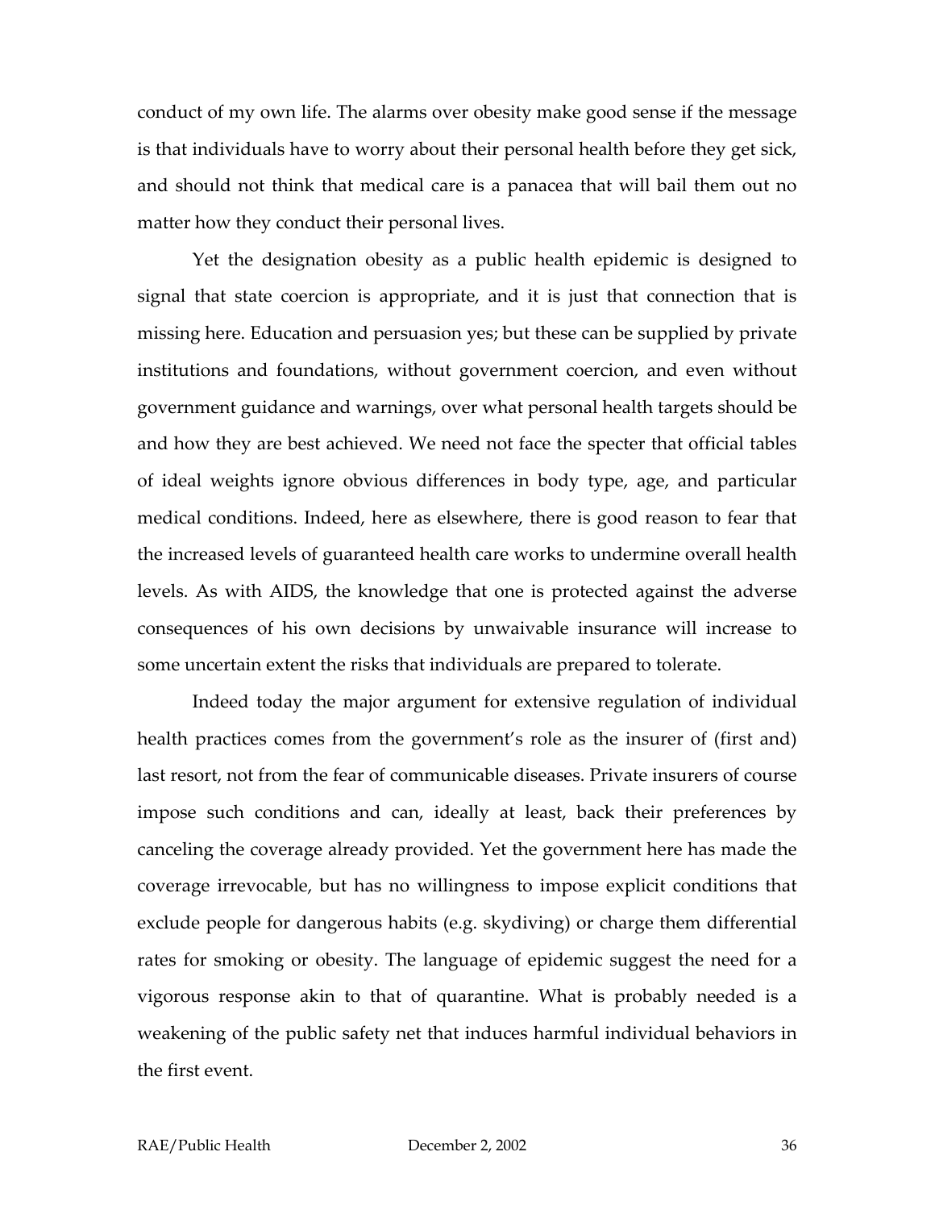conduct of my own life. The alarms over obesity make good sense if the message is that individuals have to worry about their personal health before they get sick, and should not think that medical care is a panacea that will bail them out no matter how they conduct their personal lives.

Yet the designation obesity as a public health epidemic is designed to signal that state coercion is appropriate, and it is just that connection that is missing here. Education and persuasion yes; but these can be supplied by private institutions and foundations, without government coercion, and even without government guidance and warnings, over what personal health targets should be and how they are best achieved. We need not face the specter that official tables of ideal weights ignore obvious differences in body type, age, and particular medical conditions. Indeed, here as elsewhere, there is good reason to fear that the increased levels of guaranteed health care works to undermine overall health levels. As with AIDS, the knowledge that one is protected against the adverse consequences of his own decisions by unwaivable insurance will increase to some uncertain extent the risks that individuals are prepared to tolerate.

Indeed today the major argument for extensive regulation of individual health practices comes from the government's role as the insurer of (first and) last resort, not from the fear of communicable diseases. Private insurers of course impose such conditions and can, ideally at least, back their preferences by canceling the coverage already provided. Yet the government here has made the coverage irrevocable, but has no willingness to impose explicit conditions that exclude people for dangerous habits (e.g. skydiving) or charge them differential rates for smoking or obesity. The language of epidemic suggest the need for a vigorous response akin to that of quarantine. What is probably needed is a weakening of the public safety net that induces harmful individual behaviors in the first event.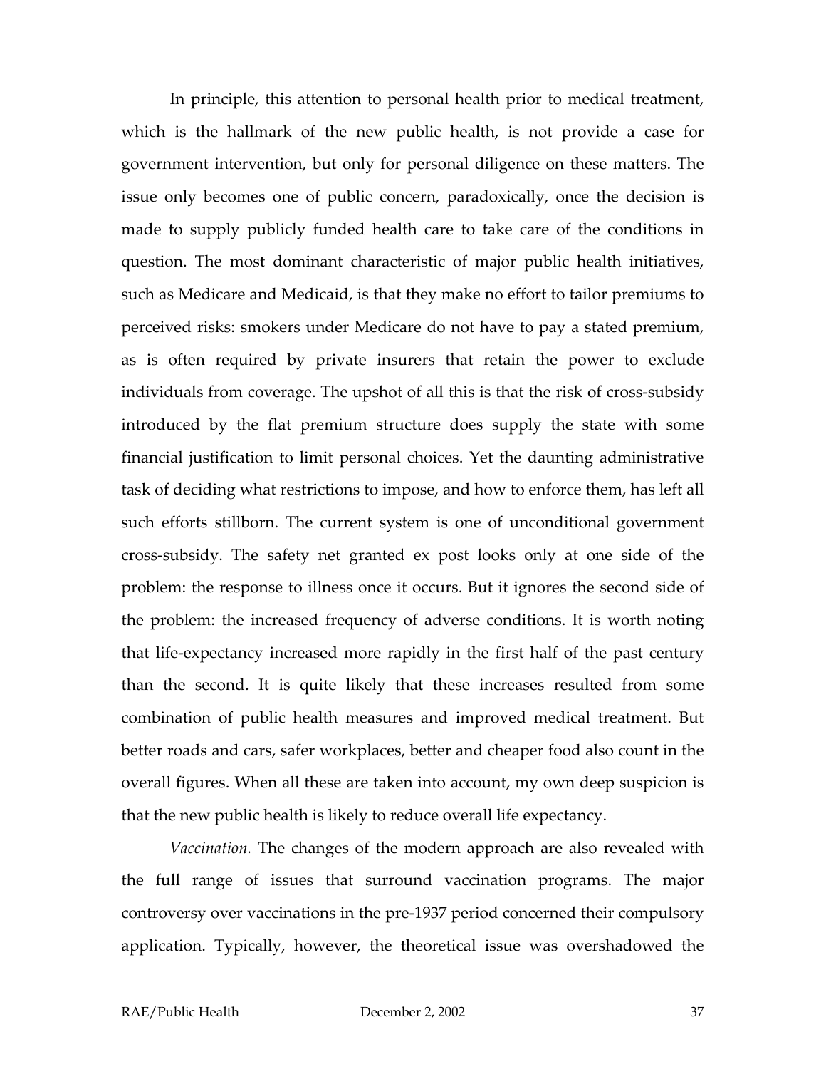In principle, this attention to personal health prior to medical treatment, which is the hallmark of the new public health, is not provide a case for government intervention, but only for personal diligence on these matters. The issue only becomes one of public concern, paradoxically, once the decision is made to supply publicly funded health care to take care of the conditions in question. The most dominant characteristic of major public health initiatives, such as Medicare and Medicaid, is that they make no effort to tailor premiums to perceived risks: smokers under Medicare do not have to pay a stated premium, as is often required by private insurers that retain the power to exclude individuals from coverage. The upshot of all this is that the risk of cross-subsidy introduced by the flat premium structure does supply the state with some financial justification to limit personal choices. Yet the daunting administrative task of deciding what restrictions to impose, and how to enforce them, has left all such efforts stillborn. The current system is one of unconditional government cross-subsidy. The safety net granted ex post looks only at one side of the problem: the response to illness once it occurs. But it ignores the second side of the problem: the increased frequency of adverse conditions. It is worth noting that life-expectancy increased more rapidly in the first half of the past century than the second. It is quite likely that these increases resulted from some combination of public health measures and improved medical treatment. But better roads and cars, safer workplaces, better and cheaper food also count in the overall figures. When all these are taken into account, my own deep suspicion is that the new public health is likely to reduce overall life expectancy.

*Vaccination.* The changes of the modern approach are also revealed with the full range of issues that surround vaccination programs. The major controversy over vaccinations in the pre-1937 period concerned their compulsory application. Typically, however, the theoretical issue was overshadowed the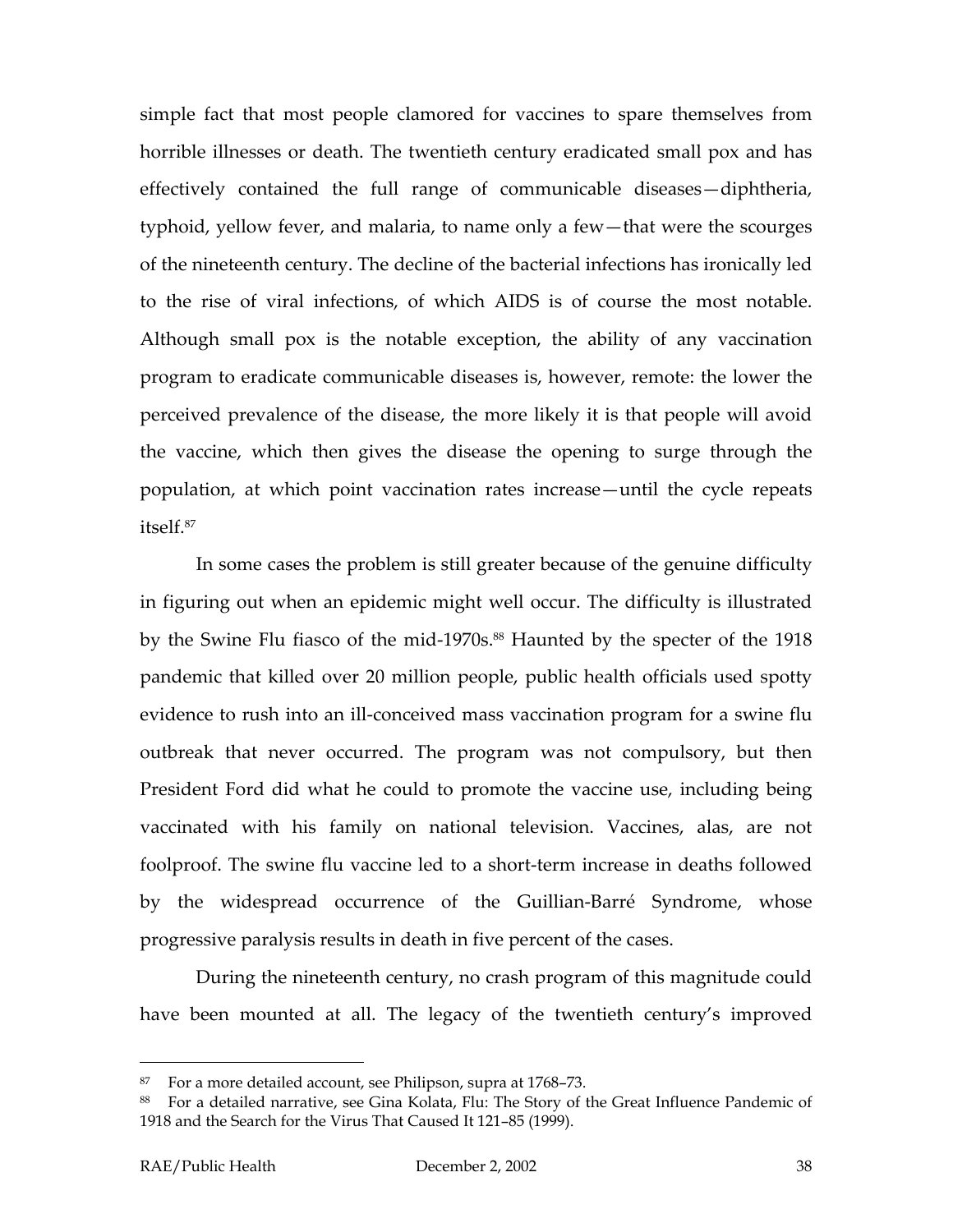simple fact that most people clamored for vaccines to spare themselves from horrible illnesses or death. The twentieth century eradicated small pox and has effectively contained the full range of communicable diseases—diphtheria, typhoid, yellow fever, and malaria, to name only a few—that were the scourges of the nineteenth century. The decline of the bacterial infections has ironically led to the rise of viral infections, of which AIDS is of course the most notable. Although small pox is the notable exception, the ability of any vaccination program to eradicate communicable diseases is, however, remote: the lower the perceived prevalence of the disease, the more likely it is that people will avoid the vaccine, which then gives the disease the opening to surge through the population, at which point vaccination rates increase—until the cycle repeats itself.[87]

In some cases the problem is still greater because of the genuine difficulty in figuring out when an epidemic might well occur. The difficulty is illustrated by the Swine Flu fiasco of the mid-1970s.[88] Haunted by the specter of the 1918 pandemic that killed over 20 million people, public health officials used spotty evidence to rush into an ill-conceived mass vaccination program for a swine flu outbreak that never occurred. The program was not compulsory, but then President Ford did what he could to promote the vaccine use, including being vaccinated with his family on national television. Vaccines, alas, are not foolproof. The swine flu vaccine led to a short-term increase in deaths followed by the widespread occurrence of the Guillian-Barré Syndrome, whose progressive paralysis results in death in five percent of the cases.

During the nineteenth century, no crash program of this magnitude could have been mounted at all. The legacy of the twentieth century's improved

---

[87] For a more detailed account, see Philipson, supra at 1768–73.

[88] For a detailed narrative, see Gina Kolata, Flu: The Story of the Great Influence Pandemic of 1918 and the Search for the Virus That Caused It 121–85 (1999).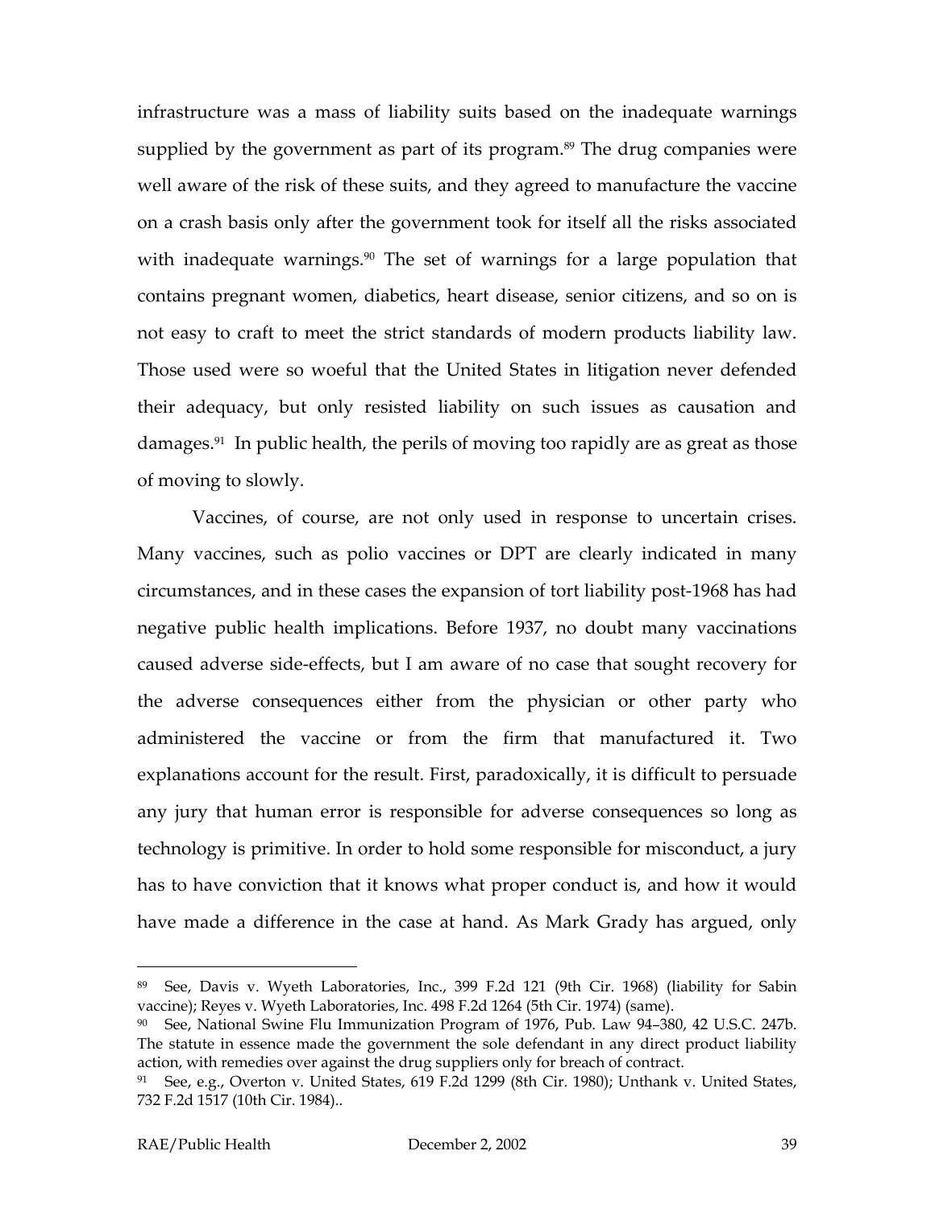infrastructure was a mass of liability suits based on the inadequate warnings supplied by the government as part of its program.[89] The drug companies were well aware of the risk of these suits, and they agreed to manufacture the vaccine on a crash basis only after the government took for itself all the risks associated with inadequate warnings.[90] The set of warnings for a large population that contains pregnant women, diabetics, heart disease, senior citizens, and so on is not easy to craft to meet the strict standards of modern products liability law. Those used were so woeful that the United States in litigation never defended their adequacy, but only resisted liability on such issues as causation and damages.[91] In public health, the perils of moving too rapidly are as great as those of moving to slowly.

Vaccines, of course, are not only used in response to uncertain crises. Many vaccines, such as polio vaccines or DPT are clearly indicated in many circumstances, and in these cases the expansion of tort liability post-1968 has had negative public health implications. Before 1937, no doubt many vaccinations caused adverse side-effects, but I am aware of no case that sought recovery for the adverse consequences either from the physician or other party who administered the vaccine or from the firm that manufactured it. Two explanations account for the result. First, paradoxically, it is difficult to persuade any jury that human error is responsible for adverse consequences so long as technology is primitive. In order to hold some responsible for misconduct, a jury has to have conviction that it knows what proper conduct is, and how it would have made a difference in the case at hand. As Mark Grady has argued, only

---

[89] See, Davis v. Wyeth Laboratories, Inc., 399 F.2d 121 (9th Cir. 1968) (liability for Sabin vaccine); Reyes v. Wyeth Laboratories, Inc. 498 F.2d 1264 (5th Cir. 1974) (same).

[90] See, National Swine Flu Immunization Program of 1976, Pub. Law 94–380, 42 U.S.C. 247b. The statute in essence made the government the sole defendant in any direct product liability action, with remedies over against the drug suppliers only for breach of contract.

[91] See, e.g., Overton v. United States, 619 F.2d 1299 (8th Cir. 1980); Unthank v. United States, 732 F.2d 1517 (10th Cir. 1984)..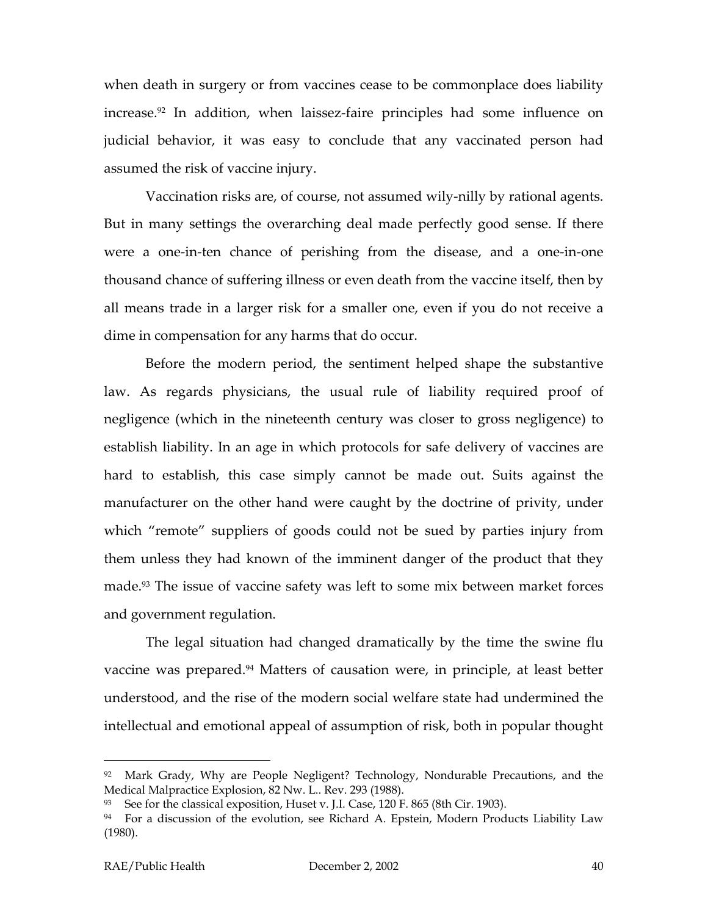when death in surgery or from vaccines cease to be commonplace does liability increase.[92] In addition, when laissez-faire principles had some influence on judicial behavior, it was easy to conclude that any vaccinated person had assumed the risk of vaccine injury.

Vaccination risks are, of course, not assumed wily-nilly by rational agents. But in many settings the overarching deal made perfectly good sense. If there were a one-in-ten chance of perishing from the disease, and a one-in-one thousand chance of suffering illness or even death from the vaccine itself, then by all means trade in a larger risk for a smaller one, even if you do not receive a dime in compensation for any harms that do occur.

Before the modern period, the sentiment helped shape the substantive law. As regards physicians, the usual rule of liability required proof of negligence (which in the nineteenth century was closer to gross negligence) to establish liability. In an age in which protocols for safe delivery of vaccines are hard to establish, this case simply cannot be made out. Suits against the manufacturer on the other hand were caught by the doctrine of privity, under which "remote" suppliers of goods could not be sued by parties injury from them unless they had known of the imminent danger of the product that they made.[93] The issue of vaccine safety was left to some mix between market forces and government regulation.

The legal situation had changed dramatically by the time the swine flu vaccine was prepared.[94] Matters of causation were, in principle, at least better understood, and the rise of the modern social welfare state had undermined the intellectual and emotional appeal of assumption of risk, both in popular thought

---

[92] Mark Grady, Why are People Negligent? Technology, Nondurable Precautions, and the Medical Malpractice Explosion, 82 Nw. L.. Rev. 293 (1988).

[93] See for the classical exposition, Huset v. J.I. Case, 120 F. 865 (8th Cir. 1903).

[94] For a discussion of the evolution, see Richard A. Epstein, Modern Products Liability Law (1980).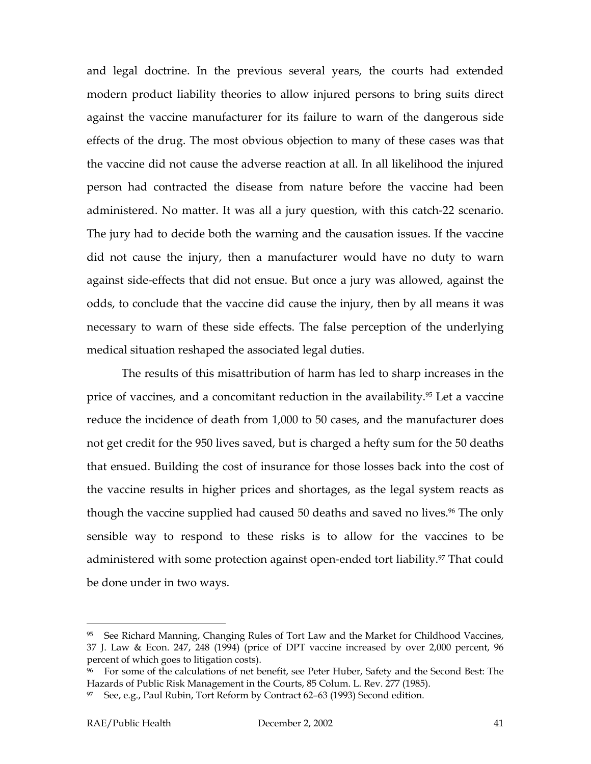and legal doctrine. In the previous several years, the courts had extended modern product liability theories to allow injured persons to bring suits direct against the vaccine manufacturer for its failure to warn of the dangerous side effects of the drug. The most obvious objection to many of these cases was that the vaccine did not cause the adverse reaction at all. In all likelihood the injured person had contracted the disease from nature before the vaccine had been administered. No matter. It was all a jury question, with this catch-22 scenario. The jury had to decide both the warning and the causation issues. If the vaccine did not cause the injury, then a manufacturer would have no duty to warn against side-effects that did not ensue. But once a jury was allowed, against the odds, to conclude that the vaccine did cause the injury, then by all means it was necessary to warn of these side effects. The false perception of the underlying medical situation reshaped the associated legal duties.

The results of this misattribution of harm has led to sharp increases in the price of vaccines, and a concomitant reduction in the availability.[95] Let a vaccine reduce the incidence of death from 1,000 to 50 cases, and the manufacturer does not get credit for the 950 lives saved, but is charged a hefty sum for the 50 deaths that ensued. Building the cost of insurance for those losses back into the cost of the vaccine results in higher prices and shortages, as the legal system reacts as though the vaccine supplied had caused 50 deaths and saved no lives.[96] The only sensible way to respond to these risks is to allow for the vaccines to be administered with some protection against open-ended tort liability.[97] That could be done under in two ways.

---

[95] See Richard Manning, Changing Rules of Tort Law and the Market for Childhood Vaccines, 37 J. Law & Econ. 247, 248 (1994) (price of DPT vaccine increased by over 2,000 percent, 96 percent of which goes to litigation costs).

[96] For some of the calculations of net benefit, see Peter Huber, Safety and the Second Best: The Hazards of Public Risk Management in the Courts, 85 Colum. L. Rev. 277 (1985).

[97] See, e.g., Paul Rubin, Tort Reform by Contract 62–63 (1993) Second edition.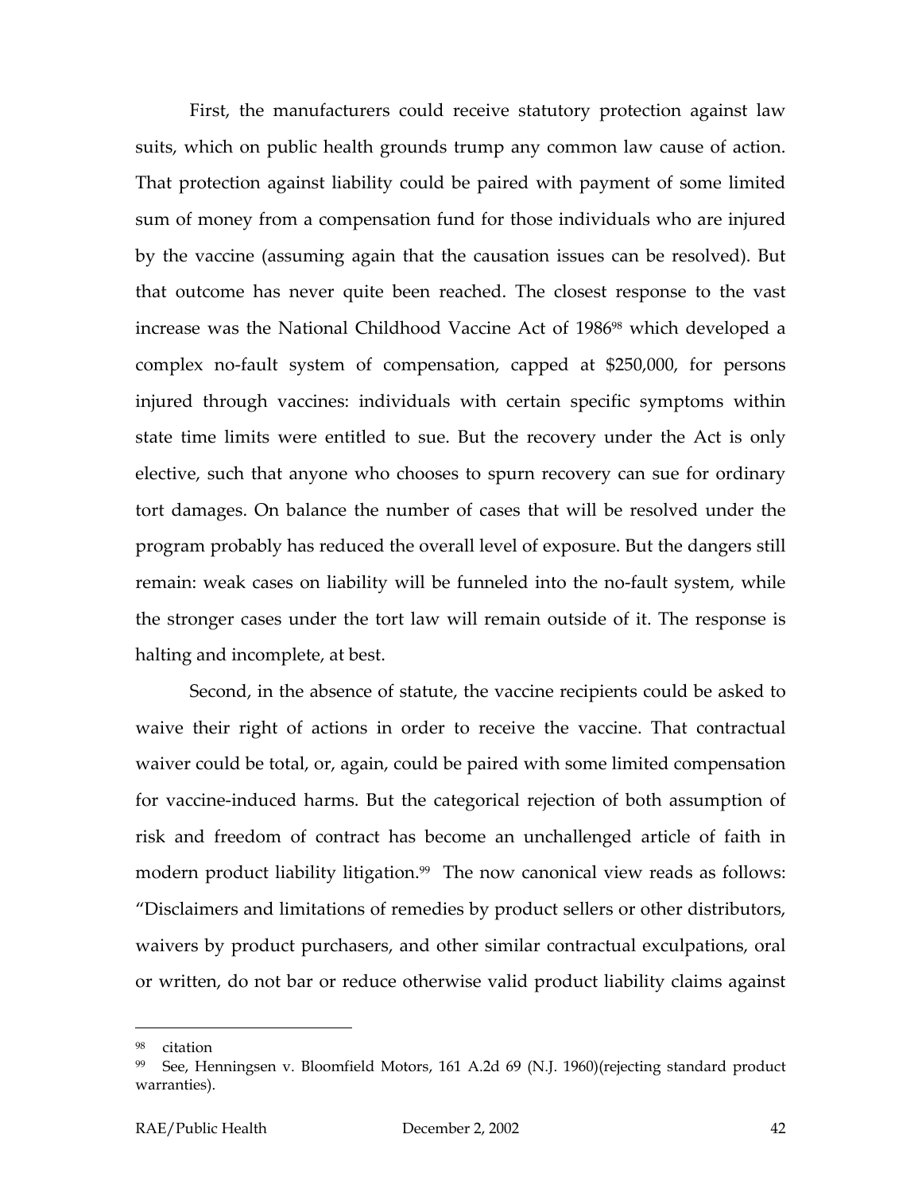First, the manufacturers could receive statutory protection against law suits, which on public health grounds trump any common law cause of action. That protection against liability could be paired with payment of some limited sum of money from a compensation fund for those individuals who are injured by the vaccine (assuming again that the causation issues can be resolved). But that outcome has never quite been reached. The closest response to the vast increase was the National Childhood Vaccine Act of 1986[98] which developed a complex no-fault system of compensation, capped at $250,000, for persons injured through vaccines: individuals with certain specific symptoms within state time limits were entitled to sue. But the recovery under the Act is only elective, such that anyone who chooses to spurn recovery can sue for ordinary tort damages. On balance the number of cases that will be resolved under the program probably has reduced the overall level of exposure. But the dangers still remain: weak cases on liability will be funneled into the no-fault system, while the stronger cases under the tort law will remain outside of it. The response is halting and incomplete, at best.

Second, in the absence of statute, the vaccine recipients could be asked to waive their right of actions in order to receive the vaccine. That contractual waiver could be total, or, again, could be paired with some limited compensation for vaccine-induced harms. But the categorical rejection of both assumption of risk and freedom of contract has become an unchallenged article of faith in modern product liability litigation.[99] The now canonical view reads as follows: "Disclaimers and limitations of remedies by product sellers or other distributors, waivers by product purchasers, and other similar contractual exculpations, oral or written, do not bar or reduce otherwise valid product liability claims against

---

[98] citation

[99] See, Henningsen v. Bloomfield Motors, 161 A.2d 69 (N.J. 1960)(rejecting standard product warranties).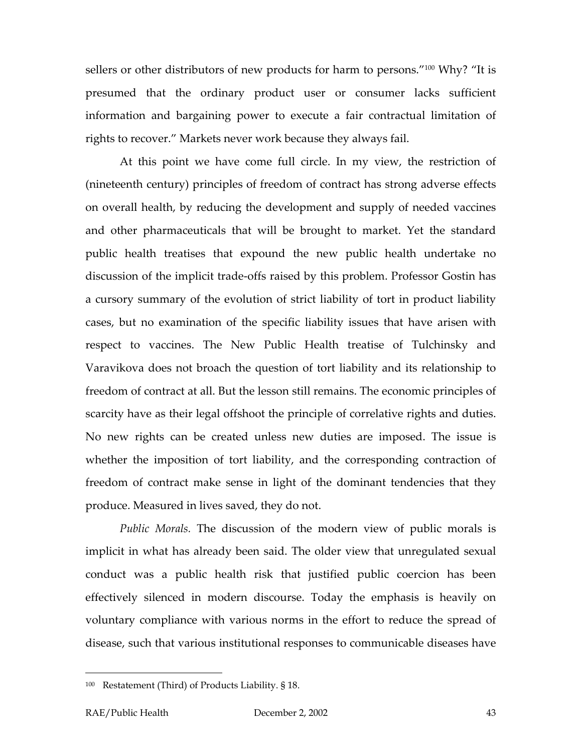sellers or other distributors of new products for harm to persons."[100] Why? "It is presumed that the ordinary product user or consumer lacks sufficient information and bargaining power to execute a fair contractual limitation of rights to recover." Markets never work because they always fail.

At this point we have come full circle. In my view, the restriction of (nineteenth century) principles of freedom of contract has strong adverse effects on overall health, by reducing the development and supply of needed vaccines and other pharmaceuticals that will be brought to market. Yet the standard public health treatises that expound the new public health undertake no discussion of the implicit trade-offs raised by this problem. Professor Gostin has a cursory summary of the evolution of strict liability of tort in product liability cases, but no examination of the specific liability issues that have arisen with respect to vaccines. The New Public Health treatise of Tulchinsky and Varavikova does not broach the question of tort liability and its relationship to freedom of contract at all. But the lesson still remains. The economic principles of scarcity have as their legal offshoot the principle of correlative rights and duties. No new rights can be created unless new duties are imposed. The issue is whether the imposition of tort liability, and the corresponding contraction of freedom of contract make sense in light of the dominant tendencies that they produce. Measured in lives saved, they do not.

*Public Morals.* The discussion of the modern view of public morals is implicit in what has already been said. The older view that unregulated sexual conduct was a public health risk that justified public coercion has been effectively silenced in modern discourse. Today the emphasis is heavily on voluntary compliance with various norms in the effort to reduce the spread of disease, such that various institutional responses to communicable diseases have

---

[100] Restatement (Third) of Products Liability. § 18.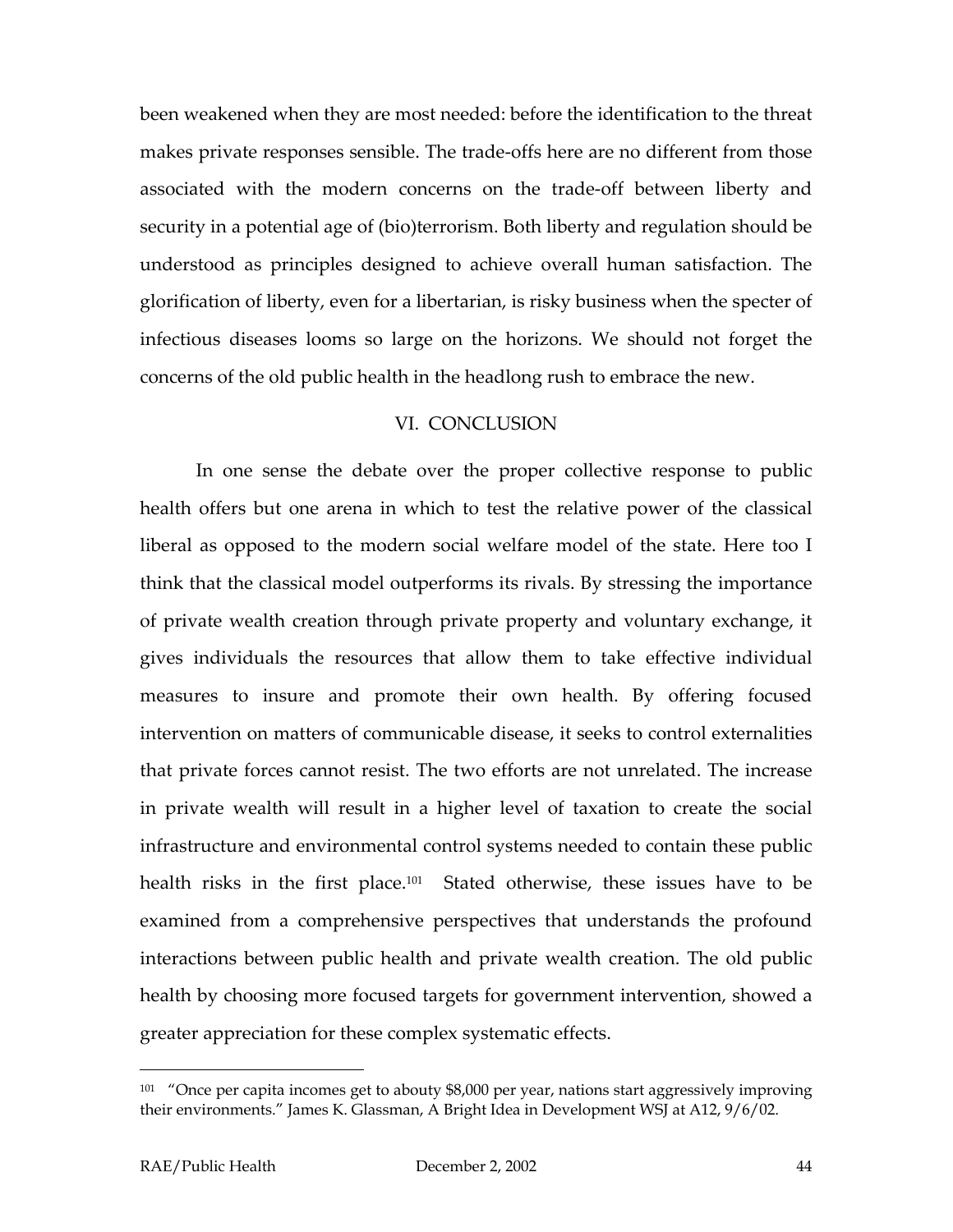been weakened when they are most needed: before the identification to the threat makes private responses sensible. The trade-offs here are no different from those associated with the modern concerns on the trade-off between liberty and security in a potential age of (bio)terrorism. Both liberty and regulation should be understood as principles designed to achieve overall human satisfaction. The glorification of liberty, even for a libertarian, is risky business when the specter of infectious diseases looms so large on the horizons. We should not forget the concerns of the old public health in the headlong rush to embrace the new.

## VI. CONCLUSION

In one sense the debate over the proper collective response to public health offers but one arena in which to test the relative power of the classical liberal as opposed to the modern social welfare model of the state. Here too I think that the classical model outperforms its rivals. By stressing the importance of private wealth creation through private property and voluntary exchange, it gives individuals the resources that allow them to take effective individual measures to insure and promote their own health. By offering focused intervention on matters of communicable disease, it seeks to control externalities that private forces cannot resist. The two efforts are not unrelated. The increase in private wealth will result in a higher level of taxation to create the social infrastructure and environmental control systems needed to contain these public health risks in the first place.[101] Stated otherwise, these issues have to be examined from a comprehensive perspectives that understands the profound interactions between public health and private wealth creation. The old public health by choosing more focused targets for government intervention, showed a greater appreciation for these complex systematic effects.

---

[101] "Once per capita incomes get to abouty $8,000 per year, nations start aggressively improving their environments." James K. Glassman, A Bright Idea in Development WSJ at A12, 9/6/02.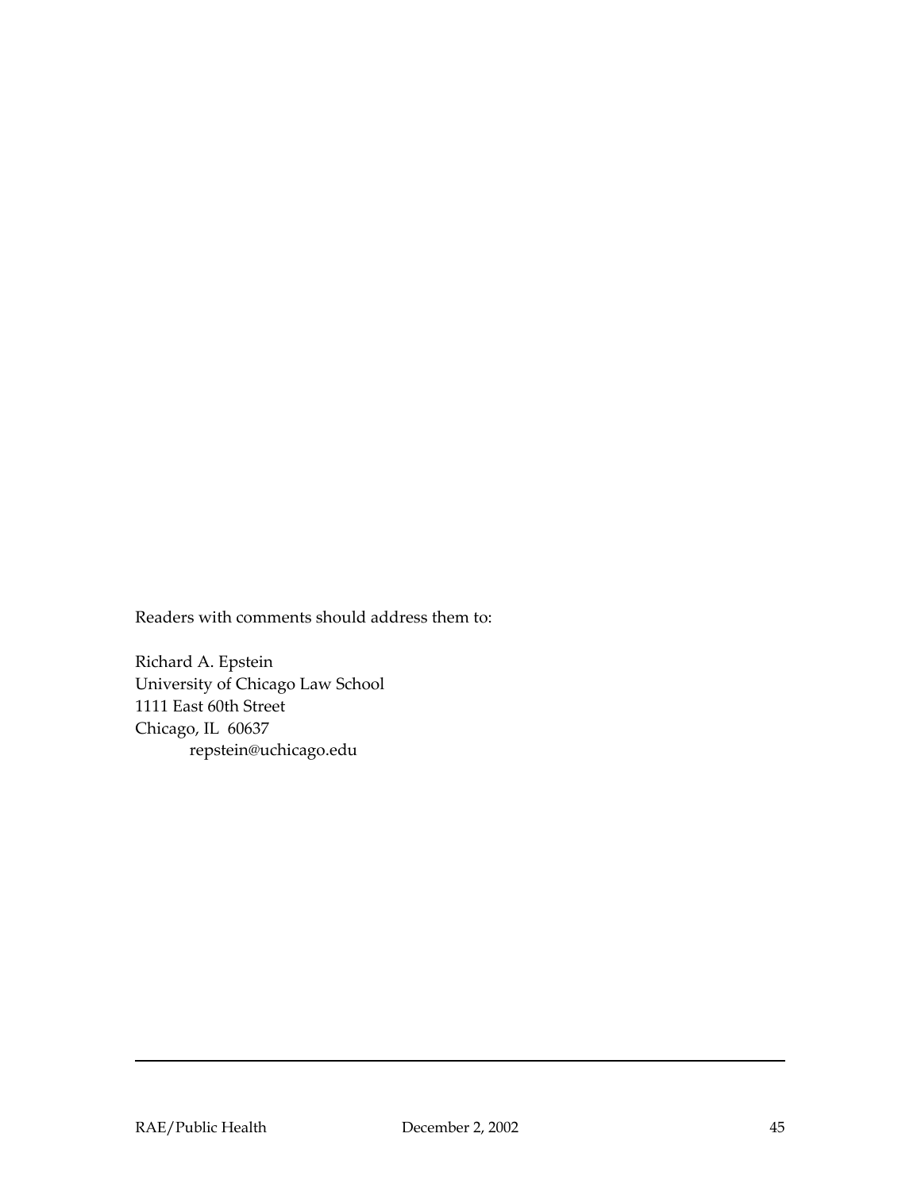Readers with comments should address them to:

Richard A. Epstein
University of Chicago Law School
1111 East 60th Street
Chicago, IL 60637
repstein@uchicago.edu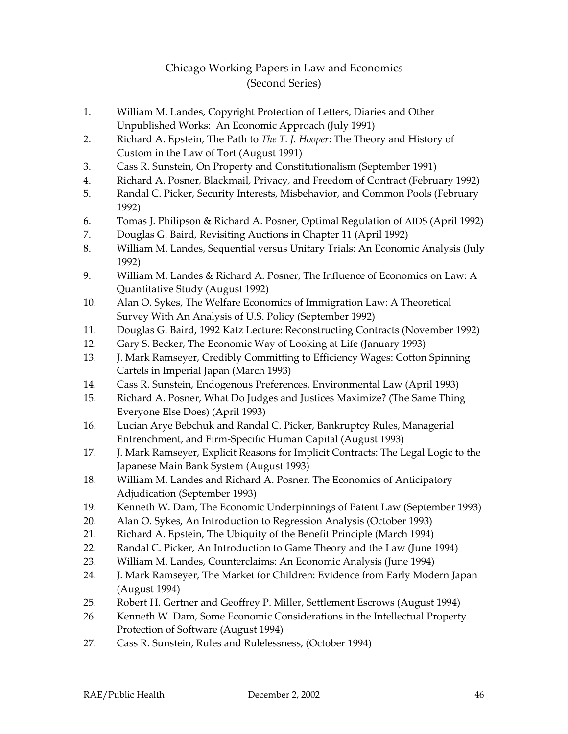# Chicago Working Papers in Law and Economics (Second Series)

1. William M. Landes, Copyright Protection of Letters, Diaries and Other Unpublished Works: An Economic Approach (July 1991)
2. Richard A. Epstein, The Path to *The T. J. Hooper*: The Theory and History of Custom in the Law of Tort (August 1991)
3. Cass R. Sunstein, On Property and Constitutionalism (September 1991)
4. Richard A. Posner, Blackmail, Privacy, and Freedom of Contract (February 1992)
5. Randal C. Picker, Security Interests, Misbehavior, and Common Pools (February 1992)
6. Tomas J. Philipson & Richard A. Posner, Optimal Regulation of AIDS (April 1992)
7. Douglas G. Baird, Revisiting Auctions in Chapter 11 (April 1992)
8. William M. Landes, Sequential versus Unitary Trials: An Economic Analysis (July 1992)
9. William M. Landes & Richard A. Posner, The Influence of Economics on Law: A Quantitative Study (August 1992)
10. Alan O. Sykes, The Welfare Economics of Immigration Law: A Theoretical Survey With An Analysis of U.S. Policy (September 1992)
11. Douglas G. Baird, 1992 Katz Lecture: Reconstructing Contracts (November 1992)
12. Gary S. Becker, The Economic Way of Looking at Life (January 1993)
13. J. Mark Ramseyer, Credibly Committing to Efficiency Wages: Cotton Spinning Cartels in Imperial Japan (March 1993)
14. Cass R. Sunstein, Endogenous Preferences, Environmental Law (April 1993)
15. Richard A. Posner, What Do Judges and Justices Maximize? (The Same Thing Everyone Else Does) (April 1993)
16. Lucian Arye Bebchuk and Randal C. Picker, Bankruptcy Rules, Managerial Entrenchment, and Firm-Specific Human Capital (August 1993)
17. J. Mark Ramseyer, Explicit Reasons for Implicit Contracts: The Legal Logic to the Japanese Main Bank System (August 1993)
18. William M. Landes and Richard A. Posner, The Economics of Anticipatory Adjudication (September 1993)
19. Kenneth W. Dam, The Economic Underpinnings of Patent Law (September 1993)
20. Alan O. Sykes, An Introduction to Regression Analysis (October 1993)
21. Richard A. Epstein, The Ubiquity of the Benefit Principle (March 1994)
22. Randal C. Picker, An Introduction to Game Theory and the Law (June 1994)
23. William M. Landes, Counterclaims: An Economic Analysis (June 1994)
24. J. Mark Ramseyer, The Market for Children: Evidence from Early Modern Japan (August 1994)
25. Robert H. Gertner and Geoffrey P. Miller, Settlement Escrows (August 1994)
26. Kenneth W. Dam, Some Economic Considerations in the Intellectual Property Protection of Software (August 1994)
27. Cass R. Sunstein, Rules and Rulelessness, (October 1994)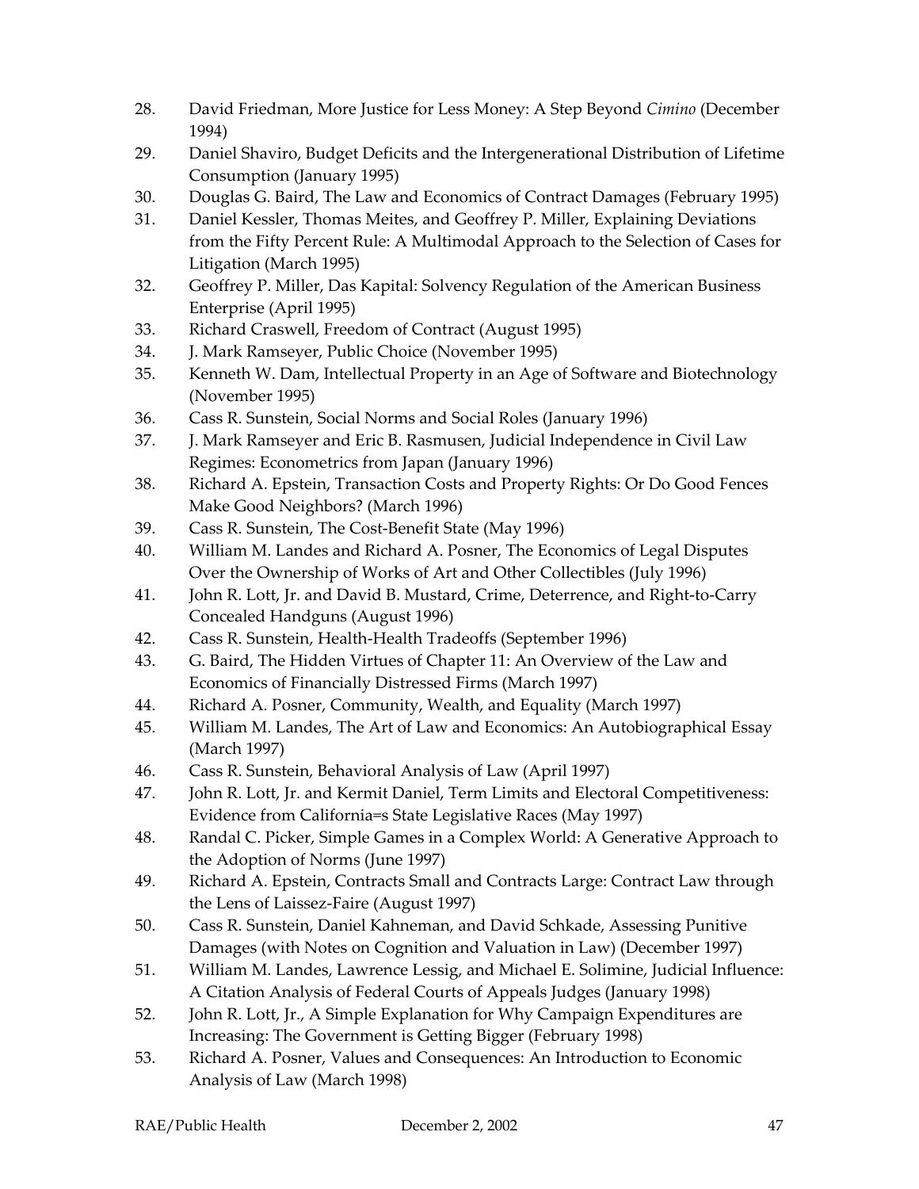28. David Friedman, More Justice for Less Money: A Step Beyond *Cimino* (December 1994)
29. Daniel Shaviro, Budget Deficits and the Intergenerational Distribution of Lifetime Consumption (January 1995)
30. Douglas G. Baird, The Law and Economics of Contract Damages (February 1995)
31. Daniel Kessler, Thomas Meites, and Geoffrey P. Miller, Explaining Deviations from the Fifty Percent Rule: A Multimodal Approach to the Selection of Cases for Litigation (March 1995)
32. Geoffrey P. Miller, Das Kapital: Solvency Regulation of the American Business Enterprise (April 1995)
33. Richard Craswell, Freedom of Contract (August 1995)
34. J. Mark Ramseyer, Public Choice (November 1995)
35. Kenneth W. Dam, Intellectual Property in an Age of Software and Biotechnology (November 1995)
36. Cass R. Sunstein, Social Norms and Social Roles (January 1996)
37. J. Mark Ramseyer and Eric B. Rasmusen, Judicial Independence in Civil Law Regimes: Econometrics from Japan (January 1996)
38. Richard A. Epstein, Transaction Costs and Property Rights: Or Do Good Fences Make Good Neighbors? (March 1996)
39. Cass R. Sunstein, The Cost-Benefit State (May 1996)
40. William M. Landes and Richard A. Posner, The Economics of Legal Disputes Over the Ownership of Works of Art and Other Collectibles (July 1996)
41. John R. Lott, Jr. and David B. Mustard, Crime, Deterrence, and Right-to-Carry Concealed Handguns (August 1996)
42. Cass R. Sunstein, Health-Health Tradeoffs (September 1996)
43. G. Baird, The Hidden Virtues of Chapter 11: An Overview of the Law and Economics of Financially Distressed Firms (March 1997)
44. Richard A. Posner, Community, Wealth, and Equality (March 1997)
45. William M. Landes, The Art of Law and Economics: An Autobiographical Essay (March 1997)
46. Cass R. Sunstein, Behavioral Analysis of Law (April 1997)
47. John R. Lott, Jr. and Kermit Daniel, Term Limits and Electoral Competitiveness: Evidence from California=s State Legislative Races (May 1997)
48. Randal C. Picker, Simple Games in a Complex World: A Generative Approach to the Adoption of Norms (June 1997)
49. Richard A. Epstein, Contracts Small and Contracts Large: Contract Law through the Lens of Laissez-Faire (August 1997)
50. Cass R. Sunstein, Daniel Kahneman, and David Schkade, Assessing Punitive Damages (with Notes on Cognition and Valuation in Law) (December 1997)
51. William M. Landes, Lawrence Lessig, and Michael E. Solimine, Judicial Influence: A Citation Analysis of Federal Courts of Appeals Judges (January 1998)
52. John R. Lott, Jr., A Simple Explanation for Why Campaign Expenditures are Increasing: The Government is Getting Bigger (February 1998)
53. Richard A. Posner, Values and Consequences: An Introduction to Economic Analysis of Law (March 1998)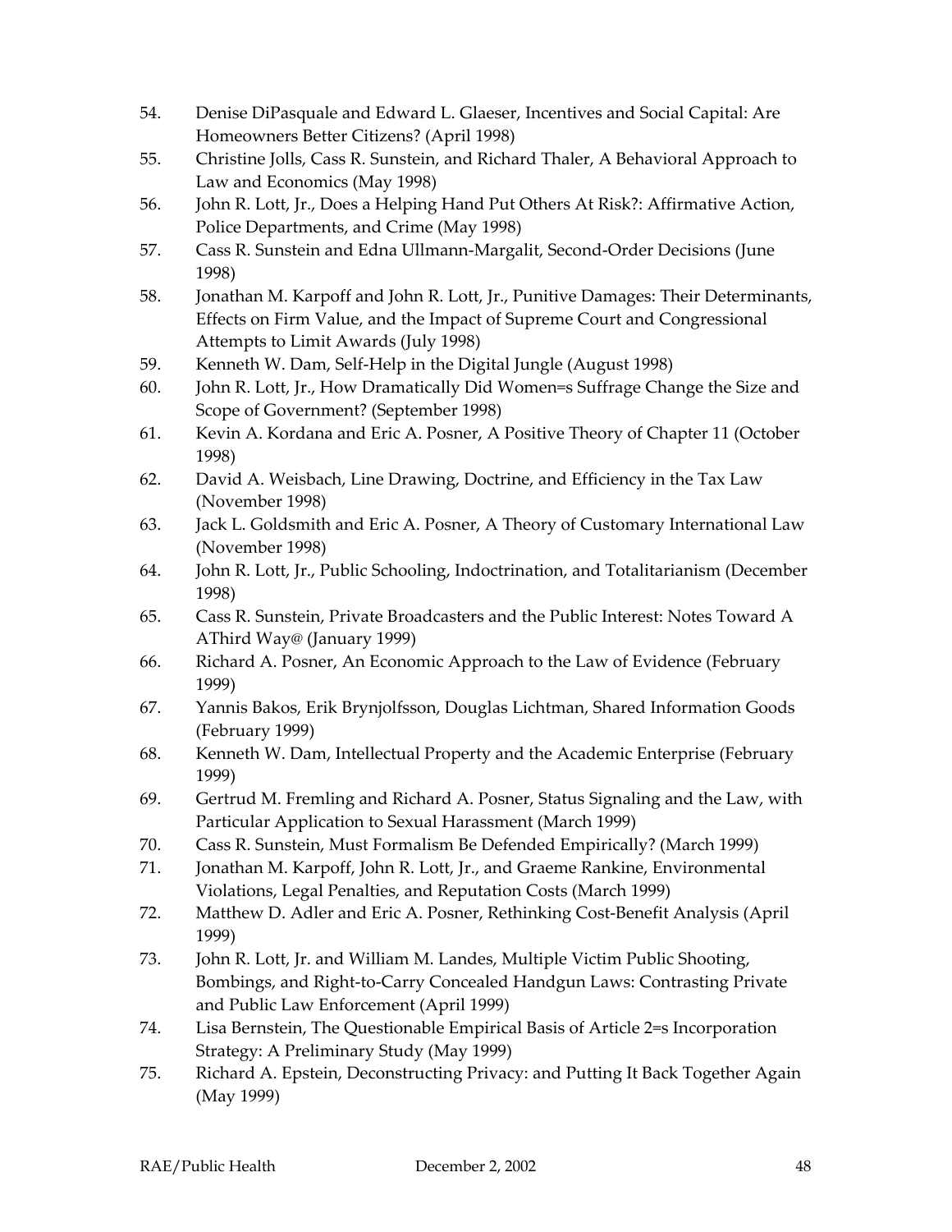54. Denise DiPasquale and Edward L. Glaeser, Incentives and Social Capital: Are Homeowners Better Citizens? (April 1998)
55. Christine Jolls, Cass R. Sunstein, and Richard Thaler, A Behavioral Approach to Law and Economics (May 1998)
56. John R. Lott, Jr., Does a Helping Hand Put Others At Risk?: Affirmative Action, Police Departments, and Crime (May 1998)
57. Cass R. Sunstein and Edna Ullmann-Margalit, Second-Order Decisions (June 1998)
58. Jonathan M. Karpoff and John R. Lott, Jr., Punitive Damages: Their Determinants, Effects on Firm Value, and the Impact of Supreme Court and Congressional Attempts to Limit Awards (July 1998)
59. Kenneth W. Dam, Self-Help in the Digital Jungle (August 1998)
60. John R. Lott, Jr., How Dramatically Did Women=s Suffrage Change the Size and Scope of Government? (September 1998)
61. Kevin A. Kordana and Eric A. Posner, A Positive Theory of Chapter 11 (October 1998)
62. David A. Weisbach, Line Drawing, Doctrine, and Efficiency in the Tax Law (November 1998)
63. Jack L. Goldsmith and Eric A. Posner, A Theory of Customary International Law (November 1998)
64. John R. Lott, Jr., Public Schooling, Indoctrination, and Totalitarianism (December 1998)
65. Cass R. Sunstein, Private Broadcasters and the Public Interest: Notes Toward A AThird Way@ (January 1999)
66. Richard A. Posner, An Economic Approach to the Law of Evidence (February 1999)
67. Yannis Bakos, Erik Brynjolfsson, Douglas Lichtman, Shared Information Goods (February 1999)
68. Kenneth W. Dam, Intellectual Property and the Academic Enterprise (February 1999)
69. Gertrud M. Fremling and Richard A. Posner, Status Signaling and the Law, with Particular Application to Sexual Harassment (March 1999)
70. Cass R. Sunstein, Must Formalism Be Defended Empirically? (March 1999)
71. Jonathan M. Karpoff, John R. Lott, Jr., and Graeme Rankine, Environmental Violations, Legal Penalties, and Reputation Costs (March 1999)
72. Matthew D. Adler and Eric A. Posner, Rethinking Cost-Benefit Analysis (April 1999)
73. John R. Lott, Jr. and William M. Landes, Multiple Victim Public Shooting, Bombings, and Right-to-Carry Concealed Handgun Laws: Contrasting Private and Public Law Enforcement (April 1999)
74. Lisa Bernstein, The Questionable Empirical Basis of Article 2=s Incorporation Strategy: A Preliminary Study (May 1999)
75. Richard A. Epstein, Deconstructing Privacy: and Putting It Back Together Again (May 1999)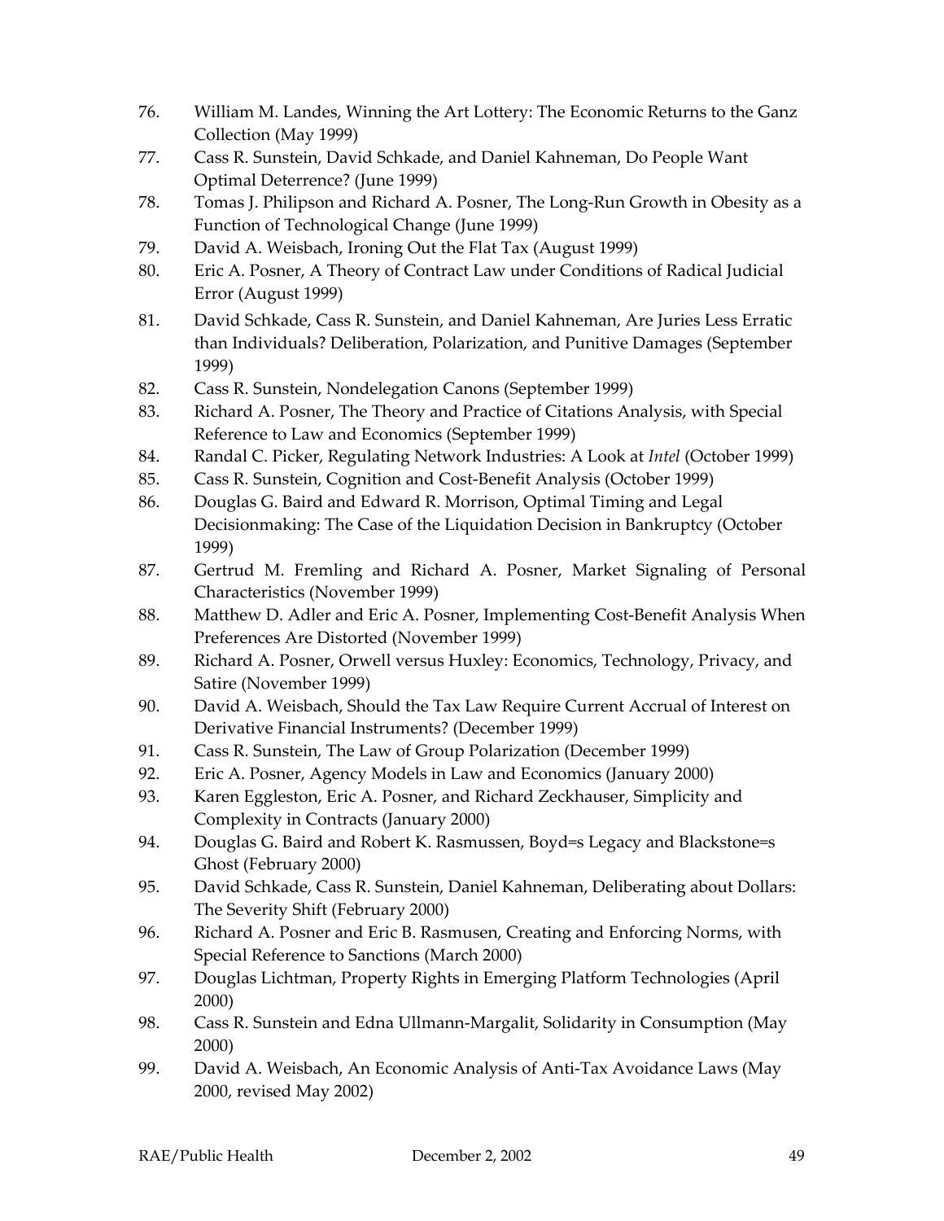76. William M. Landes, Winning the Art Lottery: The Economic Returns to the Ganz Collection (May 1999)
77. Cass R. Sunstein, David Schkade, and Daniel Kahneman, Do People Want Optimal Deterrence? (June 1999)
78. Tomas J. Philipson and Richard A. Posner, The Long-Run Growth in Obesity as a Function of Technological Change (June 1999)
79. David A. Weisbach, Ironing Out the Flat Tax (August 1999)
80. Eric A. Posner, A Theory of Contract Law under Conditions of Radical Judicial Error (August 1999)
81. David Schkade, Cass R. Sunstein, and Daniel Kahneman, Are Juries Less Erratic than Individuals? Deliberation, Polarization, and Punitive Damages (September 1999)
82. Cass R. Sunstein, Nondelegation Canons (September 1999)
83. Richard A. Posner, The Theory and Practice of Citations Analysis, with Special Reference to Law and Economics (September 1999)
84. Randal C. Picker, Regulating Network Industries: A Look at *Intel* (October 1999)
85. Cass R. Sunstein, Cognition and Cost-Benefit Analysis (October 1999)
86. Douglas G. Baird and Edward R. Morrison, Optimal Timing and Legal Decisionmaking: The Case of the Liquidation Decision in Bankruptcy (October 1999)
87. Gertrud M. Fremling and Richard A. Posner, Market Signaling of Personal Characteristics (November 1999)
88. Matthew D. Adler and Eric A. Posner, Implementing Cost-Benefit Analysis When Preferences Are Distorted (November 1999)
89. Richard A. Posner, Orwell versus Huxley: Economics, Technology, Privacy, and Satire (November 1999)
90. David A. Weisbach, Should the Tax Law Require Current Accrual of Interest on Derivative Financial Instruments? (December 1999)
91. Cass R. Sunstein, The Law of Group Polarization (December 1999)
92. Eric A. Posner, Agency Models in Law and Economics (January 2000)
93. Karen Eggleston, Eric A. Posner, and Richard Zeckhauser, Simplicity and Complexity in Contracts (January 2000)
94. Douglas G. Baird and Robert K. Rasmussen, Boyd=s Legacy and Blackstone=s Ghost (February 2000)
95. David Schkade, Cass R. Sunstein, Daniel Kahneman, Deliberating about Dollars: The Severity Shift (February 2000)
96. Richard A. Posner and Eric B. Rasmusen, Creating and Enforcing Norms, with Special Reference to Sanctions (March 2000)
97. Douglas Lichtman, Property Rights in Emerging Platform Technologies (April 2000)
98. Cass R. Sunstein and Edna Ullmann-Margalit, Solidarity in Consumption (May 2000)
99. David A. Weisbach, An Economic Analysis of Anti-Tax Avoidance Laws (May 2000, revised May 2002)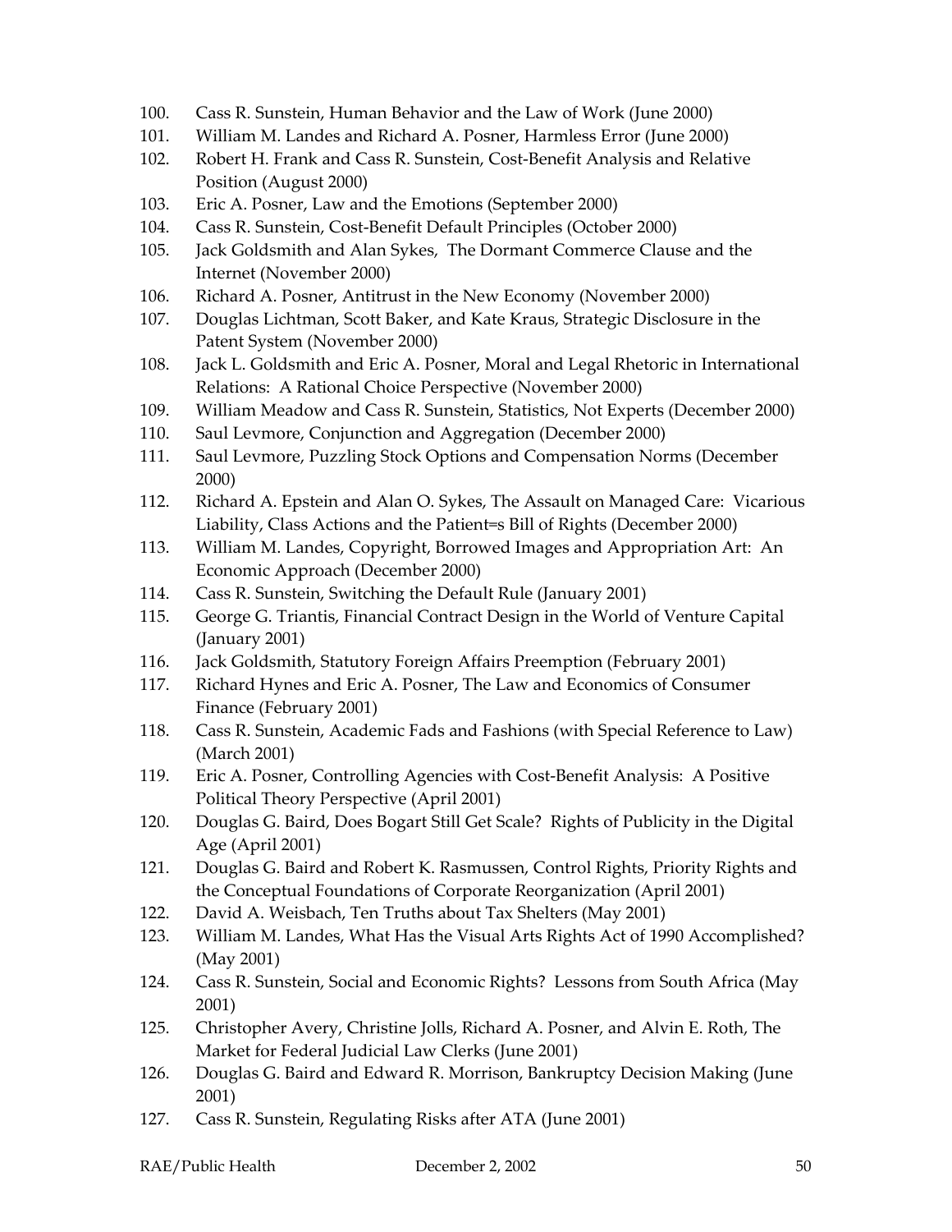100. Cass R. Sunstein, Human Behavior and the Law of Work (June 2000)
101. William M. Landes and Richard A. Posner, Harmless Error (June 2000)
102. Robert H. Frank and Cass R. Sunstein, Cost-Benefit Analysis and Relative Position (August 2000)
103. Eric A. Posner, Law and the Emotions (September 2000)
104. Cass R. Sunstein, Cost-Benefit Default Principles (October 2000)
105. Jack Goldsmith and Alan Sykes, The Dormant Commerce Clause and the Internet (November 2000)
106. Richard A. Posner, Antitrust in the New Economy (November 2000)
107. Douglas Lichtman, Scott Baker, and Kate Kraus, Strategic Disclosure in the Patent System (November 2000)
108. Jack L. Goldsmith and Eric A. Posner, Moral and Legal Rhetoric in International Relations: A Rational Choice Perspective (November 2000)
109. William Meadow and Cass R. Sunstein, Statistics, Not Experts (December 2000)
110. Saul Levmore, Conjunction and Aggregation (December 2000)
111. Saul Levmore, Puzzling Stock Options and Compensation Norms (December 2000)
112. Richard A. Epstein and Alan O. Sykes, The Assault on Managed Care: Vicarious Liability, Class Actions and the Patient=s Bill of Rights (December 2000)
113. William M. Landes, Copyright, Borrowed Images and Appropriation Art: An Economic Approach (December 2000)
114. Cass R. Sunstein, Switching the Default Rule (January 2001)
115. George G. Triantis, Financial Contract Design in the World of Venture Capital (January 2001)
116. Jack Goldsmith, Statutory Foreign Affairs Preemption (February 2001)
117. Richard Hynes and Eric A. Posner, The Law and Economics of Consumer Finance (February 2001)
118. Cass R. Sunstein, Academic Fads and Fashions (with Special Reference to Law) (March 2001)
119. Eric A. Posner, Controlling Agencies with Cost-Benefit Analysis: A Positive Political Theory Perspective (April 2001)
120. Douglas G. Baird, Does Bogart Still Get Scale? Rights of Publicity in the Digital Age (April 2001)
121. Douglas G. Baird and Robert K. Rasmussen, Control Rights, Priority Rights and the Conceptual Foundations of Corporate Reorganization (April 2001)
122. David A. Weisbach, Ten Truths about Tax Shelters (May 2001)
123. William M. Landes, What Has the Visual Arts Rights Act of 1990 Accomplished? (May 2001)
124. Cass R. Sunstein, Social and Economic Rights? Lessons from South Africa (May 2001)
125. Christopher Avery, Christine Jolls, Richard A. Posner, and Alvin E. Roth, The Market for Federal Judicial Law Clerks (June 2001)
126. Douglas G. Baird and Edward R. Morrison, Bankruptcy Decision Making (June 2001)
127. Cass R. Sunstein, Regulating Risks after ATA (June 2001)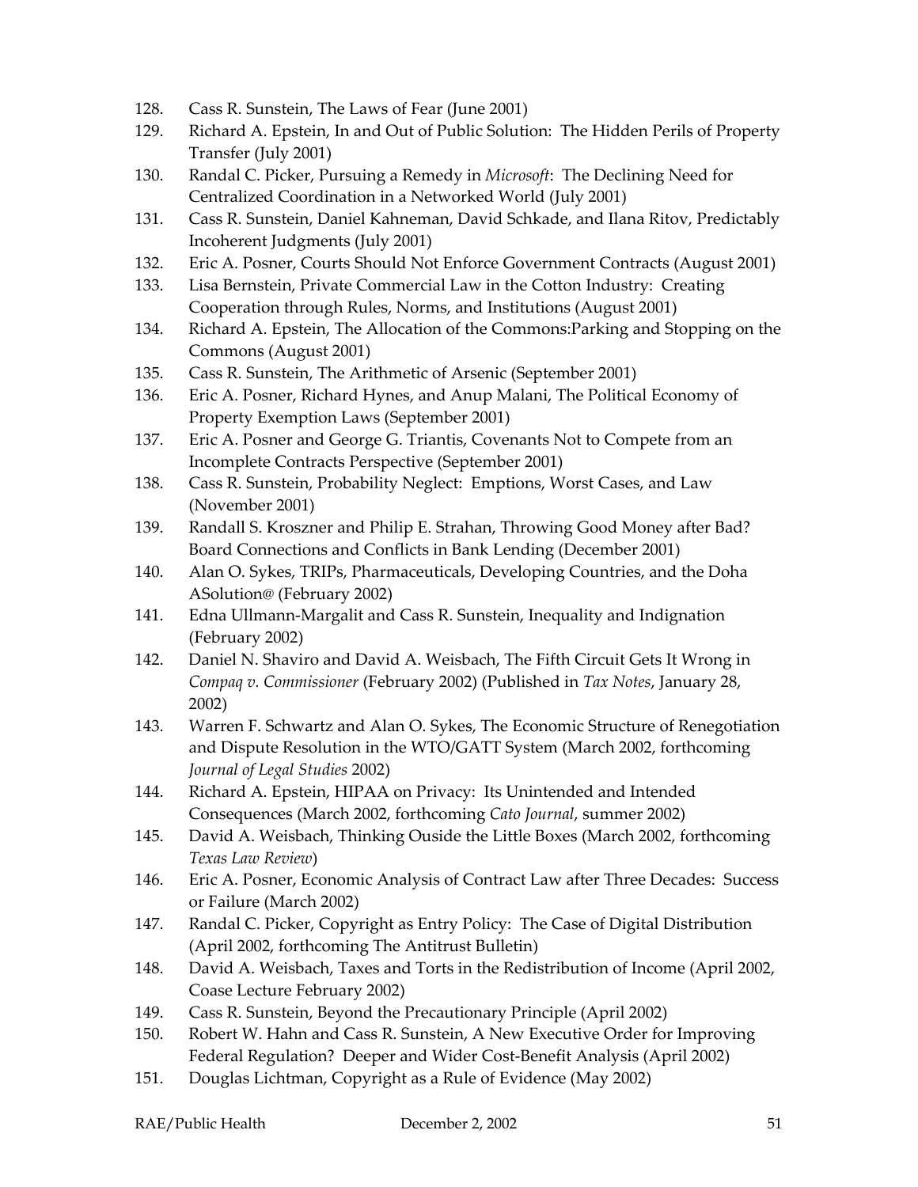128. Cass R. Sunstein, The Laws of Fear (June 2001)
129. Richard A. Epstein, In and Out of Public Solution: The Hidden Perils of Property Transfer (July 2001)
130. Randal C. Picker, Pursuing a Remedy in *Microsoft*: The Declining Need for Centralized Coordination in a Networked World (July 2001)
131. Cass R. Sunstein, Daniel Kahneman, David Schkade, and Ilana Ritov, Predictably Incoherent Judgments (July 2001)
132. Eric A. Posner, Courts Should Not Enforce Government Contracts (August 2001)
133. Lisa Bernstein, Private Commercial Law in the Cotton Industry: Creating Cooperation through Rules, Norms, and Institutions (August 2001)
134. Richard A. Epstein, The Allocation of the Commons:Parking and Stopping on the Commons (August 2001)
135. Cass R. Sunstein, The Arithmetic of Arsenic (September 2001)
136. Eric A. Posner, Richard Hynes, and Anup Malani, The Political Economy of Property Exemption Laws (September 2001)
137. Eric A. Posner and George G. Triantis, Covenants Not to Compete from an Incomplete Contracts Perspective (September 2001)
138. Cass R. Sunstein, Probability Neglect: Emptions, Worst Cases, and Law (November 2001)
139. Randall S. Kroszner and Philip E. Strahan, Throwing Good Money after Bad? Board Connections and Conflicts in Bank Lending (December 2001)
140. Alan O. Sykes, TRIPs, Pharmaceuticals, Developing Countries, and the Doha ASolution@ (February 2002)
141. Edna Ullmann-Margalit and Cass R. Sunstein, Inequality and Indignation (February 2002)
142. Daniel N. Shaviro and David A. Weisbach, The Fifth Circuit Gets It Wrong in *Compaq v. Commissioner* (February 2002) (Published in *Tax Notes*, January 28, 2002)
143. Warren F. Schwartz and Alan O. Sykes, The Economic Structure of Renegotiation and Dispute Resolution in the WTO/GATT System (March 2002, forthcoming *Journal of Legal Studies* 2002)
144. Richard A. Epstein, HIPAA on Privacy: Its Unintended and Intended Consequences (March 2002, forthcoming *Cato Journal*, summer 2002)
145. David A. Weisbach, Thinking Ouside the Little Boxes (March 2002, forthcoming *Texas Law Review*)
146. Eric A. Posner, Economic Analysis of Contract Law after Three Decades: Success or Failure (March 2002)
147. Randal C. Picker, Copyright as Entry Policy: The Case of Digital Distribution (April 2002, forthcoming The Antitrust Bulletin)
148. David A. Weisbach, Taxes and Torts in the Redistribution of Income (April 2002, Coase Lecture February 2002)
149. Cass R. Sunstein, Beyond the Precautionary Principle (April 2002)
150. Robert W. Hahn and Cass R. Sunstein, A New Executive Order for Improving Federal Regulation? Deeper and Wider Cost-Benefit Analysis (April 2002)
151. Douglas Lichtman, Copyright as a Rule of Evidence (May 2002)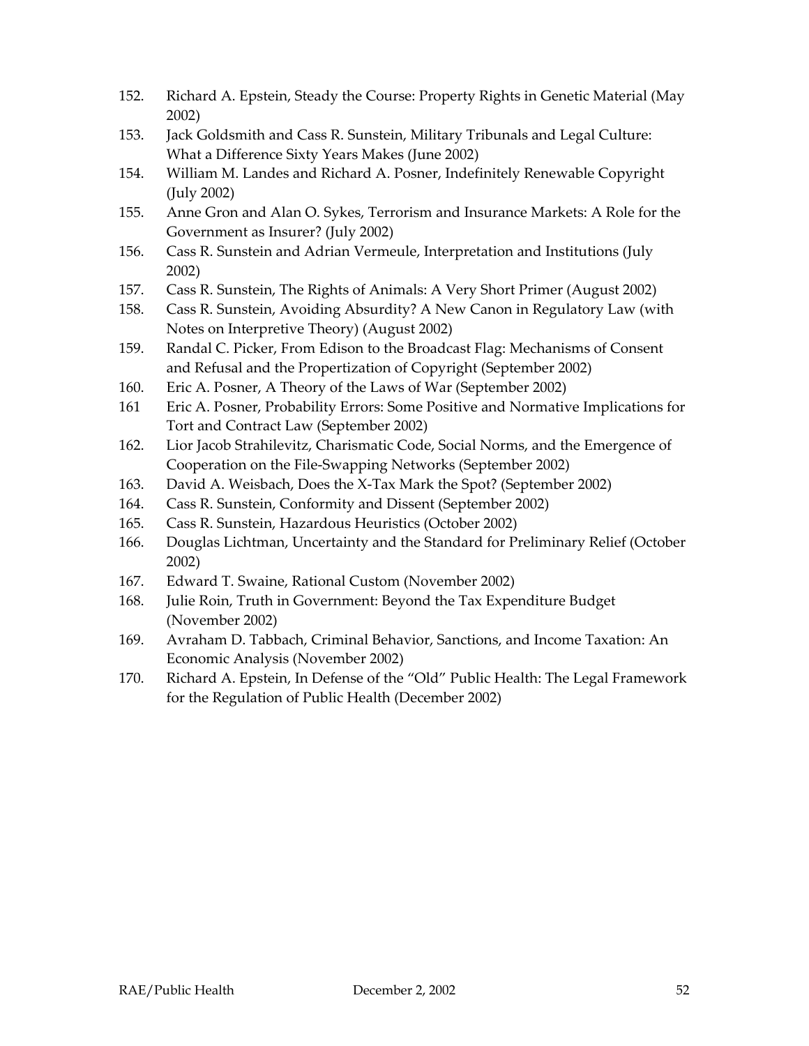152. Richard A. Epstein, Steady the Course: Property Rights in Genetic Material (May 2002)
153. Jack Goldsmith and Cass R. Sunstein, Military Tribunals and Legal Culture: What a Difference Sixty Years Makes (June 2002)
154. William M. Landes and Richard A. Posner, Indefinitely Renewable Copyright (July 2002)
155. Anne Gron and Alan O. Sykes, Terrorism and Insurance Markets: A Role for the Government as Insurer? (July 2002)
156. Cass R. Sunstein and Adrian Vermeule, Interpretation and Institutions (July 2002)
157. Cass R. Sunstein, The Rights of Animals: A Very Short Primer (August 2002)
158. Cass R. Sunstein, Avoiding Absurdity? A New Canon in Regulatory Law (with Notes on Interpretive Theory) (August 2002)
159. Randal C. Picker, From Edison to the Broadcast Flag: Mechanisms of Consent and Refusal and the Propertization of Copyright (September 2002)
160. Eric A. Posner, A Theory of the Laws of War (September 2002)
161 Eric A. Posner, Probability Errors: Some Positive and Normative Implications for Tort and Contract Law (September 2002)
162. Lior Jacob Strahilevitz, Charismatic Code, Social Norms, and the Emergence of Cooperation on the File-Swapping Networks (September 2002)
163. David A. Weisbach, Does the X-Tax Mark the Spot? (September 2002)
164. Cass R. Sunstein, Conformity and Dissent (September 2002)
165. Cass R. Sunstein, Hazardous Heuristics (October 2002)
166. Douglas Lichtman, Uncertainty and the Standard for Preliminary Relief (October 2002)
167. Edward T. Swaine, Rational Custom (November 2002)
168. Julie Roin, Truth in Government: Beyond the Tax Expenditure Budget (November 2002)
169. Avraham D. Tabbach, Criminal Behavior, Sanctions, and Income Taxation: An Economic Analysis (November 2002)
170. Richard A. Epstein, In Defense of the "Old" Public Health: The Legal Framework for the Regulation of Public Health (December 2002)